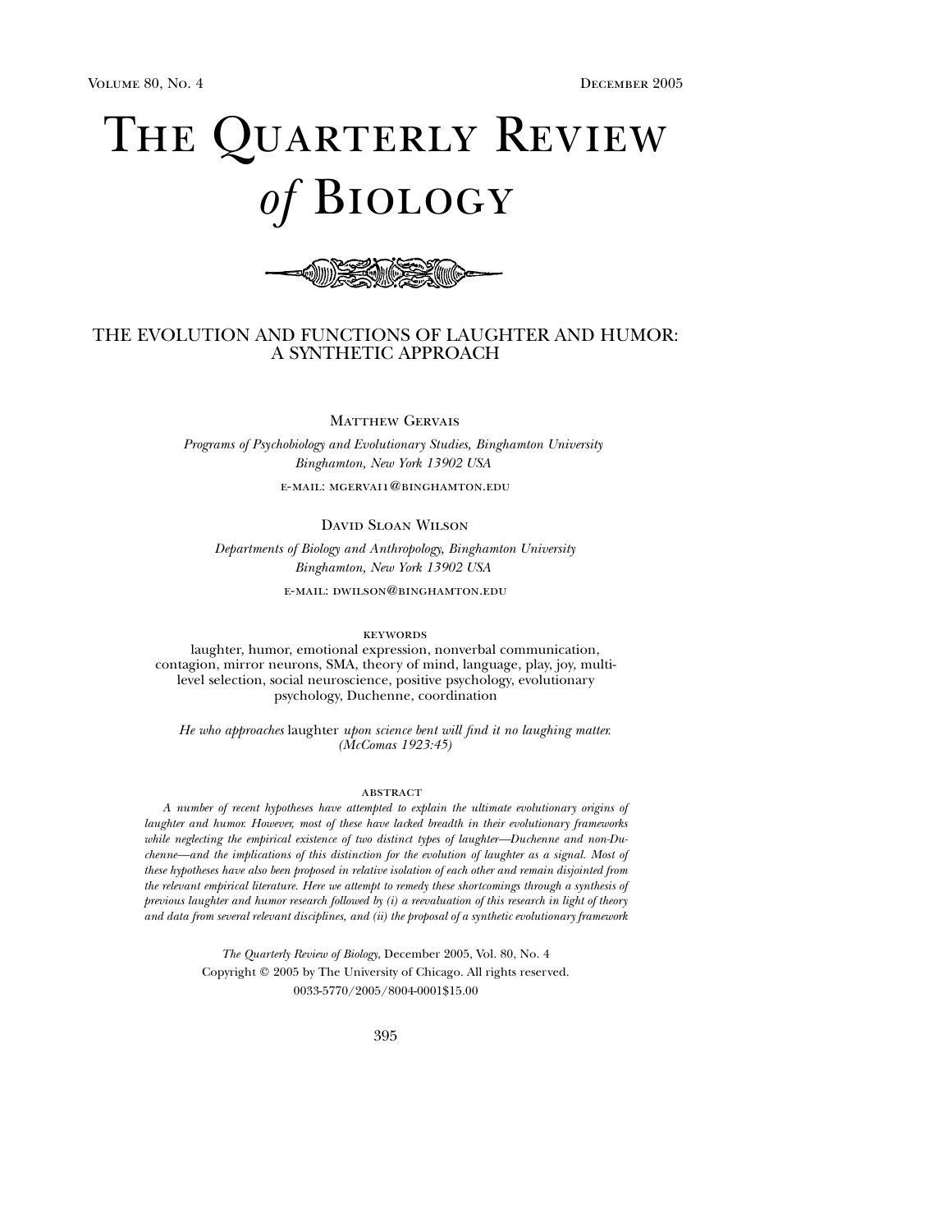# THE EVOLUTION AND FUNCTIONS OF LAUGHTER AND HUMOR: A SYNTHETIC APPROACH

Matthew Gervais

*Programs of Psychobiology and Evolutionary Studies, Binghamton University*
*Binghamton, New York 13902 USA*

e-mail: mgervai1@binghamton.edu

David Sloan Wilson

*Departments of Biology and Anthropology, Binghamton University*
*Binghamton, New York 13902 USA*

e-mail: dwilson@binghamton.edu

keywords

laughter, humor, emotional expression, nonverbal communication, contagion, mirror neurons, SMA, theory of mind, language, play, joy, multi-level selection, social neuroscience, positive psychology, evolutionary psychology, Duchenne, coordination

*He who approaches* laughter *upon science bent will find it no laughing matter.*
*(McComas 1923:45)*

abstract

*A number of recent hypotheses have attempted to explain the ultimate evolutionary origins of laughter and humor. However, most of these have lacked breadth in their evolutionary frameworks while neglecting the empirical existence of two distinct types of laughter—Duchenne and non-Duchenne—and the implications of this distinction for the evolution of laughter as a signal. Most of these hypotheses have also been proposed in relative isolation of each other and remain disjointed from the relevant empirical literature. Here we attempt to remedy these shortcomings through a synthesis of previous laughter and humor research followed by (i) a reevaluation of this research in light of theory and data from several relevant disciplines, and (ii) the proposal of a synthetic evolutionary framework*

*The Quarterly Review of Biology*, December 2005, Vol. 80, No. 4
Copyright © 2005 by The University of Chicago. All rights reserved.
0033-5770/2005/8004-0001$15.00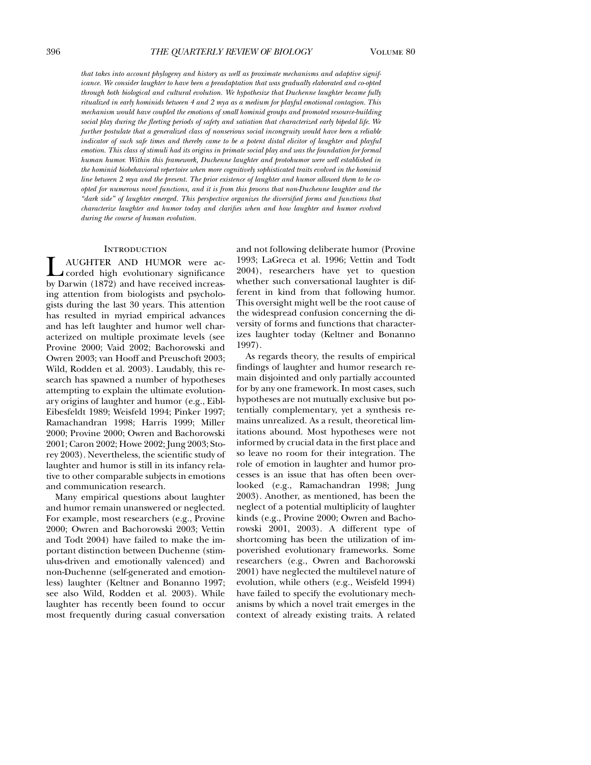*that takes into account phylogeny and history as well as proximate mechanisms and adaptive significance. We consider laughter to have been a preadaptation that was gradually elaborated and co-opted through both biological and cultural evolution. We hypothesize that Duchenne laughter became fully ritualized in early hominids between 4 and 2 mya as a medium for playful emotional contagion. This mechanism would have coupled the emotions of small hominid groups and promoted resource-building social play during the fleeting periods of safety and satiation that characterized early bipedal life. We further postulate that a generalized class of nonserious social incongruity would have been a reliable indicator of such safe times and thereby came to be a potent distal elicitor of laughter and playful emotion. This class of stimuli had its origins in primate social play and was the foundation for formal human humor. Within this framework, Duchenne laughter and protohumor were well established in the hominid biobehavioral repertoire when more cognitively sophisticated traits evolved in the hominid line between 2 mya and the present. The prior existence of laughter and humor allowed them to be co-opted for numerous novel functions, and it is from this process that non-Duchenne laughter and the "dark side" of laughter emerged. This perspective organizes the diversified forms and functions that characterize laughter and humor today and clarifies when and how laughter and humor evolved during the course of human evolution.*

## Introduction

Laughter and humor were accorded high evolutionary significance by Darwin (1872) and have received increasing attention from biologists and psychologists during the last 30 years. This attention has resulted in myriad empirical advances and has left laughter and humor well characterized on multiple proximate levels (see Provine 2000; Vaid 2002; Bachorowski and Owren 2003; van Hooff and Preuschoft 2003; Wild, Rodden et al. 2003). Laudably, this research has spawned a number of hypotheses attempting to explain the ultimate evolutionary origins of laughter and humor (e.g., Eibl-Eibesfeldt 1989; Weisfeld 1994; Pinker 1997; Ramachandran 1998; Harris 1999; Miller 2000; Provine 2000; Owren and Bachorowski 2001; Caron 2002; Howe 2002; Jung 2003; Storey 2003). Nevertheless, the scientific study of laughter and humor is still in its infancy relative to other comparable subjects in emotions and communication research.

Many empirical questions about laughter and humor remain unanswered or neglected. For example, most researchers (e.g., Provine 2000; Owren and Bachorowski 2003; Vettin and Todt 2004) have failed to make the important distinction between Duchenne (stimulus-driven and emotionally valenced) and non-Duchenne (self-generated and emotionless) laughter (Keltner and Bonanno 1997; see also Wild, Rodden et al. 2003). While laughter has recently been found to occur most frequently during casual conversation and not following deliberate humor (Provine 1993; LaGreca et al. 1996; Vettin and Todt 2004), researchers have yet to question whether such conversational laughter is different in kind from that following humor. This oversight might well be the root cause of the widespread confusion concerning the diversity of forms and functions that characterizes laughter today (Keltner and Bonanno 1997).

As regards theory, the results of empirical findings of laughter and humor research remain disjointed and only partially accounted for by any one framework. In most cases, such hypotheses are not mutually exclusive but potentially complementary, yet a synthesis remains unrealized. As a result, theoretical limitations abound. Most hypotheses were not informed by crucial data in the first place and so leave no room for their integration. The role of emotion in laughter and humor processes is an issue that has often been overlooked (e.g., Ramachandran 1998; Jung 2003). Another, as mentioned, has been the neglect of a potential multiplicity of laughter kinds (e.g., Provine 2000; Owren and Bachorowski 2001, 2003). A different type of shortcoming has been the utilization of impoverished evolutionary frameworks. Some researchers (e.g., Owren and Bachorowski 2001) have neglected the multilevel nature of evolution, while others (e.g., Weisfeld 1994) have failed to specify the evolutionary mechanisms by which a novel trait emerges in the context of already existing traits. A related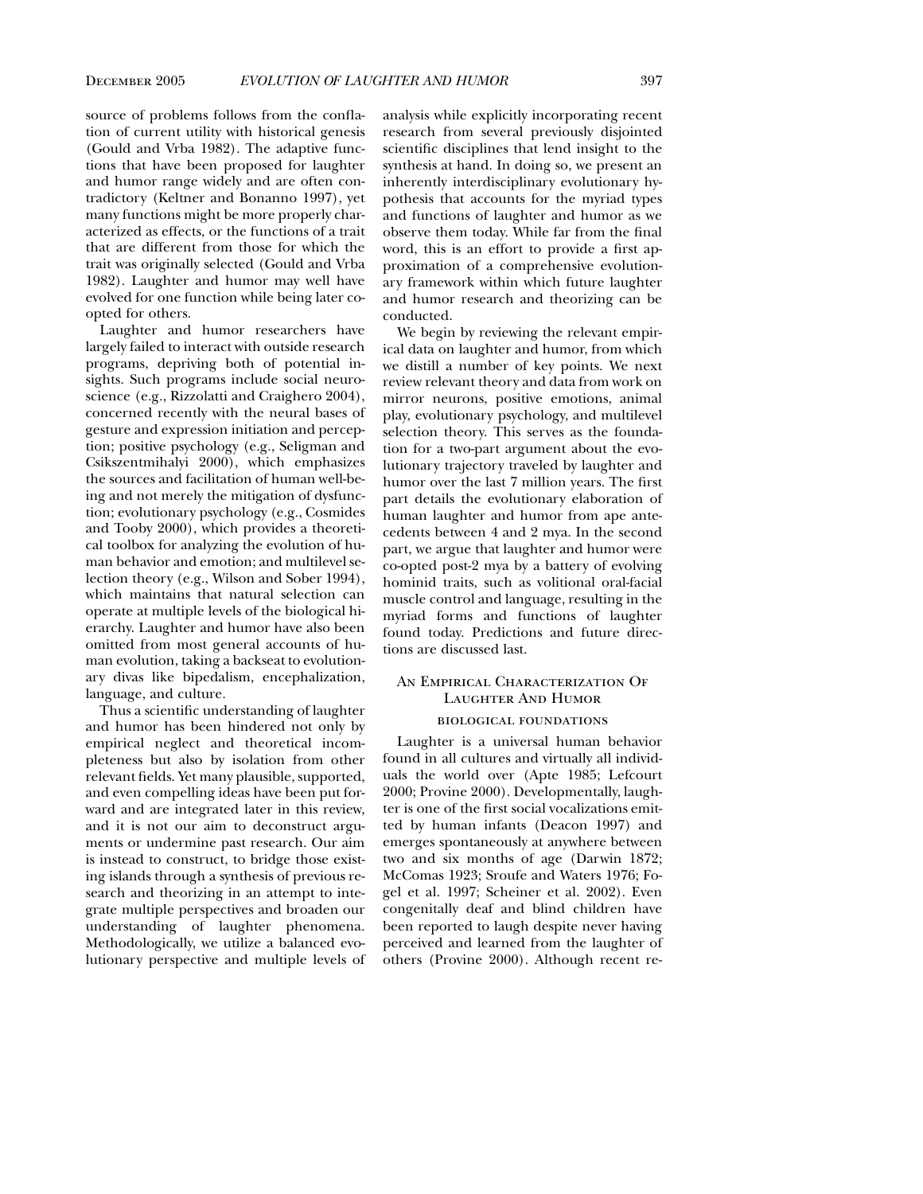source of problems follows from the conflation of current utility with historical genesis (Gould and Vrba 1982). The adaptive functions that have been proposed for laughter and humor range widely and are often contradictory (Keltner and Bonanno 1997), yet many functions might be more properly characterized as effects, or the functions of a trait that are different from those for which the trait was originally selected (Gould and Vrba 1982). Laughter and humor may well have evolved for one function while being later coopted for others.

Laughter and humor researchers have largely failed to interact with outside research programs, depriving both of potential insights. Such programs include social neuroscience (e.g., Rizzolatti and Craighero 2004), concerned recently with the neural bases of gesture and expression initiation and perception; positive psychology (e.g., Seligman and Csikszentmihalyi 2000), which emphasizes the sources and facilitation of human well-being and not merely the mitigation of dysfunction; evolutionary psychology (e.g., Cosmides and Tooby 2000), which provides a theoretical toolbox for analyzing the evolution of human behavior and emotion; and multilevel selection theory (e.g., Wilson and Sober 1994), which maintains that natural selection can operate at multiple levels of the biological hierarchy. Laughter and humor have also been omitted from most general accounts of human evolution, taking a backseat to evolutionary divas like bipedalism, encephalization, language, and culture.

Thus a scientific understanding of laughter and humor has been hindered not only by empirical neglect and theoretical incompleteness but also by isolation from other relevant fields. Yet many plausible, supported, and even compelling ideas have been put forward and are integrated later in this review, and it is not our aim to deconstruct arguments or undermine past research. Our aim is instead to construct, to bridge those existing islands through a synthesis of previous research and theorizing in an attempt to integrate multiple perspectives and broaden our understanding of laughter phenomena. Methodologically, we utilize a balanced evolutionary perspective and multiple levels of analysis while explicitly incorporating recent research from several previously disjointed scientific disciplines that lend insight to the synthesis at hand. In doing so, we present an inherently interdisciplinary evolutionary hypothesis that accounts for the myriad types and functions of laughter and humor as we observe them today. While far from the final word, this is an effort to provide a first approximation of a comprehensive evolutionary framework within which future laughter and humor research and theorizing can be conducted.

We begin by reviewing the relevant empirical data on laughter and humor, from which we distill a number of key points. We next review relevant theory and data from work on mirror neurons, positive emotions, animal play, evolutionary psychology, and multilevel selection theory. This serves as the foundation for a two-part argument about the evolutionary trajectory traveled by laughter and humor over the last 7 million years. The first part details the evolutionary elaboration of human laughter and humor from ape antecedents between 4 and 2 mya. In the second part, we argue that laughter and humor were co-opted post-2 mya by a battery of evolving hominid traits, such as volitional oral-facial muscle control and language, resulting in the myriad forms and functions of laughter found today. Predictions and future directions are discussed last.

## An Empirical Characterization Of Laughter And Humor

### biological foundations

Laughter is a universal human behavior found in all cultures and virtually all individuals the world over (Apte 1985; Lefcourt 2000; Provine 2000). Developmentally, laughter is one of the first social vocalizations emitted by human infants (Deacon 1997) and emerges spontaneously at anywhere between two and six months of age (Darwin 1872; McComas 1923; Sroufe and Waters 1976; Fogel et al. 1997; Scheiner et al. 2002). Even congenitally deaf and blind children have been reported to laugh despite never having perceived and learned from the laughter of others (Provine 2000). Although recent re-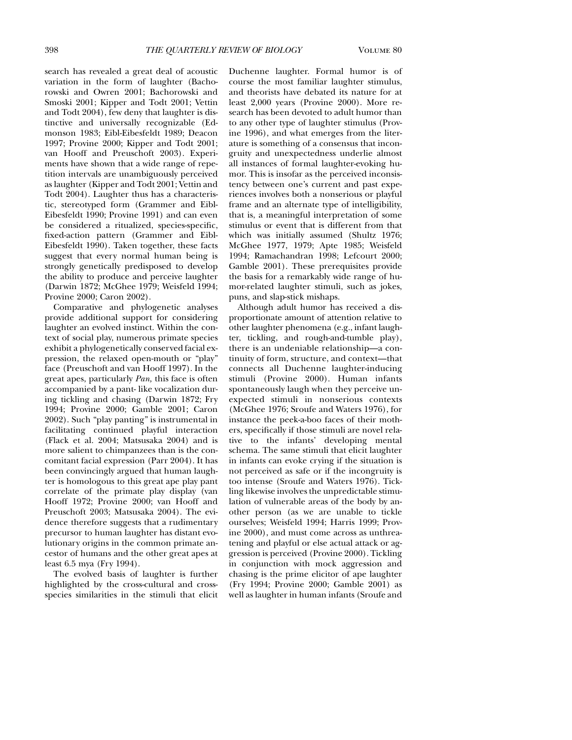search has revealed a great deal of acoustic variation in the form of laughter (Bachorowski and Owren 2001; Bachorowski and Smoski 2001; Kipper and Todt 2001; Vettin and Todt 2004), few deny that laughter is distinctive and universally recognizable (Edmonson 1983; Eibl-Eibesfeldt 1989; Deacon 1997; Provine 2000; Kipper and Todt 2001; van Hooff and Preuschoft 2003). Experiments have shown that a wide range of repetition intervals are unambiguously perceived as laughter (Kipper and Todt 2001; Vettin and Todt 2004). Laughter thus has a characteristic, stereotyped form (Grammer and Eibl-Eibesfeldt 1990; Provine 1991) and can even be considered a ritualized, species-specific, fixed-action pattern (Grammer and Eibl-Eibesfeldt 1990). Taken together, these facts suggest that every normal human being is strongly genetically predisposed to develop the ability to produce and perceive laughter (Darwin 1872; McGhee 1979; Weisfeld 1994; Provine 2000; Caron 2002).

Comparative and phylogenetic analyses provide additional support for considering laughter an evolved instinct. Within the context of social play, numerous primate species exhibit a phylogenetically conserved facial expression, the relaxed open-mouth or "play" face (Preuschoft and van Hooff 1997). In the great apes, particularly *Pan,* this face is often accompanied by a pant- like vocalization during tickling and chasing (Darwin 1872; Fry 1994; Provine 2000; Gamble 2001; Caron 2002). Such "play panting" is instrumental in facilitating continued playful interaction (Flack et al. 2004; Matsusaka 2004) and is more salient to chimpanzees than is the concomitant facial expression (Parr 2004). It has been convincingly argued that human laughter is homologous to this great ape play pant correlate of the primate play display (van Hooff 1972; Provine 2000; van Hooff and Preuschoft 2003; Matsusaka 2004). The evidence therefore suggests that a rudimentary precursor to human laughter has distant evolutionary origins in the common primate ancestor of humans and the other great apes at least 6.5 mya (Fry 1994).

The evolved basis of laughter is further highlighted by the cross-cultural and cross-species similarities in the stimuli that elicit Duchenne laughter. Formal humor is of course the most familiar laughter stimulus, and theorists have debated its nature for at least 2,000 years (Provine 2000). More research has been devoted to adult humor than to any other type of laughter stimulus (Provine 1996), and what emerges from the literature is something of a consensus that incongruity and unexpectedness underlie almost all instances of formal laughter-evoking humor. This is insofar as the perceived inconsistency between one's current and past experiences involves both a nonserious or playful frame and an alternate type of intelligibility, that is, a meaningful interpretation of some stimulus or event that is different from that which was initially assumed (Shultz 1976; McGhee 1977, 1979; Apte 1985; Weisfeld 1994; Ramachandran 1998; Lefcourt 2000; Gamble 2001). These prerequisites provide the basis for a remarkably wide range of humor-related laughter stimuli, such as jokes, puns, and slap-stick mishaps.

Although adult humor has received a disproportionate amount of attention relative to other laughter phenomena (e.g., infant laughter, tickling, and rough-and-tumble play), there is an undeniable relationship—a continuity of form, structure, and context—that connects all Duchenne laughter-inducing stimuli (Provine 2000). Human infants spontaneously laugh when they perceive unexpected stimuli in nonserious contexts (McGhee 1976; Sroufe and Waters 1976), for instance the peek-a-boo faces of their mothers, specifically if those stimuli are novel relative to the infants' developing mental schema. The same stimuli that elicit laughter in infants can evoke crying if the situation is not perceived as safe or if the incongruity is too intense (Sroufe and Waters 1976). Tickling likewise involves the unpredictable stimulation of vulnerable areas of the body by another person (as we are unable to tickle ourselves; Weisfeld 1994; Harris 1999; Provine 2000), and must come across as unthreatening and playful or else actual attack or aggression is perceived (Provine 2000). Tickling in conjunction with mock aggression and chasing is the prime elicitor of ape laughter (Fry 1994; Provine 2000; Gamble 2001) as well as laughter in human infants (Sroufe and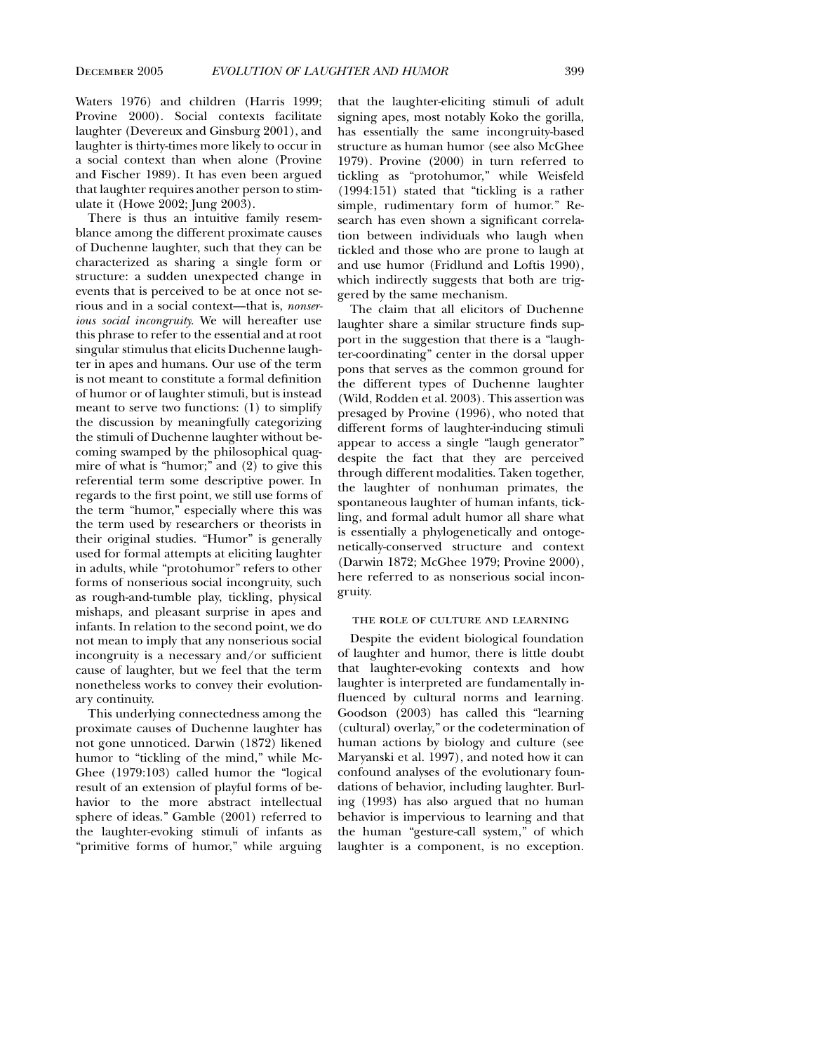Waters 1976) and children (Harris 1999; Provine 2000). Social contexts facilitate laughter (Devereux and Ginsburg 2001), and laughter is thirty-times more likely to occur in a social context than when alone (Provine and Fischer 1989). It has even been argued that laughter requires another person to stimulate it (Howe 2002; Jung 2003).

There is thus an intuitive family resemblance among the different proximate causes of Duchenne laughter, such that they can be characterized as sharing a single form or structure: a sudden unexpected change in events that is perceived to be at once not serious and in a social context—that is, *nonserious social incongruity.* We will hereafter use this phrase to refer to the essential and at root singular stimulus that elicits Duchenne laughter in apes and humans. Our use of the term is not meant to constitute a formal definition of humor or of laughter stimuli, but is instead meant to serve two functions: (1) to simplify the discussion by meaningfully categorizing the stimuli of Duchenne laughter without becoming swamped by the philosophical quagmire of what is "humor;" and (2) to give this referential term some descriptive power. In regards to the first point, we still use forms of the term "humor," especially where this was the term used by researchers or theorists in their original studies. "Humor" is generally used for formal attempts at eliciting laughter in adults, while "protohumor" refers to other forms of nonserious social incongruity, such as rough-and-tumble play, tickling, physical mishaps, and pleasant surprise in apes and infants. In relation to the second point, we do not mean to imply that any nonserious social incongruity is a necessary and/or sufficient cause of laughter, but we feel that the term nonetheless works to convey their evolutionary continuity.

This underlying connectedness among the proximate causes of Duchenne laughter has not gone unnoticed. Darwin (1872) likened humor to "tickling of the mind," while McGhee (1979:103) called humor the "logical result of an extension of playful forms of behavior to the more abstract intellectual sphere of ideas." Gamble (2001) referred to the laughter-evoking stimuli of infants as "primitive forms of humor," while arguing that the laughter-eliciting stimuli of adult signing apes, most notably Koko the gorilla, has essentially the same incongruity-based structure as human humor (see also McGhee 1979). Provine (2000) in turn referred to tickling as "protohumor," while Weisfeld (1994:151) stated that "tickling is a rather simple, rudimentary form of humor." Research has even shown a significant correlation between individuals who laugh when tickled and those who are prone to laugh at and use humor (Fridlund and Loftis 1990), which indirectly suggests that both are triggered by the same mechanism.

The claim that all elicitors of Duchenne laughter share a similar structure finds support in the suggestion that there is a "laughter-coordinating" center in the dorsal upper pons that serves as the common ground for the different types of Duchenne laughter (Wild, Rodden et al. 2003). This assertion was presaged by Provine (1996), who noted that different forms of laughter-inducing stimuli appear to access a single "laugh generator" despite the fact that they are perceived through different modalities. Taken together, the laughter of nonhuman primates, the spontaneous laughter of human infants, tickling, and formal adult humor all share what is essentially a phylogenetically and ontogenetically-conserved structure and context (Darwin 1872; McGhee 1979; Provine 2000), here referred to as nonserious social incongruity.

### THE ROLE OF CULTURE AND LEARNING

Despite the evident biological foundation of laughter and humor, there is little doubt that laughter-evoking contexts and how laughter is interpreted are fundamentally influenced by cultural norms and learning. Goodson (2003) has called this "learning (cultural) overlay," or the codetermination of human actions by biology and culture (see Maryanski et al. 1997), and noted how it can confound analyses of the evolutionary foundations of behavior, including laughter. Burling (1993) has also argued that no human behavior is impervious to learning and that the human "gesture-call system," of which laughter is a component, is no exception.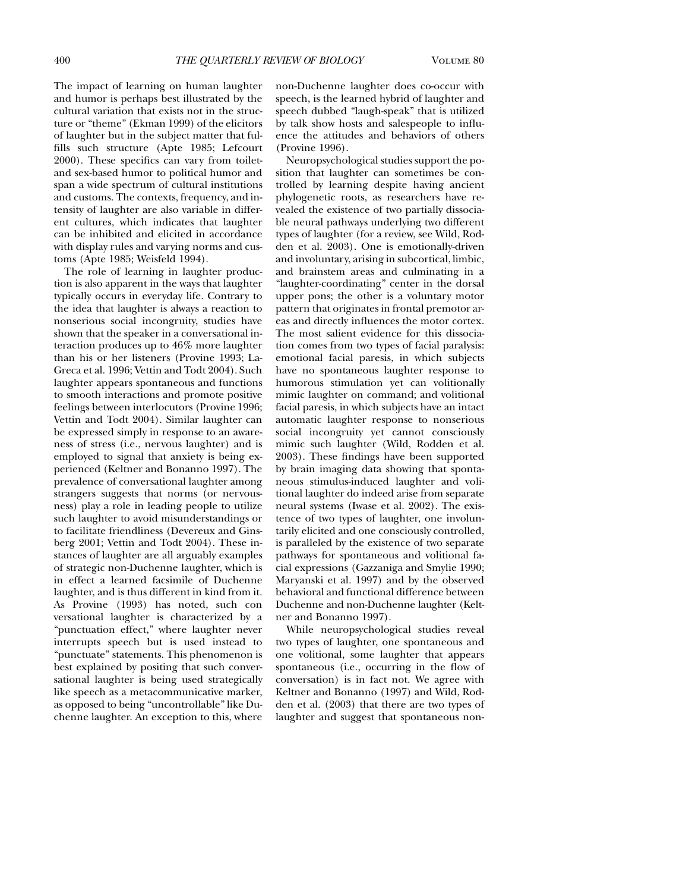The impact of learning on human laughter and humor is perhaps best illustrated by the cultural variation that exists not in the structure or "theme" (Ekman 1999) of the elicitors of laughter but in the subject matter that fulfills such structure (Apte 1985; Lefcourt 2000). These specifics can vary from toilet- and sex-based humor to political humor and span a wide spectrum of cultural institutions and customs. The contexts, frequency, and intensity of laughter are also variable in different cultures, which indicates that laughter can be inhibited and elicited in accordance with display rules and varying norms and customs (Apte 1985; Weisfeld 1994).

The role of learning in laughter production is also apparent in the ways that laughter typically occurs in everyday life. Contrary to the idea that laughter is always a reaction to nonserious social incongruity, studies have shown that the speaker in a conversational interaction produces up to 46% more laughter than his or her listeners (Provine 1993; LaGreca et al. 1996; Vettin and Todt 2004). Such laughter appears spontaneous and functions to smooth interactions and promote positive feelings between interlocutors (Provine 1996; Vettin and Todt 2004). Similar laughter can be expressed simply in response to an awareness of stress (i.e., nervous laughter) and is employed to signal that anxiety is being experienced (Keltner and Bonanno 1997). The prevalence of conversational laughter among strangers suggests that norms (or nervousness) play a role in leading people to utilize such laughter to avoid misunderstandings or to facilitate friendliness (Devereux and Ginsberg 2001; Vettin and Todt 2004). These instances of laughter are all arguably examples of strategic non-Duchenne laughter, which is in effect a learned facsimile of Duchenne laughter, and is thus different in kind from it. As Provine (1993) has noted, such conversational laughter is characterized by a "punctuation effect," where laughter never interrupts speech but is used instead to "punctuate" statements. This phenomenon is best explained by positing that such conversational laughter is being used strategically like speech as a metacommunicative marker, as opposed to being "uncontrollable" like Duchenne laughter. An exception to this, where non-Duchenne laughter does co-occur with speech, is the learned hybrid of laughter and speech dubbed "laugh-speak" that is utilized by talk show hosts and salespeople to influence the attitudes and behaviors of others (Provine 1996).

Neuropsychological studies support the position that laughter can sometimes be controlled by learning despite having ancient phylogenetic roots, as researchers have revealed the existence of two partially dissociable neural pathways underlying two different types of laughter (for a review, see Wild, Rodden et al. 2003). One is emotionally-driven and involuntary, arising in subcortical, limbic, and brainstem areas and culminating in a "laughter-coordinating" center in the dorsal upper pons; the other is a voluntary motor pattern that originates in frontal premotor areas and directly influences the motor cortex. The most salient evidence for this dissociation comes from two types of facial paralysis: emotional facial paresis, in which subjects have no spontaneous laughter response to humorous stimulation yet can volitionally mimic laughter on command; and volitional facial paresis, in which subjects have an intact automatic laughter response to nonserious social incongruity yet cannot consciously mimic such laughter (Wild, Rodden et al. 2003). These findings have been supported by brain imaging data showing that spontaneous stimulus-induced laughter and volitional laughter do indeed arise from separate neural systems (Iwase et al. 2002). The existence of two types of laughter, one involuntarily elicited and one consciously controlled, is paralleled by the existence of two separate pathways for spontaneous and volitional facial expressions (Gazzaniga and Smylie 1990; Maryanski et al. 1997) and by the observed behavioral and functional difference between Duchenne and non-Duchenne laughter (Keltner and Bonanno 1997).

While neuropsychological studies reveal two types of laughter, one spontaneous and one volitional, some laughter that appears spontaneous (i.e., occurring in the flow of conversation) is in fact not. We agree with Keltner and Bonanno (1997) and Wild, Rodden et al. (2003) that there are two types of laughter and suggest that spontaneous non-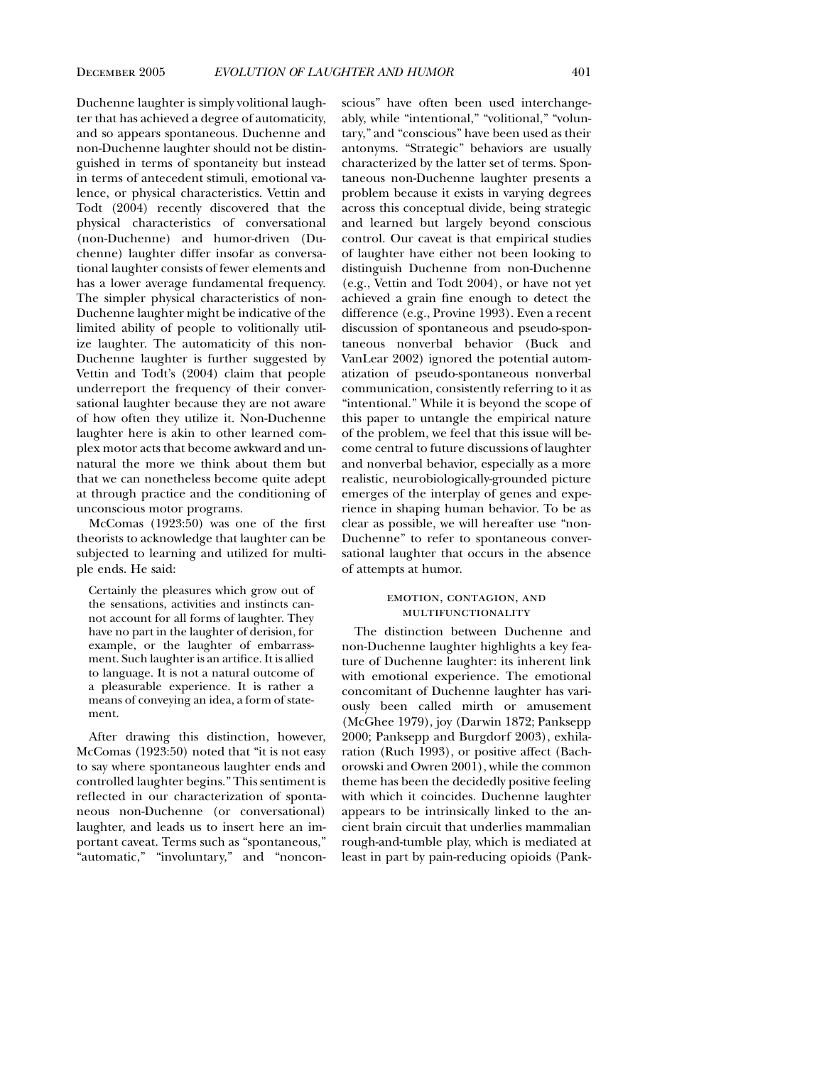Duchenne laughter is simply volitional laughter that has achieved a degree of automaticity, and so appears spontaneous. Duchenne and non-Duchenne laughter should not be distinguished in terms of spontaneity but instead in terms of antecedent stimuli, emotional valence, or physical characteristics. Vettin and Todt (2004) recently discovered that the physical characteristics of conversational (non-Duchenne) and humor-driven (Duchenne) laughter differ insofar as conversational laughter consists of fewer elements and has a lower average fundamental frequency. The simpler physical characteristics of non-Duchenne laughter might be indicative of the limited ability of people to volitionally utilize laughter. The automaticity of this non-Duchenne laughter is further suggested by Vettin and Todt's (2004) claim that people underreport the frequency of their conversational laughter because they are not aware of how often they utilize it. Non-Duchenne laughter here is akin to other learned complex motor acts that become awkward and unnatural the more we think about them but that we can nonetheless become quite adept at through practice and the conditioning of unconscious motor programs.

McComas (1923:50) was one of the first theorists to acknowledge that laughter can be subjected to learning and utilized for multiple ends. He said:

> Certainly the pleasures which grow out of the sensations, activities and instincts cannot account for all forms of laughter. They have no part in the laughter of derision, for example, or the laughter of embarrassment. Such laughter is an artifice. It is allied to language. It is not a natural outcome of a pleasurable experience. It is rather a means of conveying an idea, a form of statement.

After drawing this distinction, however, McComas (1923:50) noted that "it is not easy to say where spontaneous laughter ends and controlled laughter begins." This sentiment is reflected in our characterization of spontaneous non-Duchenne (or conversational) laughter, and leads us to insert here an important caveat. Terms such as "spontaneous," "automatic," "involuntary," and "nonconscious" have often been used interchangeably, while "intentional," "volitional," "voluntary," and "conscious" have been used as their antonyms. "Strategic" behaviors are usually characterized by the latter set of terms. Spontaneous non-Duchenne laughter presents a problem because it exists in varying degrees across this conceptual divide, being strategic and learned but largely beyond conscious control. Our caveat is that empirical studies of laughter have either not been looking to distinguish Duchenne from non-Duchenne (e.g., Vettin and Todt 2004), or have not yet achieved a grain fine enough to detect the difference (e.g., Provine 1993). Even a recent discussion of spontaneous and pseudo-spontaneous nonverbal behavior (Buck and VanLear 2002) ignored the potential automatization of pseudo-spontaneous nonverbal communication, consistently referring to it as "intentional." While it is beyond the scope of this paper to untangle the empirical nature of the problem, we feel that this issue will become central to future discussions of laughter and nonverbal behavior, especially as a more realistic, neurobiologically-grounded picture emerges of the interplay of genes and experience in shaping human behavior. To be as clear as possible, we will hereafter use "non-Duchenne" to refer to spontaneous conversational laughter that occurs in the absence of attempts at humor.

### Emotion, Contagion, and Multifunctionality

The distinction between Duchenne and non-Duchenne laughter highlights a key feature of Duchenne laughter: its inherent link with emotional experience. The emotional concomitant of Duchenne laughter has variously been called mirth or amusement (McGhee 1979), joy (Darwin 1872; Panksepp 2000; Panksepp and Burgdorf 2003), exhilaration (Ruch 1993), or positive affect (Bachorowski and Owren 2001), while the common theme has been the decidedly positive feeling with which it coincides. Duchenne laughter appears to be intrinsically linked to the ancient brain circuit that underlies mammalian rough-and-tumble play, which is mediated at least in part by pain-reducing opioids (Pank-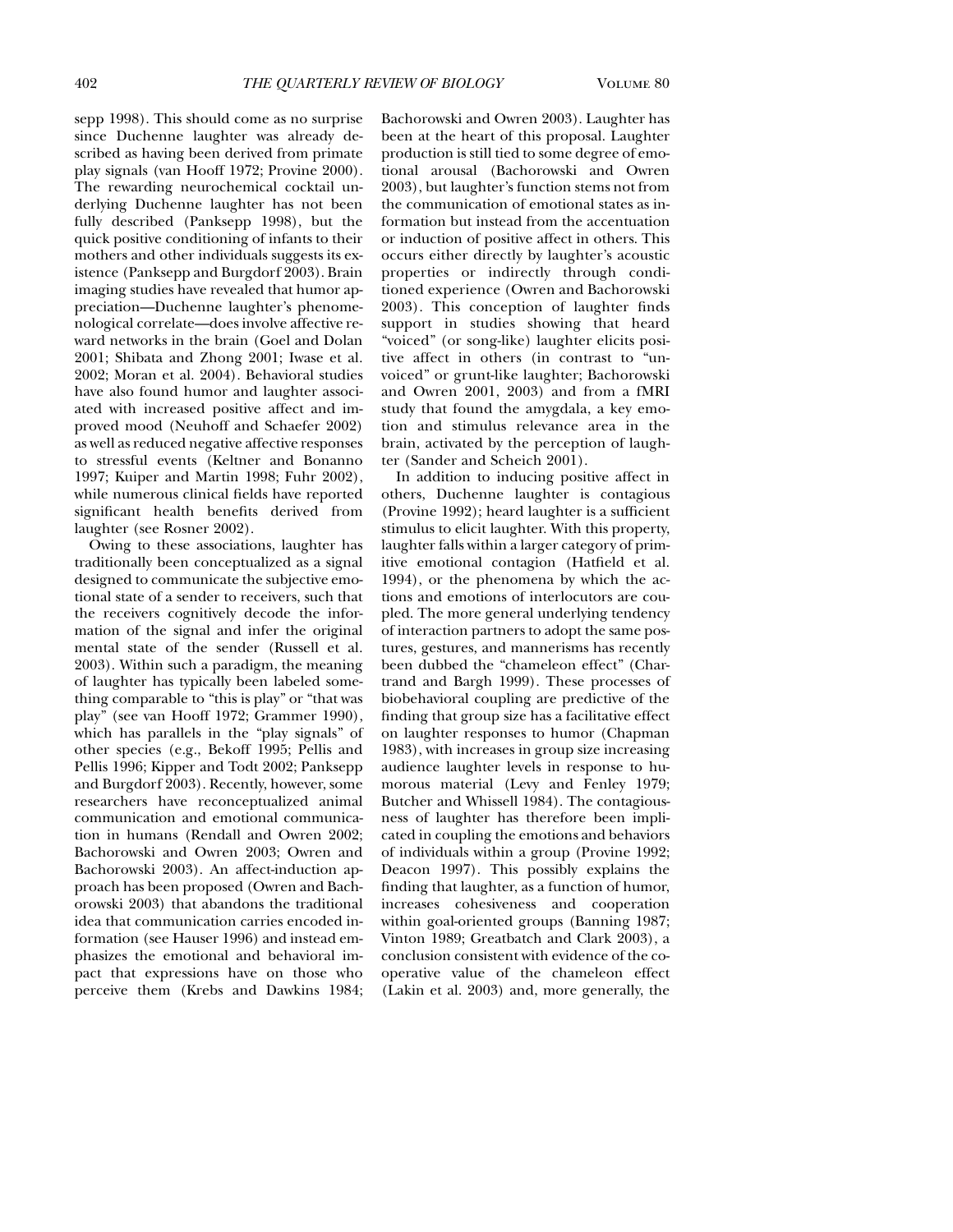sepp 1998). This should come as no surprise since Duchenne laughter was already described as having been derived from primate play signals (van Hooff 1972; Provine 2000). The rewarding neurochemical cocktail underlying Duchenne laughter has not been fully described (Panksepp 1998), but the quick positive conditioning of infants to their mothers and other individuals suggests its existence (Panksepp and Burgdorf 2003). Brain imaging studies have revealed that humor appreciation—Duchenne laughter's phenomenological correlate—does involve affective reward networks in the brain (Goel and Dolan 2001; Shibata and Zhong 2001; Iwase et al. 2002; Moran et al. 2004). Behavioral studies have also found humor and laughter associated with increased positive affect and improved mood (Neuhoff and Schaefer 2002) as well as reduced negative affective responses to stressful events (Keltner and Bonanno 1997; Kuiper and Martin 1998; Fuhr 2002), while numerous clinical fields have reported significant health benefits derived from laughter (see Rosner 2002).

Owing to these associations, laughter has traditionally been conceptualized as a signal designed to communicate the subjective emotional state of a sender to receivers, such that the receivers cognitively decode the information of the signal and infer the original mental state of the sender (Russell et al. 2003). Within such a paradigm, the meaning of laughter has typically been labeled something comparable to "this is play" or "that was play" (see van Hooff 1972; Grammer 1990), which has parallels in the "play signals" of other species (e.g., Bekoff 1995; Pellis and Pellis 1996; Kipper and Todt 2002; Panksepp and Burgdorf 2003). Recently, however, some researchers have reconceptualized animal communication and emotional communication in humans (Rendall and Owren 2002; Bachorowski and Owren 2003; Owren and Bachorowski 2003). An affect-induction approach has been proposed (Owren and Bachorowski 2003) that abandons the traditional idea that communication carries encoded information (see Hauser 1996) and instead emphasizes the emotional and behavioral impact that expressions have on those who perceive them (Krebs and Dawkins 1984; Bachorowski and Owren 2003). Laughter has been at the heart of this proposal. Laughter production is still tied to some degree of emotional arousal (Bachorowski and Owren 2003), but laughter's function stems not from the communication of emotional states as information but instead from the accentuation or induction of positive affect in others. This occurs either directly by laughter's acoustic properties or indirectly through conditioned experience (Owren and Bachorowski 2003). This conception of laughter finds support in studies showing that heard "voiced" (or song-like) laughter elicits positive affect in others (in contrast to "unvoiced" or grunt-like laughter; Bachorowski and Owren 2001, 2003) and from a fMRI study that found the amygdala, a key emotion and stimulus relevance area in the brain, activated by the perception of laughter (Sander and Scheich 2001).

In addition to inducing positive affect in others, Duchenne laughter is contagious (Provine 1992); heard laughter is a sufficient stimulus to elicit laughter. With this property, laughter falls within a larger category of primitive emotional contagion (Hatfield et al. 1994), or the phenomena by which the actions and emotions of interlocutors are coupled. The more general underlying tendency of interaction partners to adopt the same postures, gestures, and mannerisms has recently been dubbed the "chameleon effect" (Chartrand and Bargh 1999). These processes of biobehavioral coupling are predictive of the finding that group size has a facilitative effect on laughter responses to humor (Chapman 1983), with increases in group size increasing audience laughter levels in response to humorous material (Levy and Fenley 1979; Butcher and Whissell 1984). The contagiousness of laughter has therefore been implicated in coupling the emotions and behaviors of individuals within a group (Provine 1992; Deacon 1997). This possibly explains the finding that laughter, as a function of humor, increases cohesiveness and cooperation within goal-oriented groups (Banning 1987; Vinton 1989; Greatbatch and Clark 2003), a conclusion consistent with evidence of the cooperative value of the chameleon effect (Lakin et al. 2003) and, more generally, the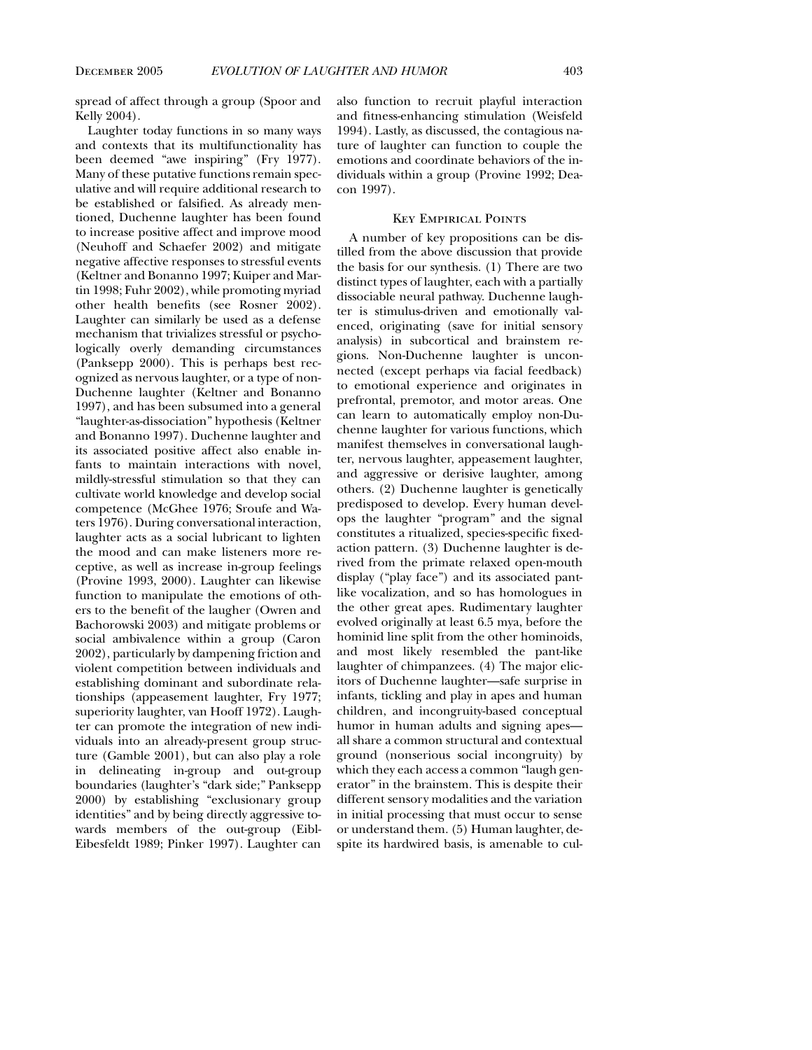spread of affect through a group (Spoor and Kelly 2004).

Laughter today functions in so many ways and contexts that its multifunctionality has been deemed "awe inspiring" (Fry 1977). Many of these putative functions remain speculative and will require additional research to be established or falsified. As already mentioned, Duchenne laughter has been found to increase positive affect and improve mood (Neuhoff and Schaefer 2002) and mitigate negative affective responses to stressful events (Keltner and Bonanno 1997; Kuiper and Martin 1998; Fuhr 2002), while promoting myriad other health benefits (see Rosner 2002). Laughter can similarly be used as a defense mechanism that trivializes stressful or psychologically overly demanding circumstances (Panksepp 2000). This is perhaps best recognized as nervous laughter, or a type of non-Duchenne laughter (Keltner and Bonanno 1997), and has been subsumed into a general "laughter-as-dissociation" hypothesis (Keltner and Bonanno 1997). Duchenne laughter and its associated positive affect also enable infants to maintain interactions with novel, mildly-stressful stimulation so that they can cultivate world knowledge and develop social competence (McGhee 1976; Sroufe and Waters 1976). During conversational interaction, laughter acts as a social lubricant to lighten the mood and can make listeners more receptive, as well as increase in-group feelings (Provine 1993, 2000). Laughter can likewise function to manipulate the emotions of others to the benefit of the laugher (Owren and Bachorowski 2003) and mitigate problems or social ambivalence within a group (Caron 2002), particularly by dampening friction and violent competition between individuals and establishing dominant and subordinate relationships (appeasement laughter, Fry 1977; superiority laughter, van Hooff 1972). Laughter can promote the integration of new individuals into an already-present group structure (Gamble 2001), but can also play a role in delineating in-group and out-group boundaries (laughter's "dark side;" Panksepp 2000) by establishing "exclusionary group identities" and by being directly aggressive towards members of the out-group (Eibl-Eibesfeldt 1989; Pinker 1997). Laughter can also function to recruit playful interaction and fitness-enhancing stimulation (Weisfeld 1994). Lastly, as discussed, the contagious nature of laughter can function to couple the emotions and coordinate behaviors of the individuals within a group (Provine 1992; Deacon 1997).

## Key Empirical Points

A number of key propositions can be distilled from the above discussion that provide the basis for our synthesis. (1) There are two distinct types of laughter, each with a partially dissociable neural pathway. Duchenne laughter is stimulus-driven and emotionally valenced, originating (save for initial sensory analysis) in subcortical and brainstem regions. Non-Duchenne laughter is unconnected (except perhaps via facial feedback) to emotional experience and originates in prefrontal, premotor, and motor areas. One can learn to automatically employ non-Duchenne laughter for various functions, which manifest themselves in conversational laughter, nervous laughter, appeasement laughter, and aggressive or derisive laughter, among others. (2) Duchenne laughter is genetically predisposed to develop. Every human develops the laughter "program" and the signal constitutes a ritualized, species-specific fixed-action pattern. (3) Duchenne laughter is derived from the primate relaxed open-mouth display ("play face") and its associated pant-like vocalization, and so has homologues in the other great apes. Rudimentary laughter evolved originally at least 6.5 mya, before the hominid line split from the other hominoids, and most likely resembled the pant-like laughter of chimpanzees. (4) The major elicitors of Duchenne laughter—safe surprise in infants, tickling and play in apes and human children, and incongruity-based conceptual humor in human adults and signing apes—all share a common structural and contextual ground (nonserious social incongruity) by which they each access a common "laugh generator" in the brainstem. This is despite their different sensory modalities and the variation in initial processing that must occur to sense or understand them. (5) Human laughter, despite its hardwired basis, is amenable to cul-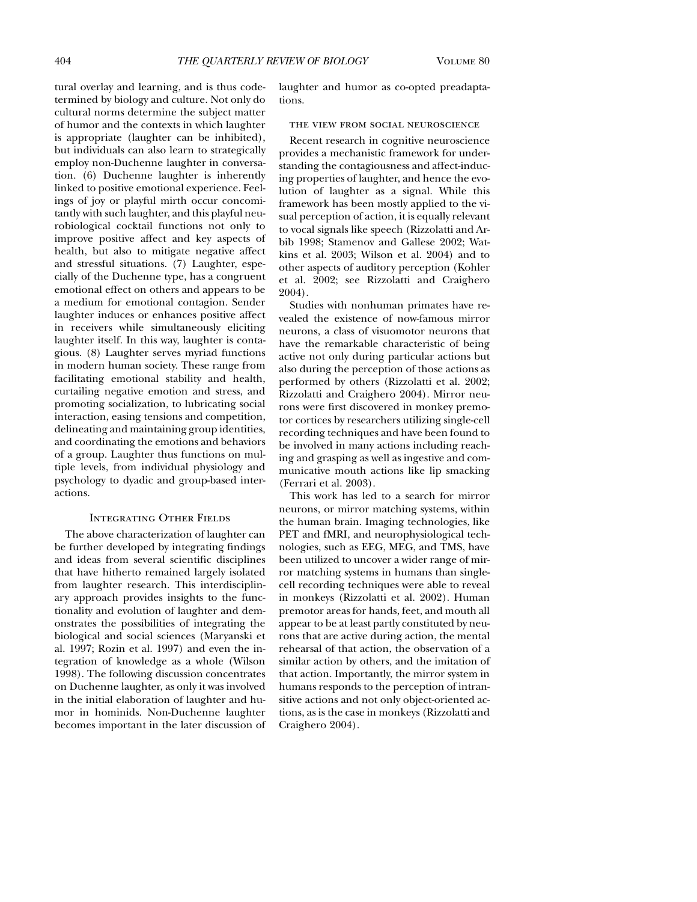tural overlay and learning, and is thus codetermined by biology and culture. Not only do cultural norms determine the subject matter of humor and the contexts in which laughter is appropriate (laughter can be inhibited), but individuals can also learn to strategically employ non-Duchenne laughter in conversation. (6) Duchenne laughter is inherently linked to positive emotional experience. Feelings of joy or playful mirth occur concomitantly with such laughter, and this playful neurobiological cocktail functions not only to improve positive affect and key aspects of health, but also to mitigate negative affect and stressful situations. (7) Laughter, especially of the Duchenne type, has a congruent emotional effect on others and appears to be a medium for emotional contagion. Sender laughter induces or enhances positive affect in receivers while simultaneously eliciting laughter itself. In this way, laughter is contagious. (8) Laughter serves myriad functions in modern human society. These range from facilitating emotional stability and health, curtailing negative emotion and stress, and promoting socialization, to lubricating social interaction, easing tensions and competition, delineating and maintaining group identities, and coordinating the emotions and behaviors of a group. Laughter thus functions on multiple levels, from individual physiology and psychology to dyadic and group-based interactions.

## Integrating Other Fields

The above characterization of laughter can be further developed by integrating findings and ideas from several scientific disciplines that have hitherto remained largely isolated from laughter research. This interdisciplinary approach provides insights to the functionality and evolution of laughter and demonstrates the possibilities of integrating the biological and social sciences (Maryanski et al. 1997; Rozin et al. 1997) and even the integration of knowledge as a whole (Wilson 1998). The following discussion concentrates on Duchenne laughter, as only it was involved in the initial elaboration of laughter and humor in hominids. Non-Duchenne laughter becomes important in the later discussion of laughter and humor as co-opted preadaptations.

### the view from social neuroscience

Recent research in cognitive neuroscience provides a mechanistic framework for understanding the contagiousness and affect-inducing properties of laughter, and hence the evolution of laughter as a signal. While this framework has been mostly applied to the visual perception of action, it is equally relevant to vocal signals like speech (Rizzolatti and Arbib 1998; Stamenov and Gallese 2002; Watkins et al. 2003; Wilson et al. 2004) and to other aspects of auditory perception (Kohler et al. 2002; see Rizzolatti and Craighero 2004).

Studies with nonhuman primates have revealed the existence of now-famous mirror neurons, a class of visuomotor neurons that have the remarkable characteristic of being active not only during particular actions but also during the perception of those actions as performed by others (Rizzolatti et al. 2002; Rizzolatti and Craighero 2004). Mirror neurons were first discovered in monkey premotor cortices by researchers utilizing single-cell recording techniques and have been found to be involved in many actions including reaching and grasping as well as ingestive and communicative mouth actions like lip smacking (Ferrari et al. 2003).

This work has led to a search for mirror neurons, or mirror matching systems, within the human brain. Imaging technologies, like PET and fMRI, and neurophysiological technologies, such as EEG, MEG, and TMS, have been utilized to uncover a wider range of mirror matching systems in humans than single-cell recording techniques were able to reveal in monkeys (Rizzolatti et al. 2002). Human premotor areas for hands, feet, and mouth all appear to be at least partly constituted by neurons that are active during action, the mental rehearsal of that action, the observation of a similar action by others, and the imitation of that action. Importantly, the mirror system in humans responds to the perception of intransitive actions and not only object-oriented actions, as is the case in monkeys (Rizzolatti and Craighero 2004).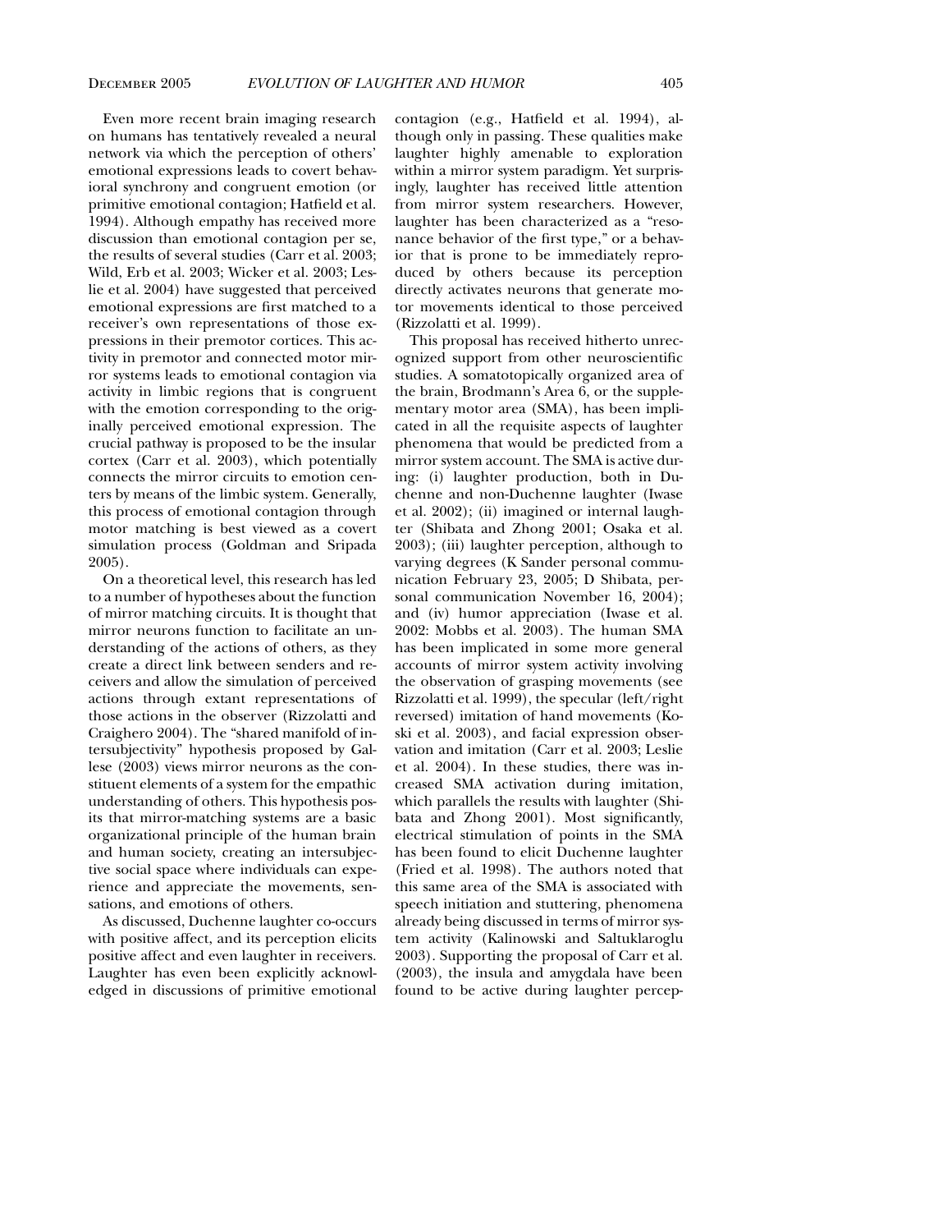Even more recent brain imaging research on humans has tentatively revealed a neural network via which the perception of others' emotional expressions leads to covert behavioral synchrony and congruent emotion (or primitive emotional contagion; Hatfield et al. 1994). Although empathy has received more discussion than emotional contagion per se, the results of several studies (Carr et al. 2003; Wild, Erb et al. 2003; Wicker et al. 2003; Leslie et al. 2004) have suggested that perceived emotional expressions are first matched to a receiver's own representations of those expressions in their premotor cortices. This activity in premotor and connected motor mirror systems leads to emotional contagion via activity in limbic regions that is congruent with the emotion corresponding to the originally perceived emotional expression. The crucial pathway is proposed to be the insular cortex (Carr et al. 2003), which potentially connects the mirror circuits to emotion centers by means of the limbic system. Generally, this process of emotional contagion through motor matching is best viewed as a covert simulation process (Goldman and Sripada 2005).

On a theoretical level, this research has led to a number of hypotheses about the function of mirror matching circuits. It is thought that mirror neurons function to facilitate an understanding of the actions of others, as they create a direct link between senders and receivers and allow the simulation of perceived actions through extant representations of those actions in the observer (Rizzolatti and Craighero 2004). The "shared manifold of intersubjectivity" hypothesis proposed by Gallese (2003) views mirror neurons as the constituent elements of a system for the empathic understanding of others. This hypothesis posits that mirror-matching systems are a basic organizational principle of the human brain and human society, creating an intersubjective social space where individuals can experience and appreciate the movements, sensations, and emotions of others.

As discussed, Duchenne laughter co-occurs with positive affect, and its perception elicits positive affect and even laughter in receivers. Laughter has even been explicitly acknowledged in discussions of primitive emotional contagion (e.g., Hatfield et al. 1994), although only in passing. These qualities make laughter highly amenable to exploration within a mirror system paradigm. Yet surprisingly, laughter has received little attention from mirror system researchers. However, laughter has been characterized as a "resonance behavior of the first type," or a behavior that is prone to be immediately reproduced by others because its perception directly activates neurons that generate motor movements identical to those perceived (Rizzolatti et al. 1999).

This proposal has received hitherto unrecognized support from other neuroscientific studies. A somatotopically organized area of the brain, Brodmann's Area 6, or the supplementary motor area (SMA), has been implicated in all the requisite aspects of laughter phenomena that would be predicted from a mirror system account. The SMA is active during: (i) laughter production, both in Duchenne and non-Duchenne laughter (Iwase et al. 2002); (ii) imagined or internal laughter (Shibata and Zhong 2001; Osaka et al. 2003); (iii) laughter perception, although to varying degrees (K Sander personal communication February 23, 2005; D Shibata, personal communication November 16, 2004); and (iv) humor appreciation (Iwase et al. 2002: Mobbs et al. 2003). The human SMA has been implicated in some more general accounts of mirror system activity involving the observation of grasping movements (see Rizzolatti et al. 1999), the specular (left/right reversed) imitation of hand movements (Koski et al. 2003), and facial expression observation and imitation (Carr et al. 2003; Leslie et al. 2004). In these studies, there was increased SMA activation during imitation, which parallels the results with laughter (Shibata and Zhong 2001). Most significantly, electrical stimulation of points in the SMA has been found to elicit Duchenne laughter (Fried et al. 1998). The authors noted that this same area of the SMA is associated with speech initiation and stuttering, phenomena already being discussed in terms of mirror system activity (Kalinowski and Saltuklaroglu 2003). Supporting the proposal of Carr et al. (2003), the insula and amygdala have been found to be active during laughter percep-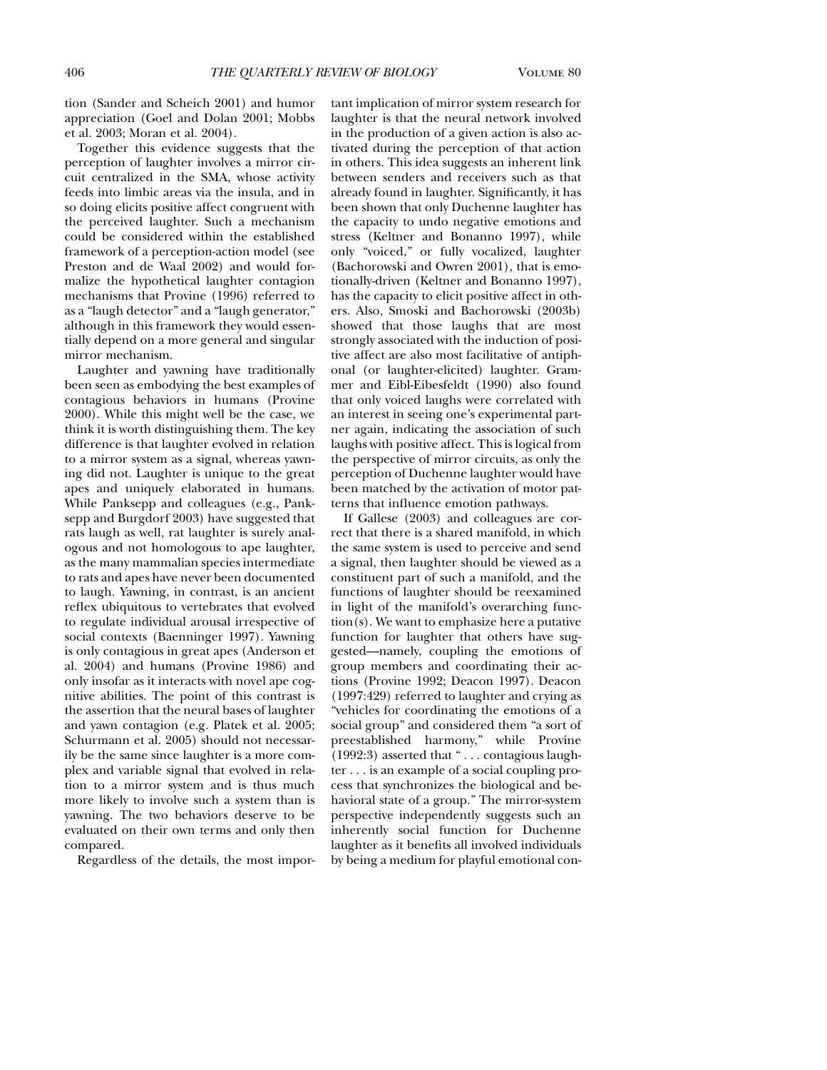tion (Sander and Scheich 2001) and humor appreciation (Goel and Dolan 2001; Mobbs et al. 2003; Moran et al. 2004).

Together this evidence suggests that the perception of laughter involves a mirror circuit centralized in the SMA, whose activity feeds into limbic areas via the insula, and in so doing elicits positive affect congruent with the perceived laughter. Such a mechanism could be considered within the established framework of a perception-action model (see Preston and de Waal 2002) and would formalize the hypothetical laughter contagion mechanisms that Provine (1996) referred to as a "laugh detector" and a "laugh generator," although in this framework they would essentially depend on a more general and singular mirror mechanism.

Laughter and yawning have traditionally been seen as embodying the best examples of contagious behaviors in humans (Provine 2000). While this might well be the case, we think it is worth distinguishing them. The key difference is that laughter evolved in relation to a mirror system as a signal, whereas yawning did not. Laughter is unique to the great apes and uniquely elaborated in humans. While Panksepp and colleagues (e.g., Panksepp and Burgdorf 2003) have suggested that rats laugh as well, rat laughter is surely analogous and not homologous to ape laughter, as the many mammalian species intermediate to rats and apes have never been documented to laugh. Yawning, in contrast, is an ancient reflex ubiquitous to vertebrates that evolved to regulate individual arousal irrespective of social contexts (Baenninger 1997). Yawning is only contagious in great apes (Anderson et al. 2004) and humans (Provine 1986) and only insofar as it interacts with novel ape cognitive abilities. The point of this contrast is the assertion that the neural bases of laughter and yawn contagion (e.g. Platek et al. 2005; Schurmann et al. 2005) should not necessarily be the same since laughter is a more complex and variable signal that evolved in relation to a mirror system and is thus much more likely to involve such a system than is yawning. The two behaviors deserve to be evaluated on their own terms and only then compared.

Regardless of the details, the most important implication of mirror system research for laughter is that the neural network involved in the production of a given action is also activated during the perception of that action in others. This idea suggests an inherent link between senders and receivers such as that already found in laughter. Significantly, it has been shown that only Duchenne laughter has the capacity to undo negative emotions and stress (Keltner and Bonanno 1997), while only "voiced," or fully vocalized, laughter (Bachorowski and Owren 2001), that is emotionally-driven (Keltner and Bonanno 1997), has the capacity to elicit positive affect in others. Also, Smoski and Bachorowski (2003b) showed that those laughs that are most strongly associated with the induction of positive affect are also most facilitative of antiphonal (or laughter-elicited) laughter. Grammer and Eibl-Eibesfeldt (1990) also found that only voiced laughs were correlated with an interest in seeing one's experimental partner again, indicating the association of such laughs with positive affect. This is logical from the perspective of mirror circuits, as only the perception of Duchenne laughter would have been matched by the activation of motor patterns that influence emotion pathways.

If Gallese (2003) and colleagues are correct that there is a shared manifold, in which the same system is used to perceive and send a signal, then laughter should be viewed as a constituent part of such a manifold, and the functions of laughter should be reexamined in light of the manifold's overarching function(s). We want to emphasize here a putative function for laughter that others have suggested—namely, coupling the emotions of group members and coordinating their actions (Provine 1992; Deacon 1997). Deacon (1997:429) referred to laughter and crying as "vehicles for coordinating the emotions of a social group" and considered them "a sort of preestablished harmony," while Provine (1992:3) asserted that " . . . contagious laughter . . . is an example of a social coupling process that synchronizes the biological and behavioral state of a group." The mirror-system perspective independently suggests such an inherently social function for Duchenne laughter as it benefits all involved individuals by being a medium for playful emotional con-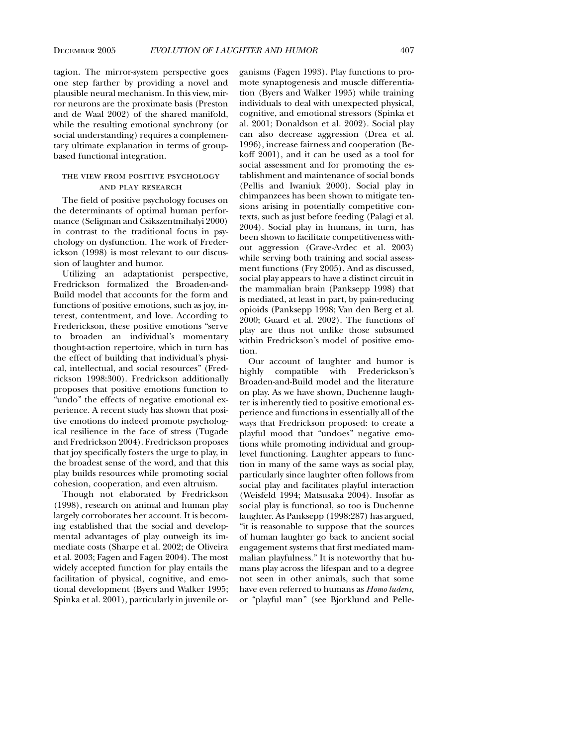tagion. The mirror-system perspective goes one step farther by providing a novel and plausible neural mechanism. In this view, mirror neurons are the proximate basis (Preston and de Waal 2002) of the shared manifold, while the resulting emotional synchrony (or social understanding) requires a complementary ultimate explanation in terms of group-based functional integration.

### THE VIEW FROM POSITIVE PSYCHOLOGY AND PLAY RESEARCH

The field of positive psychology focuses on the determinants of optimal human performance (Seligman and Csikszentmihalyi 2000) in contrast to the traditional focus in psychology on dysfunction. The work of Frederickson (1998) is most relevant to our discussion of laughter and humor.

Utilizing an adaptationist perspective, Fredrickson formalized the Broaden-and-Build model that accounts for the form and functions of positive emotions, such as joy, interest, contentment, and love. According to Frederickson, these positive emotions "serve to broaden an individual's momentary thought-action repertoire, which in turn has the effect of building that individual's physical, intellectual, and social resources" (Fredrickson 1998:300). Fredrickson additionally proposes that positive emotions function to "undo" the effects of negative emotional experience. A recent study has shown that positive emotions do indeed promote psychological resilience in the face of stress (Tugade and Fredrickson 2004). Fredrickson proposes that joy specifically fosters the urge to play, in the broadest sense of the word, and that this play builds resources while promoting social cohesion, cooperation, and even altruism.

Though not elaborated by Fredrickson (1998), research on animal and human play largely corroborates her account. It is becoming established that the social and developmental advantages of play outweigh its immediate costs (Sharpe et al. 2002; de Oliveira et al. 2003; Fagen and Fagen 2004). The most widely accepted function for play entails the facilitation of physical, cognitive, and emotional development (Byers and Walker 1995; Spinka et al. 2001), particularly in juvenile organisms (Fagen 1993). Play functions to promote synaptogenesis and muscle differentiation (Byers and Walker 1995) while training individuals to deal with unexpected physical, cognitive, and emotional stressors (Spinka et al. 2001; Donaldson et al. 2002). Social play can also decrease aggression (Drea et al. 1996), increase fairness and cooperation (Bekoff 2001), and it can be used as a tool for social assessment and for promoting the establishment and maintenance of social bonds (Pellis and Iwaniuk 2000). Social play in chimpanzees has been shown to mitigate tensions arising in potentially competitive contexts, such as just before feeding (Palagi et al. 2004). Social play in humans, in turn, has been shown to facilitate competitiveness without aggression (Grave-Ardec et al. 2003) while serving both training and social assessment functions (Fry 2005). And as discussed, social play appears to have a distinct circuit in the mammalian brain (Panksepp 1998) that is mediated, at least in part, by pain-reducing opioids (Panksepp 1998; Van den Berg et al. 2000; Guard et al. 2002). The functions of play are thus not unlike those subsumed within Fredrickson's model of positive emotion.

Our account of laughter and humor is highly compatible with Frederickson's Broaden-and-Build model and the literature on play. As we have shown, Duchenne laughter is inherently tied to positive emotional experience and functions in essentially all of the ways that Fredrickson proposed: to create a playful mood that "undoes" negative emotions while promoting individual and group-level functioning. Laughter appears to function in many of the same ways as social play, particularly since laughter often follows from social play and facilitates playful interaction (Weisfeld 1994; Matsusaka 2004). Insofar as social play is functional, so too is Duchenne laughter. As Panksepp (1998:287) has argued, "it is reasonable to suppose that the sources of human laughter go back to ancient social engagement systems that first mediated mammalian playfulness." It is noteworthy that humans play across the lifespan and to a degree not seen in other animals, such that some have even referred to humans as *Homo ludens*, or "playful man" (see Bjorklund and Pelle-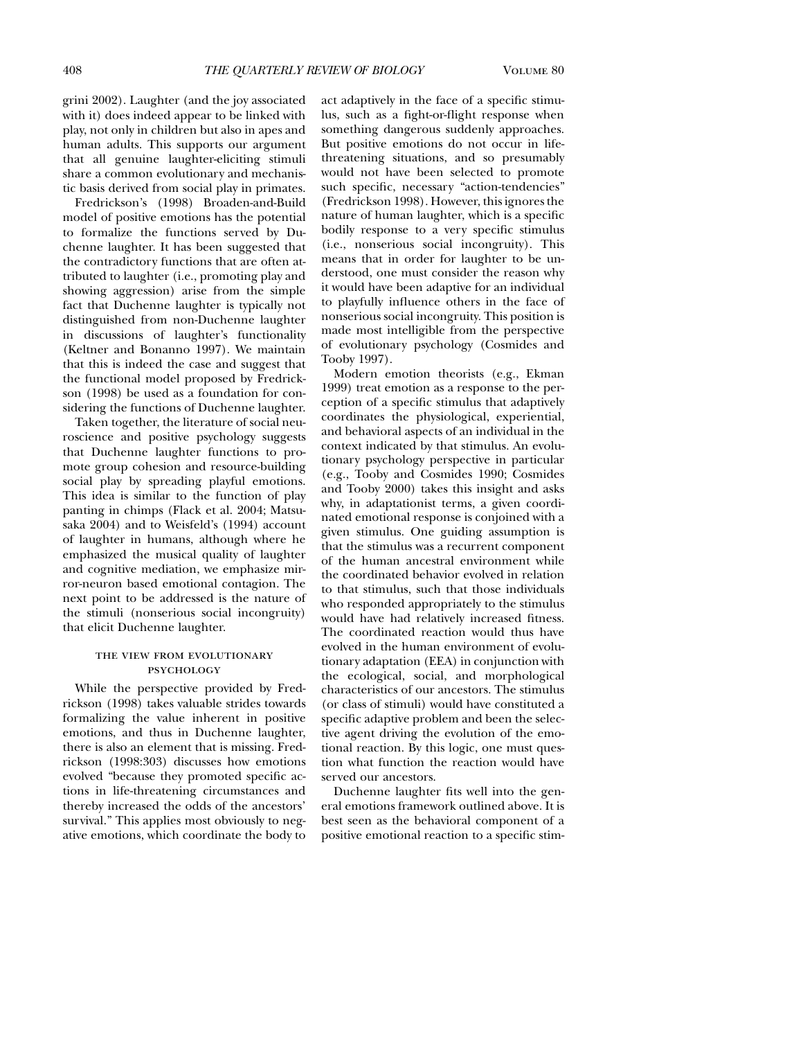grini 2002). Laughter (and the joy associated with it) does indeed appear to be linked with play, not only in children but also in apes and human adults. This supports our argument that all genuine laughter-eliciting stimuli share a common evolutionary and mechanistic basis derived from social play in primates.

Fredrickson's (1998) Broaden-and-Build model of positive emotions has the potential to formalize the functions served by Duchenne laughter. It has been suggested that the contradictory functions that are often attributed to laughter (i.e., promoting play and showing aggression) arise from the simple fact that Duchenne laughter is typically not distinguished from non-Duchenne laughter in discussions of laughter's functionality (Keltner and Bonanno 1997). We maintain that this is indeed the case and suggest that the functional model proposed by Fredrickson (1998) be used as a foundation for considering the functions of Duchenne laughter.

Taken together, the literature of social neuroscience and positive psychology suggests that Duchenne laughter functions to promote group cohesion and resource-building social play by spreading playful emotions. This idea is similar to the function of play panting in chimps (Flack et al. 2004; Matsusaka 2004) and to Weisfeld's (1994) account of laughter in humans, although where he emphasized the musical quality of laughter and cognitive mediation, we emphasize mirror-neuron based emotional contagion. The next point to be addressed is the nature of the stimuli (nonserious social incongruity) that elicit Duchenne laughter.

## The View from Evolutionary Psychology

While the perspective provided by Fredrickson (1998) takes valuable strides towards formalizing the value inherent in positive emotions, and thus in Duchenne laughter, there is also an element that is missing. Fredrickson (1998:303) discusses how emotions evolved "because they promoted specific actions in life-threatening circumstances and thereby increased the odds of the ancestors' survival." This applies most obviously to negative emotions, which coordinate the body to act adaptively in the face of a specific stimulus, such as a fight-or-flight response when something dangerous suddenly approaches. But positive emotions do not occur in life-threatening situations, and so presumably would not have been selected to promote such specific, necessary "action-tendencies" (Fredrickson 1998). However, this ignores the nature of human laughter, which is a specific bodily response to a very specific stimulus (i.e., nonserious social incongruity). This means that in order for laughter to be understood, one must consider the reason why it would have been adaptive for an individual to playfully influence others in the face of nonserious social incongruity. This position is made most intelligible from the perspective of evolutionary psychology (Cosmides and Tooby 1997).

Modern emotion theorists (e.g., Ekman 1999) treat emotion as a response to the perception of a specific stimulus that adaptively coordinates the physiological, experiential, and behavioral aspects of an individual in the context indicated by that stimulus. An evolutionary psychology perspective in particular (e.g., Tooby and Cosmides 1990; Cosmides and Tooby 2000) takes this insight and asks why, in adaptationist terms, a given coordinated emotional response is conjoined with a given stimulus. One guiding assumption is that the stimulus was a recurrent component of the human ancestral environment while the coordinated behavior evolved in relation to that stimulus, such that those individuals who responded appropriately to the stimulus would have had relatively increased fitness. The coordinated reaction would thus have evolved in the human environment of evolutionary adaptation (EEA) in conjunction with the ecological, social, and morphological characteristics of our ancestors. The stimulus (or class of stimuli) would have constituted a specific adaptive problem and been the selective agent driving the evolution of the emotional reaction. By this logic, one must question what function the reaction would have served our ancestors.

Duchenne laughter fits well into the general emotions framework outlined above. It is best seen as the behavioral component of a positive emotional reaction to a specific stim-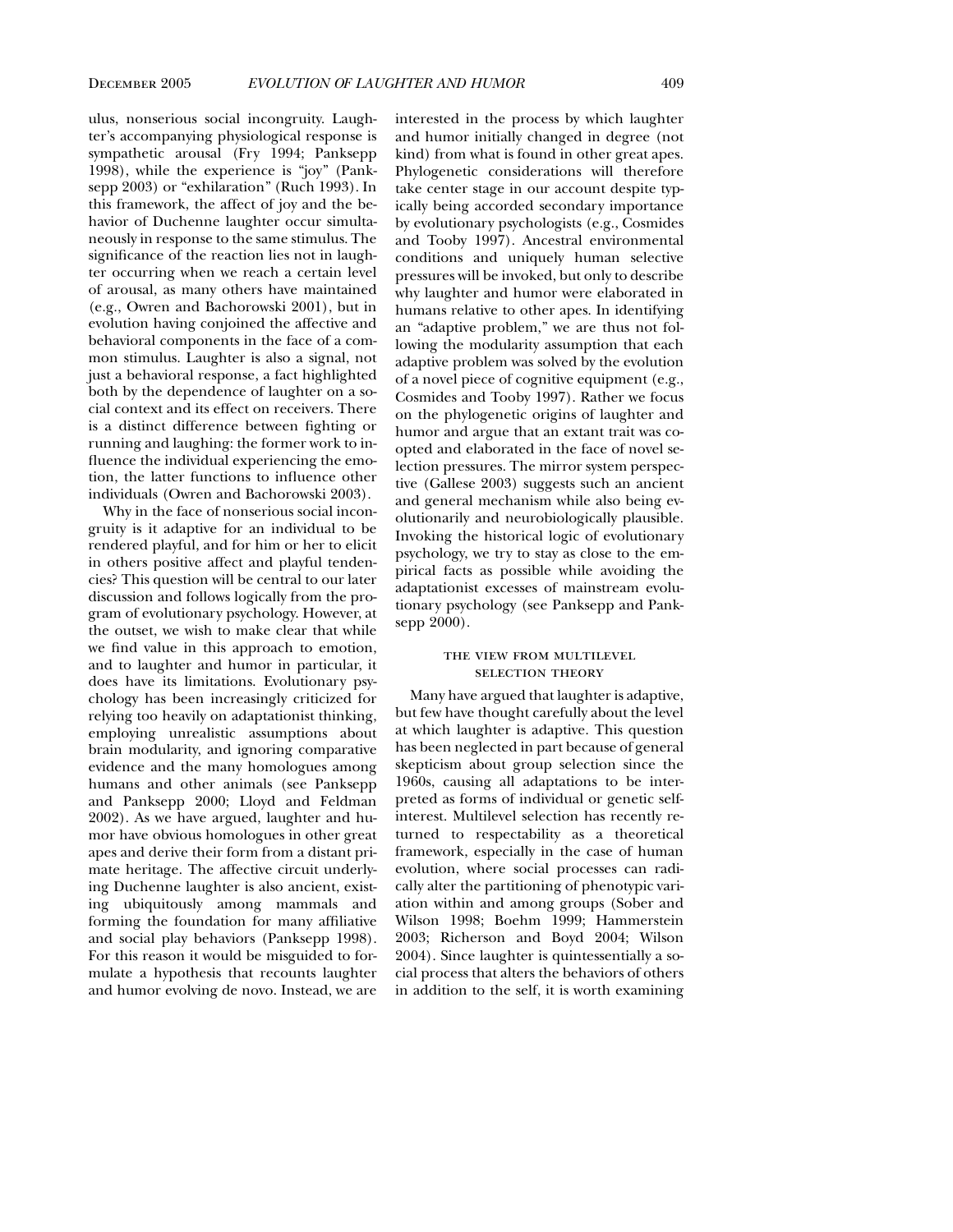ulus, nonserious social incongruity. Laughter's accompanying physiological response is sympathetic arousal (Fry 1994; Panksepp 1998), while the experience is "joy" (Panksepp 2003) or "exhilaration" (Ruch 1993). In this framework, the affect of joy and the behavior of Duchenne laughter occur simultaneously in response to the same stimulus. The significance of the reaction lies not in laughter occurring when we reach a certain level of arousal, as many others have maintained (e.g., Owren and Bachorowski 2001), but in evolution having conjoined the affective and behavioral components in the face of a common stimulus. Laughter is also a signal, not just a behavioral response, a fact highlighted both by the dependence of laughter on a social context and its effect on receivers. There is a distinct difference between fighting or running and laughing: the former work to influence the individual experiencing the emotion, the latter functions to influence other individuals (Owren and Bachorowski 2003).

Why in the face of nonserious social incongruity is it adaptive for an individual to be rendered playful, and for him or her to elicit in others positive affect and playful tendencies? This question will be central to our later discussion and follows logically from the program of evolutionary psychology. However, at the outset, we wish to make clear that while we find value in this approach to emotion, and to laughter and humor in particular, it does have its limitations. Evolutionary psychology has been increasingly criticized for relying too heavily on adaptationist thinking, employing unrealistic assumptions about brain modularity, and ignoring comparative evidence and the many homologues among humans and other animals (see Panksepp and Panksepp 2000; Lloyd and Feldman 2002). As we have argued, laughter and humor have obvious homologues in other great apes and derive their form from a distant primate heritage. The affective circuit underlying Duchenne laughter is also ancient, existing ubiquitously among mammals and forming the foundation for many affiliative and social play behaviors (Panksepp 1998). For this reason it would be misguided to formulate a hypothesis that recounts laughter and humor evolving de novo. Instead, we are interested in the process by which laughter and humor initially changed in degree (not kind) from what is found in other great apes. Phylogenetic considerations will therefore take center stage in our account despite typically being accorded secondary importance by evolutionary psychologists (e.g., Cosmides and Tooby 1997). Ancestral environmental conditions and uniquely human selective pressures will be invoked, but only to describe why laughter and humor were elaborated in humans relative to other apes. In identifying an "adaptive problem," we are thus not following the modularity assumption that each adaptive problem was solved by the evolution of a novel piece of cognitive equipment (e.g., Cosmides and Tooby 1997). Rather we focus on the phylogenetic origins of laughter and humor and argue that an extant trait was coopted and elaborated in the face of novel selection pressures. The mirror system perspective (Gallese 2003) suggests such an ancient and general mechanism while also being evolutionarily and neurobiologically plausible. Invoking the historical logic of evolutionary psychology, we try to stay as close to the empirical facts as possible while avoiding the adaptationist excesses of mainstream evolutionary psychology (see Panksepp and Panksepp 2000).

## THE VIEW FROM MULTILEVEL SELECTION THEORY

Many have argued that laughter is adaptive, but few have thought carefully about the level at which laughter is adaptive. This question has been neglected in part because of general skepticism about group selection since the 1960s, causing all adaptations to be interpreted as forms of individual or genetic self-interest. Multilevel selection has recently returned to respectability as a theoretical framework, especially in the case of human evolution, where social processes can radically alter the partitioning of phenotypic variation within and among groups (Sober and Wilson 1998; Boehm 1999; Hammerstein 2003; Richerson and Boyd 2004; Wilson 2004). Since laughter is quintessentially a social process that alters the behaviors of others in addition to the self, it is worth examining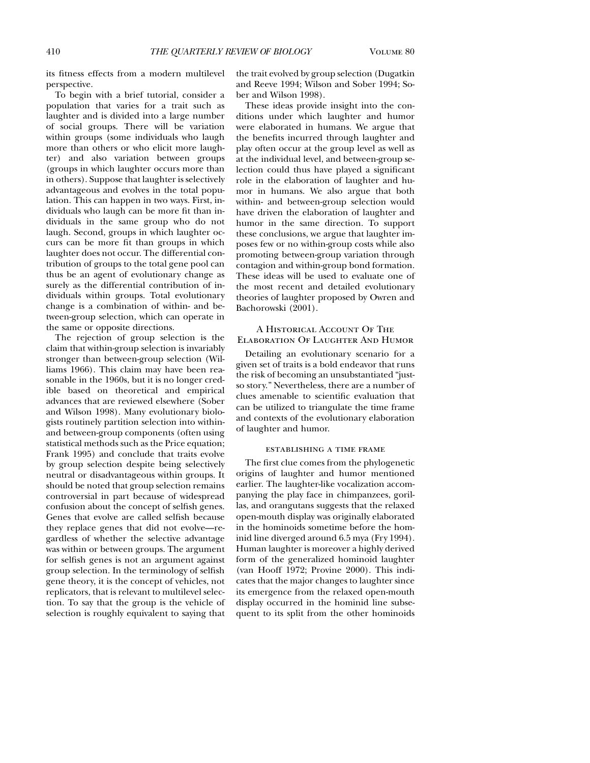its fitness effects from a modern multilevel perspective.

To begin with a brief tutorial, consider a population that varies for a trait such as laughter and is divided into a large number of social groups. There will be variation within groups (some individuals who laugh more than others or who elicit more laughter) and also variation between groups (groups in which laughter occurs more than in others). Suppose that laughter is selectively advantageous and evolves in the total population. This can happen in two ways. First, individuals who laugh can be more fit than individuals in the same group who do not laugh. Second, groups in which laughter occurs can be more fit than groups in which laughter does not occur. The differential contribution of groups to the total gene pool can thus be an agent of evolutionary change as surely as the differential contribution of individuals within groups. Total evolutionary change is a combination of within- and between-group selection, which can operate in the same or opposite directions.

The rejection of group selection is the claim that within-group selection is invariably stronger than between-group selection (Williams 1966). This claim may have been reasonable in the 1960s, but it is no longer credible based on theoretical and empirical advances that are reviewed elsewhere (Sober and Wilson 1998). Many evolutionary biologists routinely partition selection into within- and between-group components (often using statistical methods such as the Price equation; Frank 1995) and conclude that traits evolve by group selection despite being selectively neutral or disadvantageous within groups. It should be noted that group selection remains controversial in part because of widespread confusion about the concept of selfish genes. Genes that evolve are called selfish because they replace genes that did not evolve—regardless of whether the selective advantage was within or between groups. The argument for selfish genes is not an argument against group selection. In the terminology of selfish gene theory, it is the concept of vehicles, not replicators, that is relevant to multilevel selection. To say that the group is the vehicle of selection is roughly equivalent to saying that the trait evolved by group selection (Dugatkin and Reeve 1994; Wilson and Sober 1994; Sober and Wilson 1998).

These ideas provide insight into the conditions under which laughter and humor were elaborated in humans. We argue that the benefits incurred through laughter and play often occur at the group level as well as at the individual level, and between-group selection could thus have played a significant role in the elaboration of laughter and humor in humans. We also argue that both within- and between-group selection would have driven the elaboration of laughter and humor in the same direction. To support these conclusions, we argue that laughter imposes few or no within-group costs while also promoting between-group variation through contagion and within-group bond formation. These ideas will be used to evaluate one of the most recent and detailed evolutionary theories of laughter proposed by Owren and Bachorowski (2001).

## A Historical Account Of The Elaboration Of Laughter And Humor

Detailing an evolutionary scenario for a given set of traits is a bold endeavor that runs the risk of becoming an unsubstantiated "just-so story." Nevertheless, there are a number of clues amenable to scientific evaluation that can be utilized to triangulate the time frame and contexts of the evolutionary elaboration of laughter and humor.

### establishing a time frame

The first clue comes from the phylogenetic origins of laughter and humor mentioned earlier. The laughter-like vocalization accompanying the play face in chimpanzees, gorillas, and orangutans suggests that the relaxed open-mouth display was originally elaborated in the hominoids sometime before the hominid line diverged around 6.5 mya (Fry 1994). Human laughter is moreover a highly derived form of the generalized hominoid laughter (van Hooff 1972; Provine 2000). This indicates that the major changes to laughter since its emergence from the relaxed open-mouth display occurred in the hominid line subsequent to its split from the other hominoids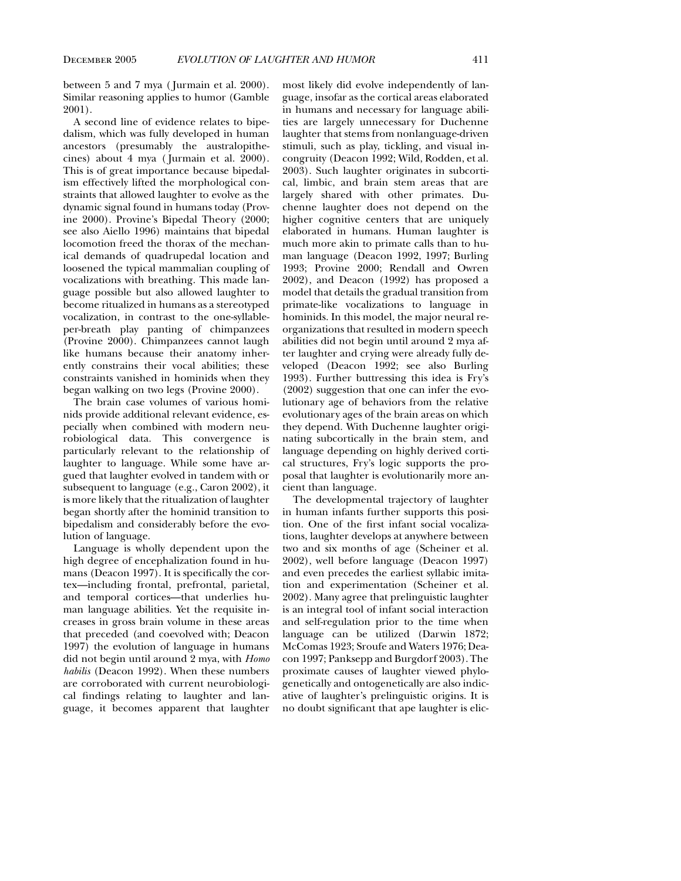between 5 and 7 mya (Jurmain et al. 2000). Similar reasoning applies to humor (Gamble 2001).

A second line of evidence relates to bipedalism, which was fully developed in human ancestors (presumably the australopithecines) about 4 mya (Jurmain et al. 2000). This is of great importance because bipedalism effectively lifted the morphological constraints that allowed laughter to evolve as the dynamic signal found in humans today (Provine 2000). Provine's Bipedal Theory (2000; see also Aiello 1996) maintains that bipedal locomotion freed the thorax of the mechanical demands of quadrupedal location and loosened the typical mammalian coupling of vocalizations with breathing. This made language possible but also allowed laughter to become ritualized in humans as a stereotyped vocalization, in contrast to the one-syllable-per-breath play panting of chimpanzees (Provine 2000). Chimpanzees cannot laugh like humans because their anatomy inherently constrains their vocal abilities; these constraints vanished in hominids when they began walking on two legs (Provine 2000).

The brain case volumes of various hominids provide additional relevant evidence, especially when combined with modern neurobiological data. This convergence is particularly relevant to the relationship of laughter to language. While some have argued that laughter evolved in tandem with or subsequent to language (e.g., Caron 2002), it is more likely that the ritualization of laughter began shortly after the hominid transition to bipedalism and considerably before the evolution of language.

Language is wholly dependent upon the high degree of encephalization found in humans (Deacon 1997). It is specifically the cortex—including frontal, prefrontal, parietal, and temporal cortices—that underlies human language abilities. Yet the requisite increases in gross brain volume in these areas that preceded (and coevolved with; Deacon 1997) the evolution of language in humans did not begin until around 2 mya, with *Homo habilis* (Deacon 1992). When these numbers are corroborated with current neurobiological findings relating to laughter and language, it becomes apparent that laughter most likely did evolve independently of language, insofar as the cortical areas elaborated in humans and necessary for language abilities are largely unnecessary for Duchenne laughter that stems from nonlanguage-driven stimuli, such as play, tickling, and visual incongruity (Deacon 1992; Wild, Rodden, et al. 2003). Such laughter originates in subcortical, limbic, and brain stem areas that are largely shared with other primates. Duchenne laughter does not depend on the higher cognitive centers that are uniquely elaborated in humans. Human laughter is much more akin to primate calls than to human language (Deacon 1992, 1997; Burling 1993; Provine 2000; Rendall and Owren 2002), and Deacon (1992) has proposed a model that details the gradual transition from primate-like vocalizations to language in hominids. In this model, the major neural reorganizations that resulted in modern speech abilities did not begin until around 2 mya after laughter and crying were already fully developed (Deacon 1992; see also Burling 1993). Further buttressing this idea is Fry's (2002) suggestion that one can infer the evolutionary age of behaviors from the relative evolutionary ages of the brain areas on which they depend. With Duchenne laughter originating subcortically in the brain stem, and language depending on highly derived cortical structures, Fry's logic supports the proposal that laughter is evolutionarily more ancient than language.

The developmental trajectory of laughter in human infants further supports this position. One of the first infant social vocalizations, laughter develops at anywhere between two and six months of age (Scheiner et al. 2002), well before language (Deacon 1997) and even precedes the earliest syllabic imitation and experimentation (Scheiner et al. 2002). Many agree that prelinguistic laughter is an integral tool of infant social interaction and self-regulation prior to the time when language can be utilized (Darwin 1872; McComas 1923; Sroufe and Waters 1976; Deacon 1997; Panksepp and Burgdorf 2003). The proximate causes of laughter viewed phylogenetically and ontogenetically are also indicative of laughter's prelinguistic origins. It is no doubt significant that ape laughter is elic-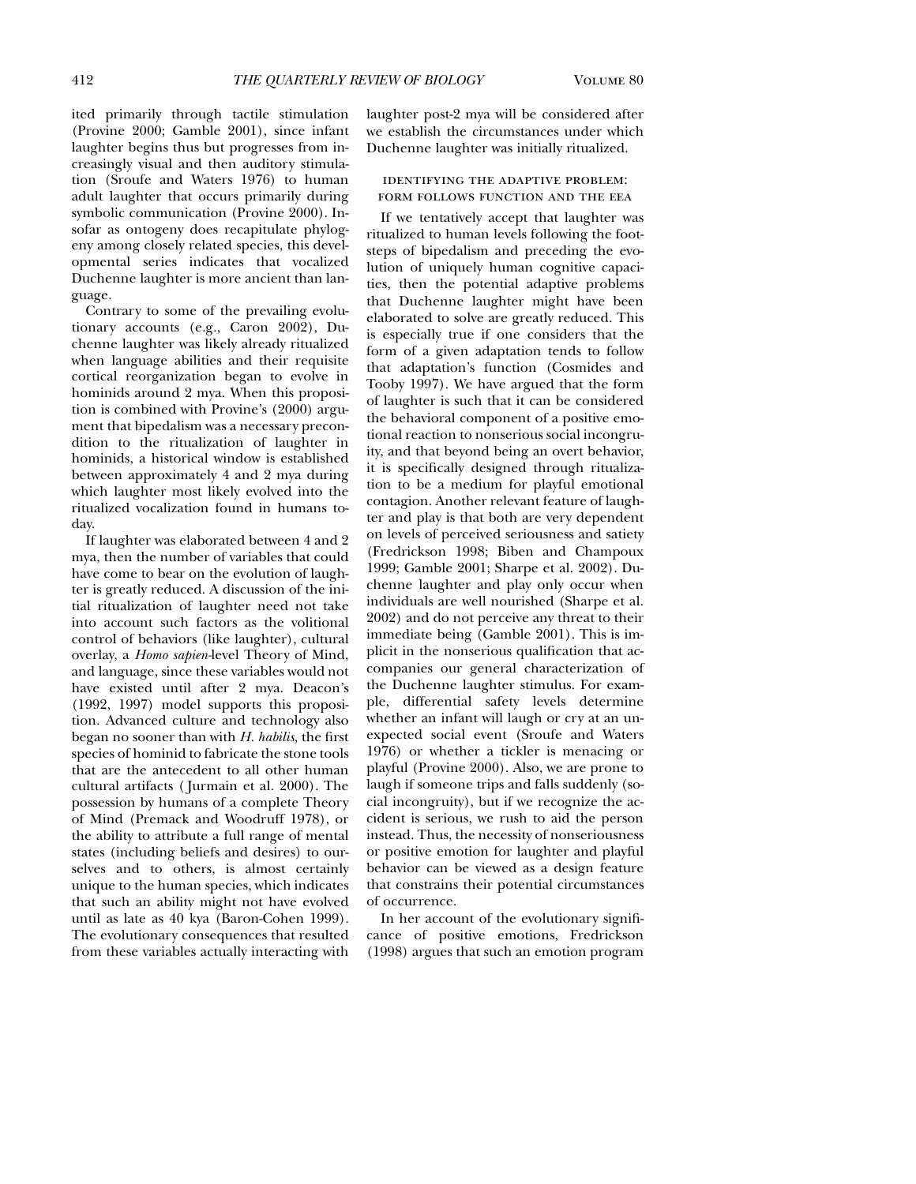ited primarily through tactile stimulation (Provine 2000; Gamble 2001), since infant laughter begins thus but progresses from increasingly visual and then auditory stimulation (Sroufe and Waters 1976) to human adult laughter that occurs primarily during symbolic communication (Provine 2000). Insofar as ontogeny does recapitulate phylogeny among closely related species, this developmental series indicates that vocalized Duchenne laughter is more ancient than language.

Contrary to some of the prevailing evolutionary accounts (e.g., Caron 2002), Duchenne laughter was likely already ritualized when language abilities and their requisite cortical reorganization began to evolve in hominids around 2 mya. When this proposition is combined with Provine's (2000) argument that bipedalism was a necessary precondition to the ritualization of laughter in hominids, a historical window is established between approximately 4 and 2 mya during which laughter most likely evolved into the ritualized vocalization found in humans today.

If laughter was elaborated between 4 and 2 mya, then the number of variables that could have come to bear on the evolution of laughter is greatly reduced. A discussion of the initial ritualization of laughter need not take into account such factors as the volitional control of behaviors (like laughter), cultural overlay, a *Homo sapien*-level Theory of Mind, and language, since these variables would not have existed until after 2 mya. Deacon's (1992, 1997) model supports this proposition. Advanced culture and technology also began no sooner than with *H. habilis,* the first species of hominid to fabricate the stone tools that are the antecedent to all other human cultural artifacts (Jurmain et al. 2000). The possession by humans of a complete Theory of Mind (Premack and Woodruff 1978), or the ability to attribute a full range of mental states (including beliefs and desires) to ourselves and to others, is almost certainly unique to the human species, which indicates that such an ability might not have evolved until as late as 40 kya (Baron-Cohen 1999). The evolutionary consequences that resulted from these variables actually interacting with laughter post-2 mya will be considered after we establish the circumstances under which Duchenne laughter was initially ritualized.

## Identifying the Adaptive Problem: Form Follows Function and the EEA

If we tentatively accept that laughter was ritualized to human levels following the footsteps of bipedalism and preceding the evolution of uniquely human cognitive capacities, then the potential adaptive problems that Duchenne laughter might have been elaborated to solve are greatly reduced. This is especially true if one considers that the form of a given adaptation tends to follow that adaptation's function (Cosmides and Tooby 1997). We have argued that the form of laughter is such that it can be considered the behavioral component of a positive emotional reaction to nonserious social incongruity, and that beyond being an overt behavior, it is specifically designed through ritualization to be a medium for playful emotional contagion. Another relevant feature of laughter and play is that both are very dependent on levels of perceived seriousness and satiety (Fredrickson 1998; Biben and Champoux 1999; Gamble 2001; Sharpe et al. 2002). Duchenne laughter and play only occur when individuals are well nourished (Sharpe et al. 2002) and do not perceive any threat to their immediate being (Gamble 2001). This is implicit in the nonserious qualification that accompanies our general characterization of the Duchenne laughter stimulus. For example, differential safety levels determine whether an infant will laugh or cry at an unexpected social event (Sroufe and Waters 1976) or whether a tickler is menacing or playful (Provine 2000). Also, we are prone to laugh if someone trips and falls suddenly (social incongruity), but if we recognize the accident is serious, we rush to aid the person instead. Thus, the necessity of nonseriousness or positive emotion for laughter and playful behavior can be viewed as a design feature that constrains their potential circumstances of occurrence.

In her account of the evolutionary significance of positive emotions, Fredrickson (1998) argues that such an emotion program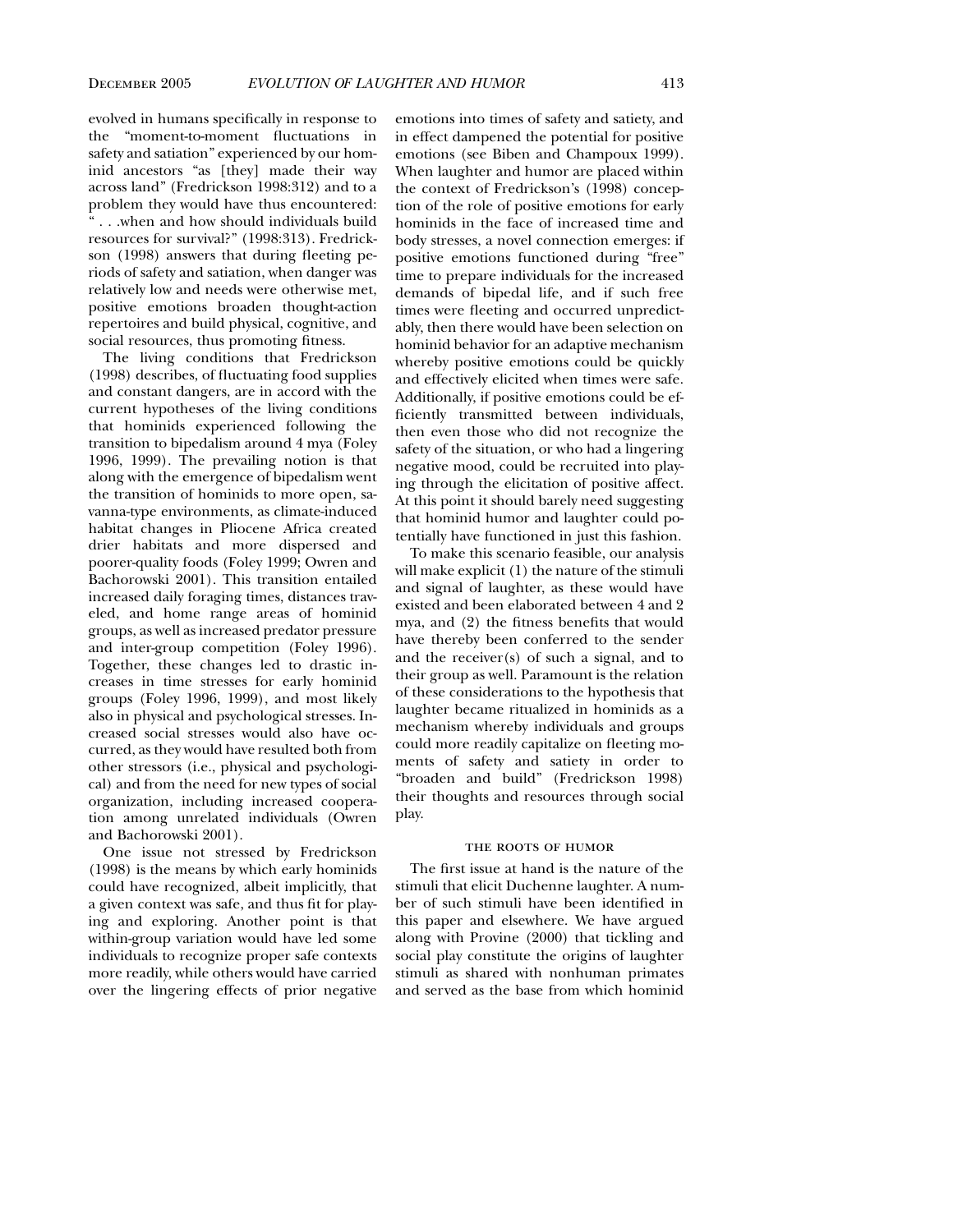evolved in humans specifically in response to the "moment-to-moment fluctuations in safety and satiation" experienced by our hominid ancestors "as [they] made their way across land" (Fredrickson 1998:312) and to a problem they would have thus encountered: " . . .when and how should individuals build resources for survival?" (1998:313). Fredrickson (1998) answers that during fleeting periods of safety and satiation, when danger was relatively low and needs were otherwise met, positive emotions broaden thought-action repertoires and build physical, cognitive, and social resources, thus promoting fitness.

The living conditions that Fredrickson (1998) describes, of fluctuating food supplies and constant dangers, are in accord with the current hypotheses of the living conditions that hominids experienced following the transition to bipedalism around 4 mya (Foley 1996, 1999). The prevailing notion is that along with the emergence of bipedalism went the transition of hominids to more open, savanna-type environments, as climate-induced habitat changes in Pliocene Africa created drier habitats and more dispersed and poorer-quality foods (Foley 1999; Owren and Bachorowski 2001). This transition entailed increased daily foraging times, distances traveled, and home range areas of hominid groups, as well as increased predator pressure and inter-group competition (Foley 1996). Together, these changes led to drastic increases in time stresses for early hominid groups (Foley 1996, 1999), and most likely also in physical and psychological stresses. Increased social stresses would also have occurred, as they would have resulted both from other stressors (i.e., physical and psychological) and from the need for new types of social organization, including increased cooperation among unrelated individuals (Owren and Bachorowski 2001).

One issue not stressed by Fredrickson (1998) is the means by which early hominids could have recognized, albeit implicitly, that a given context was safe, and thus fit for playing and exploring. Another point is that within-group variation would have led some individuals to recognize proper safe contexts more readily, while others would have carried over the lingering effects of prior negative emotions into times of safety and satiety, and in effect dampened the potential for positive emotions (see Biben and Champoux 1999). When laughter and humor are placed within the context of Fredrickson's (1998) conception of the role of positive emotions for early hominids in the face of increased time and body stresses, a novel connection emerges: if positive emotions functioned during "free" time to prepare individuals for the increased demands of bipedal life, and if such free times were fleeting and occurred unpredictably, then there would have been selection on hominid behavior for an adaptive mechanism whereby positive emotions could be quickly and effectively elicited when times were safe. Additionally, if positive emotions could be efficiently transmitted between individuals, then even those who did not recognize the safety of the situation, or who had a lingering negative mood, could be recruited into playing through the elicitation of positive affect. At this point it should barely need suggesting that hominid humor and laughter could potentially have functioned in just this fashion.

To make this scenario feasible, our analysis will make explicit (1) the nature of the stimuli and signal of laughter, as these would have existed and been elaborated between 4 and 2 mya, and (2) the fitness benefits that would have thereby been conferred to the sender and the receiver(s) of such a signal, and to their group as well. Paramount is the relation of these considerations to the hypothesis that laughter became ritualized in hominids as a mechanism whereby individuals and groups could more readily capitalize on fleeting moments of safety and satiety in order to "broaden and build" (Fredrickson 1998) their thoughts and resources through social play.

## THE ROOTS OF HUMOR

The first issue at hand is the nature of the stimuli that elicit Duchenne laughter. A number of such stimuli have been identified in this paper and elsewhere. We have argued along with Provine (2000) that tickling and social play constitute the origins of laughter stimuli as shared with nonhuman primates and served as the base from which hominid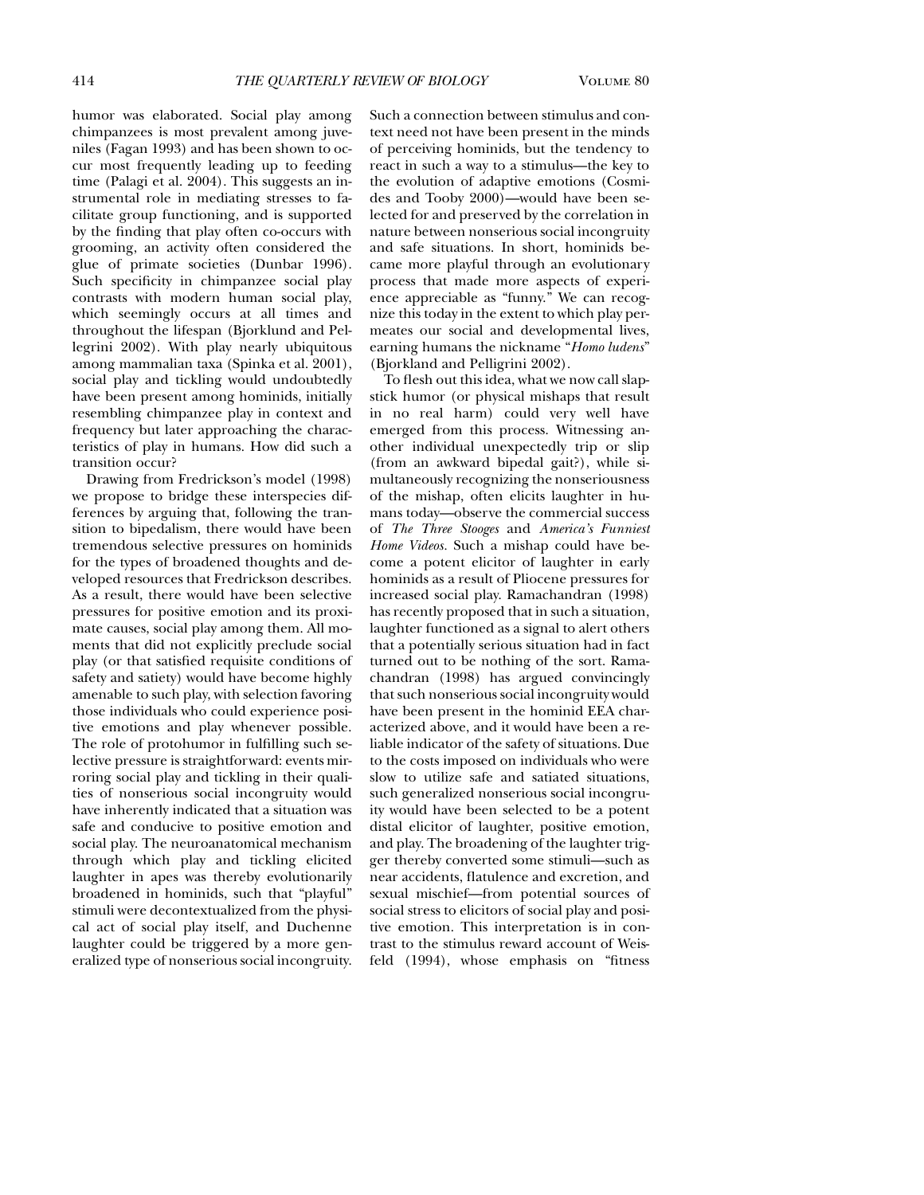humor was elaborated. Social play among chimpanzees is most prevalent among juveniles (Fagan 1993) and has been shown to occur most frequently leading up to feeding time (Palagi et al. 2004). This suggests an instrumental role in mediating stresses to facilitate group functioning, and is supported by the finding that play often co-occurs with grooming, an activity often considered the glue of primate societies (Dunbar 1996). Such specificity in chimpanzee social play contrasts with modern human social play, which seemingly occurs at all times and throughout the lifespan (Bjorklund and Pellegrini 2002). With play nearly ubiquitous among mammalian taxa (Spinka et al. 2001), social play and tickling would undoubtedly have been present among hominids, initially resembling chimpanzee play in context and frequency but later approaching the characteristics of play in humans. How did such a transition occur?

Drawing from Fredrickson's model (1998) we propose to bridge these interspecies differences by arguing that, following the transition to bipedalism, there would have been tremendous selective pressures on hominids for the types of broadened thoughts and developed resources that Fredrickson describes. As a result, there would have been selective pressures for positive emotion and its proximate causes, social play among them. All moments that did not explicitly preclude social play (or that satisfied requisite conditions of safety and satiety) would have become highly amenable to such play, with selection favoring those individuals who could experience positive emotions and play whenever possible. The role of protohumor in fulfilling such selective pressure is straightforward: events mirroring social play and tickling in their qualities of nonserious social incongruity would have inherently indicated that a situation was safe and conducive to positive emotion and social play. The neuroanatomical mechanism through which play and tickling elicited laughter in apes was thereby evolutionarily broadened in hominids, such that "playful" stimuli were decontextualized from the physical act of social play itself, and Duchenne laughter could be triggered by a more generalized type of nonserious social incongruity. Such a connection between stimulus and context need not have been present in the minds of perceiving hominids, but the tendency to react in such a way to a stimulus—the key to the evolution of adaptive emotions (Cosmides and Tooby 2000)—would have been selected for and preserved by the correlation in nature between nonserious social incongruity and safe situations. In short, hominids became more playful through an evolutionary process that made more aspects of experience appreciable as "funny." We can recognize this today in the extent to which play permeates our social and developmental lives, earning humans the nickname "*Homo ludens*" (Bjorklund and Pelligrini 2002).

To flesh out this idea, what we now call slapstick humor (or physical mishaps that result in no real harm) could very well have emerged from this process. Witnessing another individual unexpectedly trip or slip (from an awkward bipedal gait?), while simultaneously recognizing the nonseriousness of the mishap, often elicits laughter in humans today—observe the commercial success of *The Three Stooges* and *America's Funniest Home Videos*. Such a mishap could have become a potent elicitor of laughter in early hominids as a result of Pliocene pressures for increased social play. Ramachandran (1998) has recently proposed that in such a situation, laughter functioned as a signal to alert others that a potentially serious situation had in fact turned out to be nothing of the sort. Ramachandran (1998) has argued convincingly that such nonserious social incongruity would have been present in the hominid EEA characterized above, and it would have been a reliable indicator of the safety of situations. Due to the costs imposed on individuals who were slow to utilize safe and satiated situations, such generalized nonserious social incongruity would have been selected to be a potent distal elicitor of laughter, positive emotion, and play. The broadening of the laughter trigger thereby converted some stimuli—such as near accidents, flatulence and excretion, and sexual mischief—from potential sources of social stress to elicitors of social play and positive emotion. This interpretation is in contrast to the stimulus reward account of Weisfeld (1994), whose emphasis on "fitness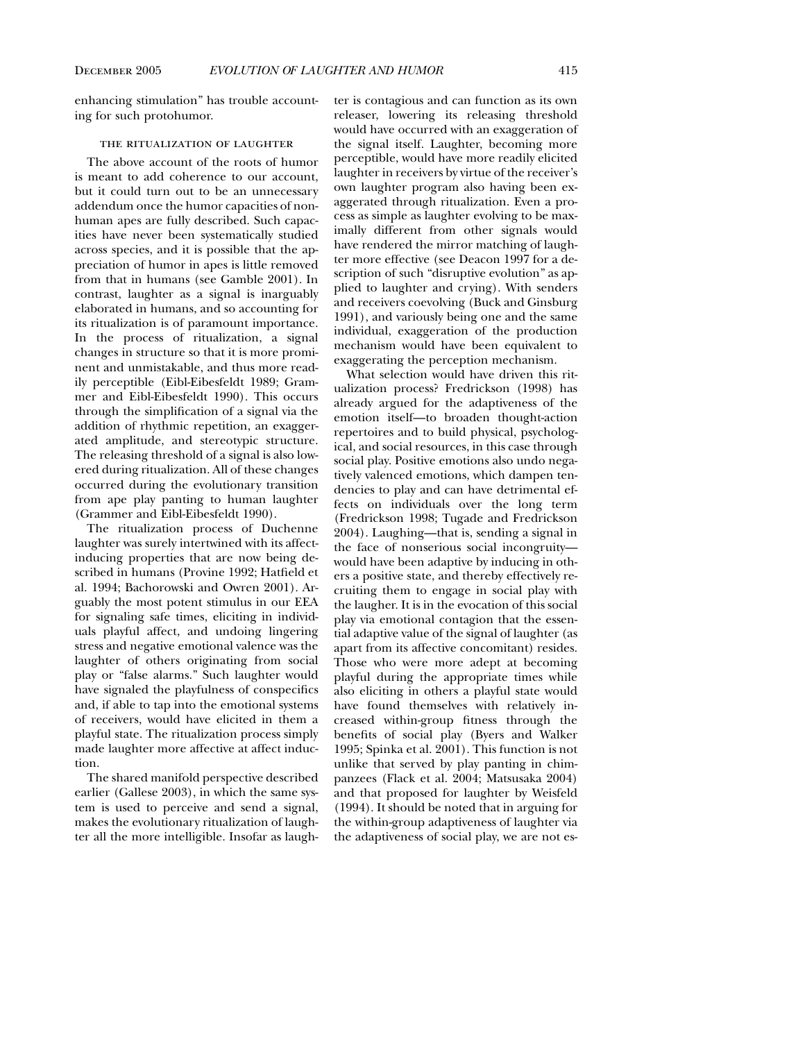enhancing stimulation" has trouble accounting for such protohumor.

### THE RITUALIZATION OF LAUGHTER

The above account of the roots of humor is meant to add coherence to our account, but it could turn out to be an unnecessary addendum once the humor capacities of nonhuman apes are fully described. Such capacities have never been systematically studied across species, and it is possible that the appreciation of humor in apes is little removed from that in humans (see Gamble 2001). In contrast, laughter as a signal is inarguably elaborated in humans, and so accounting for its ritualization is of paramount importance. In the process of ritualization, a signal changes in structure so that it is more prominent and unmistakable, and thus more readily perceptible (Eibl-Eibesfeldt 1989; Grammer and Eibl-Eibesfeldt 1990). This occurs through the simplification of a signal via the addition of rhythmic repetition, an exaggerated amplitude, and stereotypic structure. The releasing threshold of a signal is also lowered during ritualization. All of these changes occurred during the evolutionary transition from ape play panting to human laughter (Grammer and Eibl-Eibesfeldt 1990).

The ritualization process of Duchenne laughter was surely intertwined with its affect-inducing properties that are now being described in humans (Provine 1992; Hatfield et al. 1994; Bachorowski and Owren 2001). Arguably the most potent stimulus in our EEA for signaling safe times, eliciting in individuals playful affect, and undoing lingering stress and negative emotional valence was the laughter of others originating from social play or "false alarms." Such laughter would have signaled the playfulness of conspecifics and, if able to tap into the emotional systems of receivers, would have elicited in them a playful state. The ritualization process simply made laughter more affective at affect induction.

The shared manifold perspective described earlier (Gallese 2003), in which the same system is used to perceive and send a signal, makes the evolutionary ritualization of laughter all the more intelligible. Insofar as laughter is contagious and can function as its own releaser, lowering its releasing threshold would have occurred with an exaggeration of the signal itself. Laughter, becoming more perceptible, would have more readily elicited laughter in receivers by virtue of the receiver's own laughter program also having been exaggerated through ritualization. Even a process as simple as laughter evolving to be maximally different from other signals would have rendered the mirror matching of laughter more effective (see Deacon 1997 for a description of such "disruptive evolution" as applied to laughter and crying). With senders and receivers coevolving (Buck and Ginsburg 1991), and variously being one and the same individual, exaggeration of the production mechanism would have been equivalent to exaggerating the perception mechanism.

What selection would have driven this ritualization process? Fredrickson (1998) has already argued for the adaptiveness of the emotion itself—to broaden thought-action repertoires and to build physical, psychological, and social resources, in this case through social play. Positive emotions also undo negatively valenced emotions, which dampen tendencies to play and can have detrimental effects on individuals over the long term (Fredrickson 1998; Tugade and Fredrickson 2004). Laughing—that is, sending a signal in the face of nonserious social incongruity—would have been adaptive by inducing in others a positive state, and thereby effectively recruiting them to engage in social play with the laugher. It is in the evocation of this social play via emotional contagion that the essential adaptive value of the signal of laughter (as apart from its affective concomitant) resides. Those who were more adept at becoming playful during the appropriate times while also eliciting in others a playful state would have found themselves with relatively increased within-group fitness through the benefits of social play (Byers and Walker 1995; Spinka et al. 2001). This function is not unlike that served by play panting in chimpanzees (Flack et al. 2004; Matsusaka 2004) and that proposed for laughter by Weisfeld (1994). It should be noted that in arguing for the within-group adaptiveness of laughter via the adaptiveness of social play, we are not es-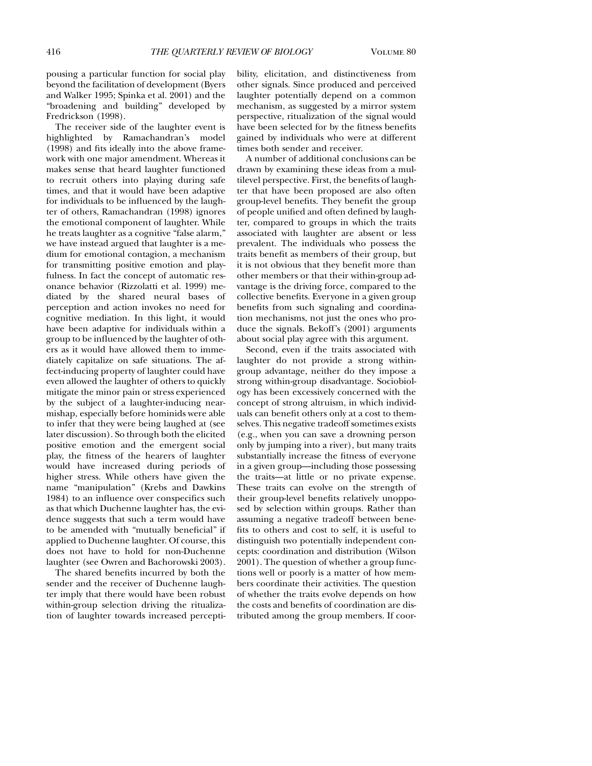pousing a particular function for social play beyond the facilitation of development (Byers and Walker 1995; Spinka et al. 2001) and the "broadening and building" developed by Fredrickson (1998).

The receiver side of the laughter event is highlighted by Ramachandran's model (1998) and fits ideally into the above framework with one major amendment. Whereas it makes sense that heard laughter functioned to recruit others into playing during safe times, and that it would have been adaptive for individuals to be influenced by the laughter of others, Ramachandran (1998) ignores the emotional component of laughter. While he treats laughter as a cognitive "false alarm," we have instead argued that laughter is a medium for emotional contagion, a mechanism for transmitting positive emotion and playfulness. In fact the concept of automatic resonance behavior (Rizzolatti et al. 1999) mediated by the shared neural bases of perception and action invokes no need for cognitive mediation. In this light, it would have been adaptive for individuals within a group to be influenced by the laughter of others as it would have allowed them to immediately capitalize on safe situations. The affect-inducing property of laughter could have even allowed the laughter of others to quickly mitigate the minor pain or stress experienced by the subject of a laughter-inducing near-mishap, especially before hominids were able to infer that they were being laughed at (see later discussion). So through both the elicited positive emotion and the emergent social play, the fitness of the hearers of laughter would have increased during periods of higher stress. While others have given the name "manipulation" (Krebs and Dawkins 1984) to an influence over conspecifics such as that which Duchenne laughter has, the evidence suggests that such a term would have to be amended with "mutually beneficial" if applied to Duchenne laughter. Of course, this does not have to hold for non-Duchenne laughter (see Owren and Bachorowski 2003).

The shared benefits incurred by both the sender and the receiver of Duchenne laughter imply that there would have been robust within-group selection driving the ritualization of laughter towards increased perceptibility, elicitation, and distinctiveness from other signals. Since produced and perceived laughter potentially depend on a common mechanism, as suggested by a mirror system perspective, ritualization of the signal would have been selected for by the fitness benefits gained by individuals who were at different times both sender and receiver.

A number of additional conclusions can be drawn by examining these ideas from a multilevel perspective. First, the benefits of laughter that have been proposed are also often group-level benefits. They benefit the group of people unified and often defined by laughter, compared to groups in which the traits associated with laughter are absent or less prevalent. The individuals who possess the traits benefit as members of their group, but it is not obvious that they benefit more than other members or that their within-group advantage is the driving force, compared to the collective benefits. Everyone in a given group benefits from such signaling and coordination mechanisms, not just the ones who produce the signals. Bekoff's (2001) arguments about social play agree with this argument.

Second, even if the traits associated with laughter do not provide a strong within-group advantage, neither do they impose a strong within-group disadvantage. Sociobiology has been excessively concerned with the concept of strong altruism, in which individuals can benefit others only at a cost to themselves. This negative tradeoff sometimes exists (e.g., when you can save a drowning person only by jumping into a river), but many traits substantially increase the fitness of everyone in a given group—including those possessing the traits—at little or no private expense. These traits can evolve on the strength of their group-level benefits relatively unopposed by selection within groups. Rather than assuming a negative tradeoff between benefits to others and cost to self, it is useful to distinguish two potentially independent concepts: coordination and distribution (Wilson 2001). The question of whether a group functions well or poorly is a matter of how members coordinate their activities. The question of whether the traits evolve depends on how the costs and benefits of coordination are distributed among the group members. If coor-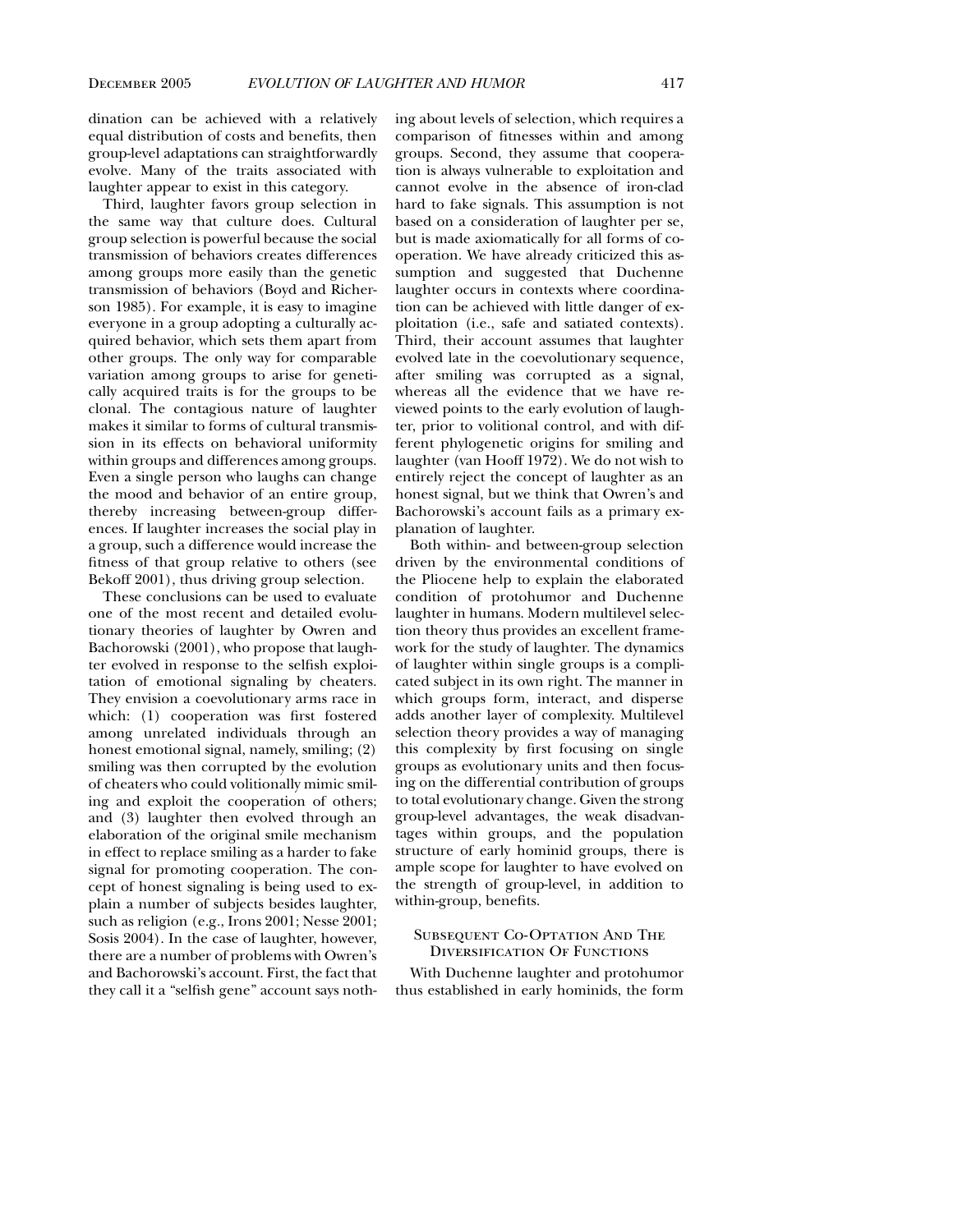dination can be achieved with a relatively equal distribution of costs and benefits, then group-level adaptations can straightforwardly evolve. Many of the traits associated with laughter appear to exist in this category.

Third, laughter favors group selection in the same way that culture does. Cultural group selection is powerful because the social transmission of behaviors creates differences among groups more easily than the genetic transmission of behaviors (Boyd and Richerson 1985). For example, it is easy to imagine everyone in a group adopting a culturally acquired behavior, which sets them apart from other groups. The only way for comparable variation among groups to arise for genetically acquired traits is for the groups to be clonal. The contagious nature of laughter makes it similar to forms of cultural transmission in its effects on behavioral uniformity within groups and differences among groups. Even a single person who laughs can change the mood and behavior of an entire group, thereby increasing between-group differences. If laughter increases the social play in a group, such a difference would increase the fitness of that group relative to others (see Bekoff 2001), thus driving group selection.

These conclusions can be used to evaluate one of the most recent and detailed evolutionary theories of laughter by Owren and Bachorowski (2001), who propose that laughter evolved in response to the selfish exploitation of emotional signaling by cheaters. They envision a coevolutionary arms race in which: (1) cooperation was first fostered among unrelated individuals through an honest emotional signal, namely, smiling; (2) smiling was then corrupted by the evolution of cheaters who could volitionally mimic smiling and exploit the cooperation of others; and (3) laughter then evolved through an elaboration of the original smile mechanism in effect to replace smiling as a harder to fake signal for promoting cooperation. The concept of honest signaling is being used to explain a number of subjects besides laughter, such as religion (e.g., Irons 2001; Nesse 2001; Sosis 2004). In the case of laughter, however, there are a number of problems with Owren's and Bachorowski's account. First, the fact that they call it a "selfish gene" account says nothing about levels of selection, which requires a comparison of fitnesses within and among groups. Second, they assume that cooperation is always vulnerable to exploitation and cannot evolve in the absence of iron-clad hard to fake signals. This assumption is not based on a consideration of laughter per se, but is made axiomatically for all forms of cooperation. We have already criticized this assumption and suggested that Duchenne laughter occurs in contexts where coordination can be achieved with little danger of exploitation (i.e., safe and satiated contexts). Third, their account assumes that laughter evolved late in the coevolutionary sequence, after smiling was corrupted as a signal, whereas all the evidence that we have reviewed points to the early evolution of laughter, prior to volitional control, and with different phylogenetic origins for smiling and laughter (van Hooff 1972). We do not wish to entirely reject the concept of laughter as an honest signal, but we think that Owren's and Bachorowski's account fails as a primary explanation of laughter.

Both within- and between-group selection driven by the environmental conditions of the Pliocene help to explain the elaborated condition of protohumor and Duchenne laughter in humans. Modern multilevel selection theory thus provides an excellent framework for the study of laughter. The dynamics of laughter within single groups is a complicated subject in its own right. The manner in which groups form, interact, and disperse adds another layer of complexity. Multilevel selection theory provides a way of managing this complexity by first focusing on single groups as evolutionary units and then focusing on the differential contribution of groups to total evolutionary change. Given the strong group-level advantages, the weak disadvantages within groups, and the population structure of early hominid groups, there is ample scope for laughter to have evolved on the strength of group-level, in addition to within-group, benefits.

## Subsequent Co-Optation And The Diversification Of Functions

With Duchenne laughter and protohumor thus established in early hominids, the form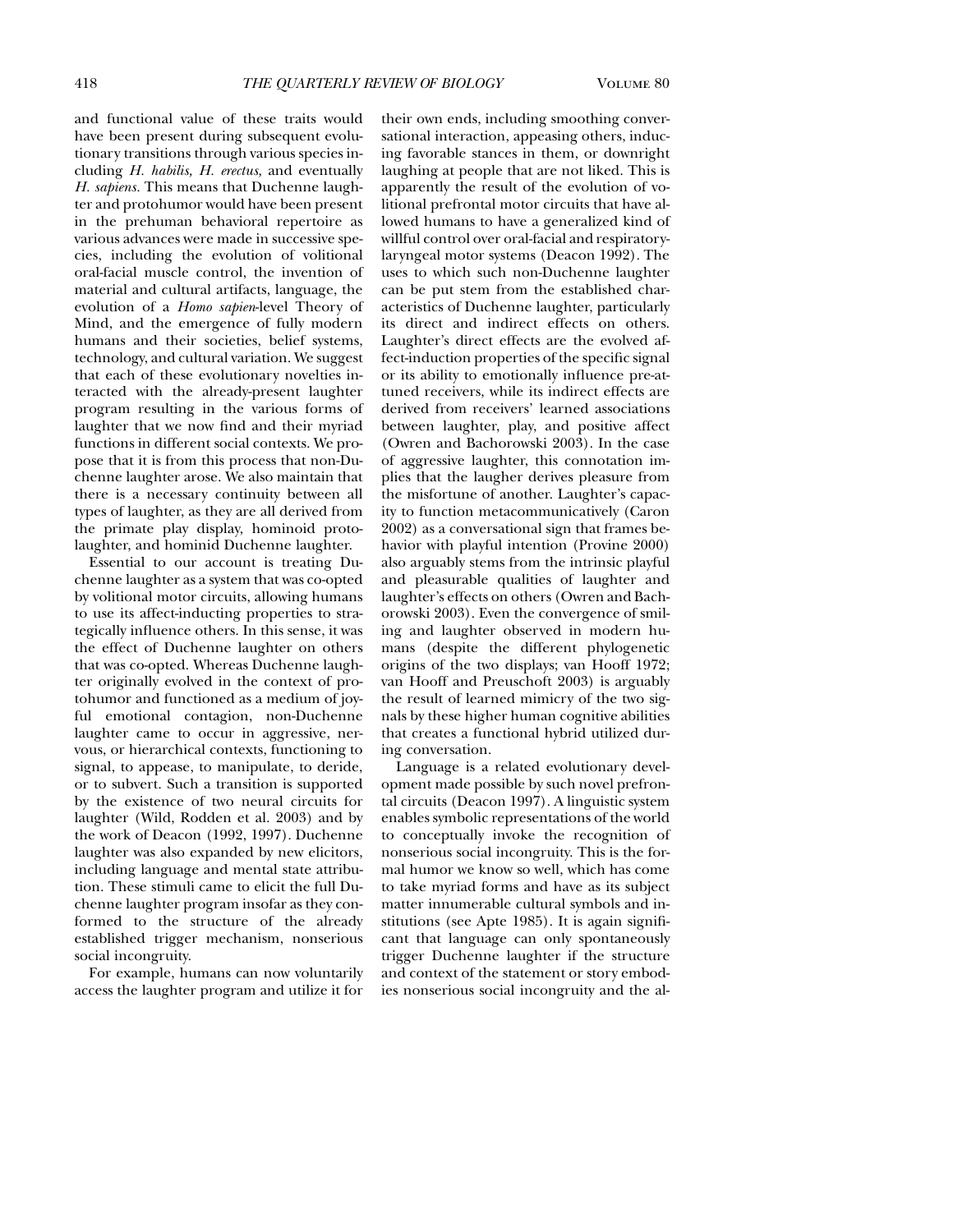and functional value of these traits would have been present during subsequent evolutionary transitions through various species including *H. habilis, H. erectus,* and eventually *H. sapiens*. This means that Duchenne laughter and protohumor would have been present in the prehuman behavioral repertoire as various advances were made in successive species, including the evolution of volitional oral-facial muscle control, the invention of material and cultural artifacts, language, the evolution of a *Homo sapien*-level Theory of Mind, and the emergence of fully modern humans and their societies, belief systems, technology, and cultural variation. We suggest that each of these evolutionary novelties interacted with the already-present laughter program resulting in the various forms of laughter that we now find and their myriad functions in different social contexts. We propose that it is from this process that non-Duchenne laughter arose. We also maintain that there is a necessary continuity between all types of laughter, as they are all derived from the primate play display, hominoid protolaughter, and hominid Duchenne laughter.

Essential to our account is treating Duchenne laughter as a system that was co-opted by volitional motor circuits, allowing humans to use its affect-inducting properties to strategically influence others. In this sense, it was the effect of Duchenne laughter on others that was co-opted. Whereas Duchenne laughter originally evolved in the context of protohumor and functioned as a medium of joyful emotional contagion, non-Duchenne laughter came to occur in aggressive, nervous, or hierarchical contexts, functioning to signal, to appease, to manipulate, to deride, or to subvert. Such a transition is supported by the existence of two neural circuits for laughter (Wild, Rodden et al. 2003) and by the work of Deacon (1992, 1997). Duchenne laughter was also expanded by new elicitors, including language and mental state attribution. These stimuli came to elicit the full Duchenne laughter program insofar as they conformed to the structure of the already established trigger mechanism, nonserious social incongruity.

For example, humans can now voluntarily access the laughter program and utilize it for their own ends, including smoothing conversational interaction, appeasing others, inducing favorable stances in them, or downright laughing at people that are not liked. This is apparently the result of the evolution of volitional prefrontal motor circuits that have allowed humans to have a generalized kind of willful control over oral-facial and respiratory-laryngeal motor systems (Deacon 1992). The uses to which such non-Duchenne laughter can be put stem from the established characteristics of Duchenne laughter, particularly its direct and indirect effects on others. Laughter's direct effects are the evolved affect-induction properties of the specific signal or its ability to emotionally influence pre-attuned receivers, while its indirect effects are derived from receivers' learned associations between laughter, play, and positive affect (Owren and Bachorowski 2003). In the case of aggressive laughter, this connotation implies that the laugher derives pleasure from the misfortune of another. Laughter's capacity to function metacommunicatively (Caron 2002) as a conversational sign that frames behavior with playful intention (Provine 2000) also arguably stems from the intrinsic playful and pleasurable qualities of laughter and laughter's effects on others (Owren and Bachorowski 2003). Even the convergence of smiling and laughter observed in modern humans (despite the different phylogenetic origins of the two displays; van Hooff 1972; van Hooff and Preuschoft 2003) is arguably the result of learned mimicry of the two signals by these higher human cognitive abilities that creates a functional hybrid utilized during conversation.

Language is a related evolutionary development made possible by such novel prefrontal circuits (Deacon 1997). A linguistic system enables symbolic representations of the world to conceptually invoke the recognition of nonserious social incongruity. This is the formal humor we know so well, which has come to take myriad forms and have as its subject matter innumerable cultural symbols and institutions (see Apte 1985). It is again significant that language can only spontaneously trigger Duchenne laughter if the structure and context of the statement or story embodies nonserious social incongruity and the al-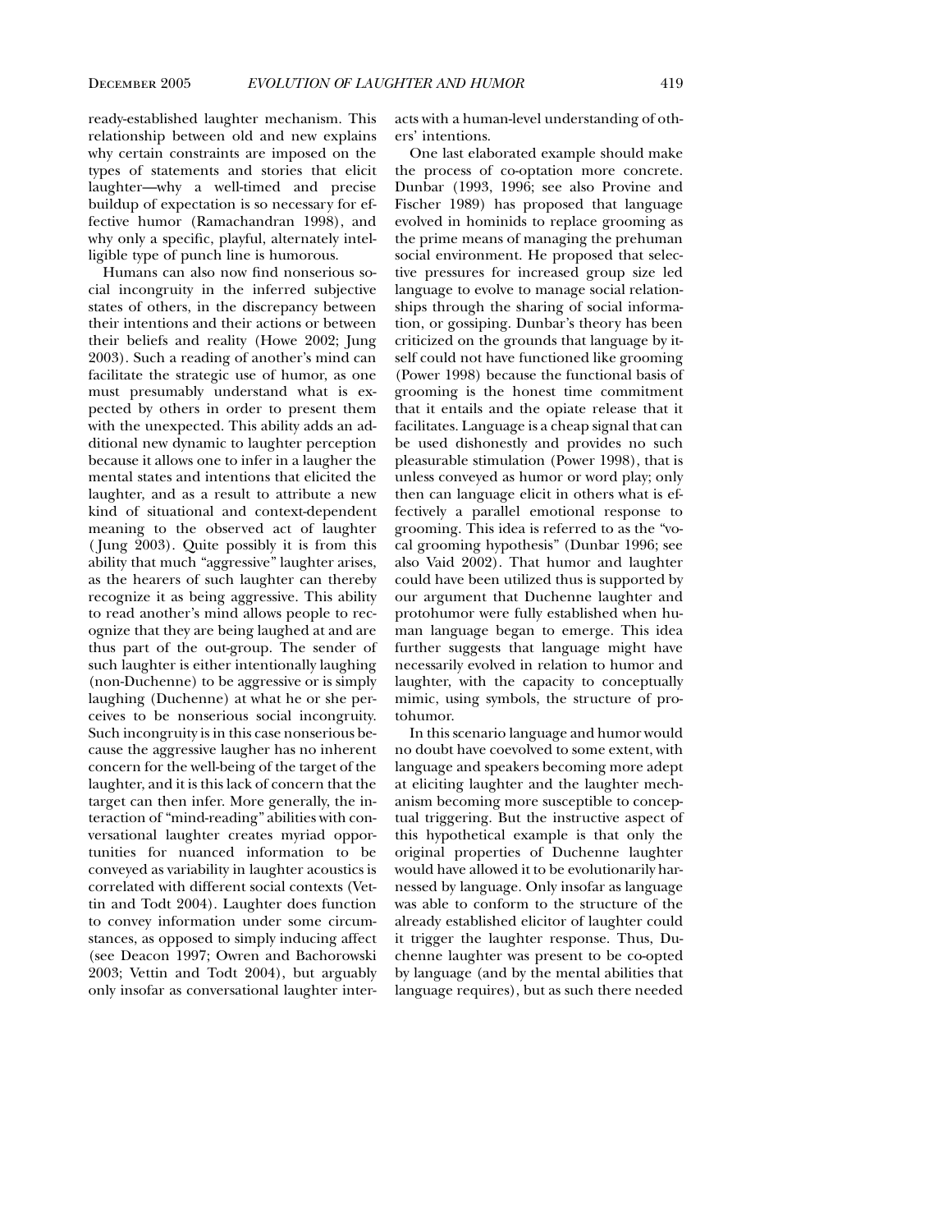ready-established laughter mechanism. This relationship between old and new explains why certain constraints are imposed on the types of statements and stories that elicit laughter—why a well-timed and precise buildup of expectation is so necessary for effective humor (Ramachandran 1998), and why only a specific, playful, alternately intelligible type of punch line is humorous.

Humans can also now find nonserious social incongruity in the inferred subjective states of others, in the discrepancy between their intentions and their actions or between their beliefs and reality (Howe 2002; Jung 2003). Such a reading of another's mind can facilitate the strategic use of humor, as one must presumably understand what is expected by others in order to present them with the unexpected. This ability adds an additional new dynamic to laughter perception because it allows one to infer in a laugher the mental states and intentions that elicited the laughter, and as a result to attribute a new kind of situational and context-dependent meaning to the observed act of laughter (Jung 2003). Quite possibly it is from this ability that much "aggressive" laughter arises, as the hearers of such laughter can thereby recognize it as being aggressive. This ability to read another's mind allows people to recognize that they are being laughed at and are thus part of the out-group. The sender of such laughter is either intentionally laughing (non-Duchenne) to be aggressive or is simply laughing (Duchenne) at what he or she perceives to be nonserious social incongruity. Such incongruity is in this case nonserious because the aggressive laugher has no inherent concern for the well-being of the target of the laughter, and it is this lack of concern that the target can then infer. More generally, the interaction of "mind-reading" abilities with conversational laughter creates myriad opportunities for nuanced information to be conveyed as variability in laughter acoustics is correlated with different social contexts (Vettin and Todt 2004). Laughter does function to convey information under some circumstances, as opposed to simply inducing affect (see Deacon 1997; Owren and Bachorowski 2003; Vettin and Todt 2004), but arguably only insofar as conversational laughter interacts with a human-level understanding of others' intentions.

One last elaborated example should make the process of co-optation more concrete. Dunbar (1993, 1996; see also Provine and Fischer 1989) has proposed that language evolved in hominids to replace grooming as the prime means of managing the prehuman social environment. He proposed that selective pressures for increased group size led language to evolve to manage social relationships through the sharing of social information, or gossiping. Dunbar's theory has been criticized on the grounds that language by itself could not have functioned like grooming (Power 1998) because the functional basis of grooming is the honest time commitment that it entails and the opiate release that it facilitates. Language is a cheap signal that can be used dishonestly and provides no such pleasurable stimulation (Power 1998), that is unless conveyed as humor or word play; only then can language elicit in others what is effectively a parallel emotional response to grooming. This idea is referred to as the "vocal grooming hypothesis" (Dunbar 1996; see also Vaid 2002). That humor and laughter could have been utilized thus is supported by our argument that Duchenne laughter and protohumor were fully established when human language began to emerge. This idea further suggests that language might have necessarily evolved in relation to humor and laughter, with the capacity to conceptually mimic, using symbols, the structure of protohumor.

In this scenario language and humor would no doubt have coevolved to some extent, with language and speakers becoming more adept at eliciting laughter and the laughter mechanism becoming more susceptible to conceptual triggering. But the instructive aspect of this hypothetical example is that only the original properties of Duchenne laughter would have allowed it to be evolutionarily harnessed by language. Only insofar as language was able to conform to the structure of the already established elicitor of laughter could it trigger the laughter response. Thus, Duchenne laughter was present to be co-opted by language (and by the mental abilities that language requires), but as such there needed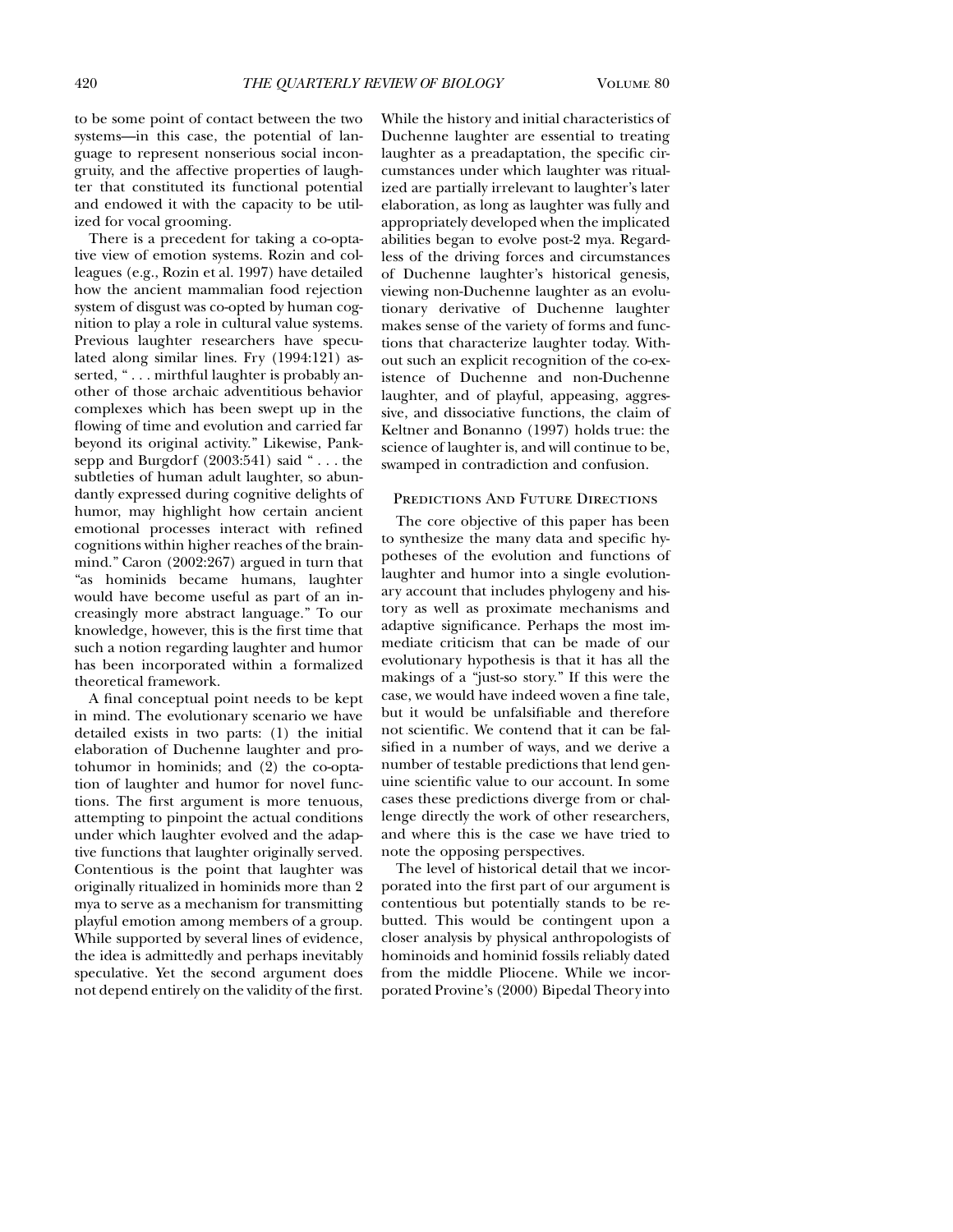to be some point of contact between the two systems—in this case, the potential of language to represent nonserious social incongruity, and the affective properties of laughter that constituted its functional potential and endowed it with the capacity to be utilized for vocal grooming.

There is a precedent for taking a co-optative view of emotion systems. Rozin and colleagues (e.g., Rozin et al. 1997) have detailed how the ancient mammalian food rejection system of disgust was co-opted by human cognition to play a role in cultural value systems. Previous laughter researchers have speculated along similar lines. Fry (1994:121) asserted, " . . . mirthful laughter is probably another of those archaic adventitious behavior complexes which has been swept up in the flowing of time and evolution and carried far beyond its original activity." Likewise, Panksepp and Burgdorf (2003:541) said " . . . the subtleties of human adult laughter, so abundantly expressed during cognitive delights of humor, may highlight how certain ancient emotional processes interact with refined cognitions within higher reaches of the brain-mind." Caron (2002:267) argued in turn that "as hominids became humans, laughter would have become useful as part of an increasingly more abstract language." To our knowledge, however, this is the first time that such a notion regarding laughter and humor has been incorporated within a formalized theoretical framework.

A final conceptual point needs to be kept in mind. The evolutionary scenario we have detailed exists in two parts: (1) the initial elaboration of Duchenne laughter and protohumor in hominids; and (2) the co-optation of laughter and humor for novel functions. The first argument is more tenuous, attempting to pinpoint the actual conditions under which laughter evolved and the adaptive functions that laughter originally served. Contentious is the point that laughter was originally ritualized in hominids more than 2 mya to serve as a mechanism for transmitting playful emotion among members of a group. While supported by several lines of evidence, the idea is admittedly and perhaps inevitably speculative. Yet the second argument does not depend entirely on the validity of the first. While the history and initial characteristics of Duchenne laughter are essential to treating laughter as a preadaptation, the specific circumstances under which laughter was ritualized are partially irrelevant to laughter's later elaboration, as long as laughter was fully and appropriately developed when the implicated abilities began to evolve post-2 mya. Regardless of the driving forces and circumstances of Duchenne laughter's historical genesis, viewing non-Duchenne laughter as an evolutionary derivative of Duchenne laughter makes sense of the variety of forms and functions that characterize laughter today. Without such an explicit recognition of the co-existence of Duchenne and non-Duchenne laughter, and of playful, appeasing, aggressive, and dissociative functions, the claim of Keltner and Bonanno (1997) holds true: the science of laughter is, and will continue to be, swamped in contradiction and confusion.

## Predictions And Future Directions

The core objective of this paper has been to synthesize the many data and specific hypotheses of the evolution and functions of laughter and humor into a single evolutionary account that includes phylogeny and history as well as proximate mechanisms and adaptive significance. Perhaps the most immediate criticism that can be made of our evolutionary hypothesis is that it has all the makings of a "just-so story." If this were the case, we would have indeed woven a fine tale, but it would be unfalsifiable and therefore not scientific. We contend that it can be falsified in a number of ways, and we derive a number of testable predictions that lend genuine scientific value to our account. In some cases these predictions diverge from or challenge directly the work of other researchers, and where this is the case we have tried to note the opposing perspectives.

The level of historical detail that we incorporated into the first part of our argument is contentious but potentially stands to be rebutted. This would be contingent upon a closer analysis by physical anthropologists of hominoids and hominid fossils reliably dated from the middle Pliocene. While we incorporated Provine's (2000) Bipedal Theory into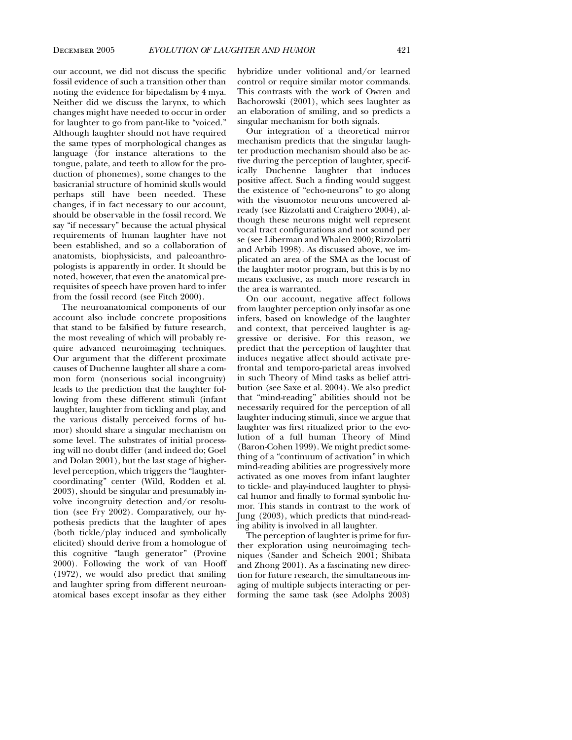our account, we did not discuss the specific fossil evidence of such a transition other than noting the evidence for bipedalism by 4 mya. Neither did we discuss the larynx, to which changes might have needed to occur in order for laughter to go from pant-like to "voiced." Although laughter should not have required the same types of morphological changes as language (for instance alterations to the tongue, palate, and teeth to allow for the production of phonemes), some changes to the basicranial structure of hominid skulls would perhaps still have been needed. These changes, if in fact necessary to our account, should be observable in the fossil record. We say "if necessary" because the actual physical requirements of human laughter have not been established, and so a collaboration of anatomists, biophysicists, and paleoanthropologists is apparently in order. It should be noted, however, that even the anatomical prerequisites of speech have proven hard to infer from the fossil record (see Fitch 2000).

The neuroanatomical components of our account also include concrete propositions that stand to be falsified by future research, the most revealing of which will probably require advanced neuroimaging techniques. Our argument that the different proximate causes of Duchenne laughter all share a common form (nonserious social incongruity) leads to the prediction that the laughter following from these different stimuli (infant laughter, laughter from tickling and play, and the various distally perceived forms of humor) should share a singular mechanism on some level. The substrates of initial processing will no doubt differ (and indeed do; Goel and Dolan 2001), but the last stage of higher-level perception, which triggers the "laughter-coordinating" center (Wild, Rodden et al. 2003), should be singular and presumably involve incongruity detection and/or resolution (see Fry 2002). Comparatively, our hypothesis predicts that the laughter of apes (both tickle/play induced and symbolically elicited) should derive from a homologue of this cognitive "laugh generator" (Provine 2000). Following the work of van Hooff (1972), we would also predict that smiling and laughter spring from different neuroanatomical bases except insofar as they either hybridize under volitional and/or learned control or require similar motor commands. This contrasts with the work of Owren and Bachorowski (2001), which sees laughter as an elaboration of smiling, and so predicts a singular mechanism for both signals.

Our integration of a theoretical mirror mechanism predicts that the singular laughter production mechanism should also be active during the perception of laughter, specifically Duchenne laughter that induces positive affect. Such a finding would suggest the existence of "echo-neurons" to go along with the visuomotor neurons uncovered already (see Rizzolatti and Craighero 2004), although these neurons might well represent vocal tract configurations and not sound per se (see Liberman and Whalen 2000; Rizzolatti and Arbib 1998). As discussed above, we implicated an area of the SMA as the locust of the laughter motor program, but this is by no means exclusive, as much more research in the area is warranted.

On our account, negative affect follows from laughter perception only insofar as one infers, based on knowledge of the laughter and context, that perceived laughter is aggressive or derisive. For this reason, we predict that the perception of laughter that induces negative affect should activate prefrontal and temporo-parietal areas involved in such Theory of Mind tasks as belief attribution (see Saxe et al. 2004). We also predict that "mind-reading" abilities should not be necessarily required for the perception of all laughter inducing stimuli, since we argue that laughter was first ritualized prior to the evolution of a full human Theory of Mind (Baron-Cohen 1999). We might predict something of a "continuum of activation" in which mind-reading abilities are progressively more activated as one moves from infant laughter to tickle- and play-induced laughter to physical humor and finally to formal symbolic humor. This stands in contrast to the work of Jung (2003), which predicts that mind-reading ability is involved in all laughter.

The perception of laughter is prime for further exploration using neuroimaging techniques (Sander and Scheich 2001; Shibata and Zhong 2001). As a fascinating new direction for future research, the simultaneous imaging of multiple subjects interacting or performing the same task (see Adolphs 2003)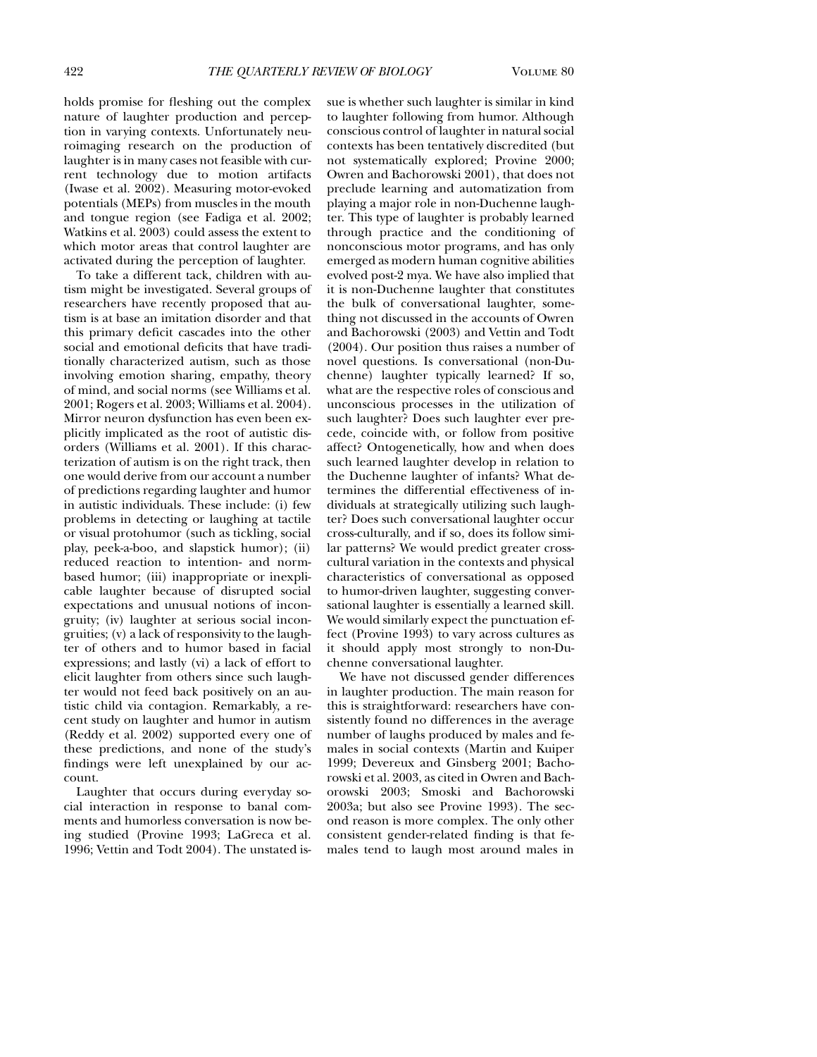holds promise for fleshing out the complex nature of laughter production and perception in varying contexts. Unfortunately neuroimaging research on the production of laughter is in many cases not feasible with current technology due to motion artifacts (Iwase et al. 2002). Measuring motor-evoked potentials (MEPs) from muscles in the mouth and tongue region (see Fadiga et al. 2002; Watkins et al. 2003) could assess the extent to which motor areas that control laughter are activated during the perception of laughter.

To take a different tack, children with autism might be investigated. Several groups of researchers have recently proposed that autism is at base an imitation disorder and that this primary deficit cascades into the other social and emotional deficits that have traditionally characterized autism, such as those involving emotion sharing, empathy, theory of mind, and social norms (see Williams et al. 2001; Rogers et al. 2003; Williams et al. 2004). Mirror neuron dysfunction has even been explicitly implicated as the root of autistic disorders (Williams et al. 2001). If this characterization of autism is on the right track, then one would derive from our account a number of predictions regarding laughter and humor in autistic individuals. These include: (i) few problems in detecting or laughing at tactile or visual protohumor (such as tickling, social play, peek-a-boo, and slapstick humor); (ii) reduced reaction to intention- and norm-based humor; (iii) inappropriate or inexplicable laughter because of disrupted social expectations and unusual notions of incongruity; (iv) laughter at serious social incongruities; (v) a lack of responsivity to the laughter of others and to humor based in facial expressions; and lastly (vi) a lack of effort to elicit laughter from others since such laughter would not feed back positively on an autistic child via contagion. Remarkably, a recent study on laughter and humor in autism (Reddy et al. 2002) supported every one of these predictions, and none of the study's findings were left unexplained by our account.

Laughter that occurs during everyday social interaction in response to banal comments and humorless conversation is now being studied (Provine 1993; LaGreca et al. 1996; Vettin and Todt 2004). The unstated issue is whether such laughter is similar in kind to laughter following from humor. Although conscious control of laughter in natural social contexts has been tentatively discredited (but not systematically explored; Provine 2000; Owren and Bachorowski 2001), that does not preclude learning and automatization from playing a major role in non-Duchenne laughter. This type of laughter is probably learned through practice and the conditioning of nonconscious motor programs, and has only emerged as modern human cognitive abilities evolved post-2 mya. We have also implied that it is non-Duchenne laughter that constitutes the bulk of conversational laughter, something not discussed in the accounts of Owren and Bachorowski (2003) and Vettin and Todt (2004). Our position thus raises a number of novel questions. Is conversational (non-Duchenne) laughter typically learned? If so, what are the respective roles of conscious and unconscious processes in the utilization of such laughter? Does such laughter ever precede, coincide with, or follow from positive affect? Ontogenetically, how and when does such learned laughter develop in relation to the Duchenne laughter of infants? What determines the differential effectiveness of individuals at strategically utilizing such laughter? Does such conversational laughter occur cross-culturally, and if so, does its follow similar patterns? We would predict greater cross-cultural variation in the contexts and physical characteristics of conversational as opposed to humor-driven laughter, suggesting conversational laughter is essentially a learned skill. We would similarly expect the punctuation effect (Provine 1993) to vary across cultures as it should apply most strongly to non-Duchenne conversational laughter.

We have not discussed gender differences in laughter production. The main reason for this is straightforward: researchers have consistently found no differences in the average number of laughs produced by males and females in social contexts (Martin and Kuiper 1999; Devereux and Ginsberg 2001; Bachorowski et al. 2003, as cited in Owren and Bachorowski 2003; Smoski and Bachorowski 2003a; but also see Provine 1993). The second reason is more complex. The only other consistent gender-related finding is that females tend to laugh most around males in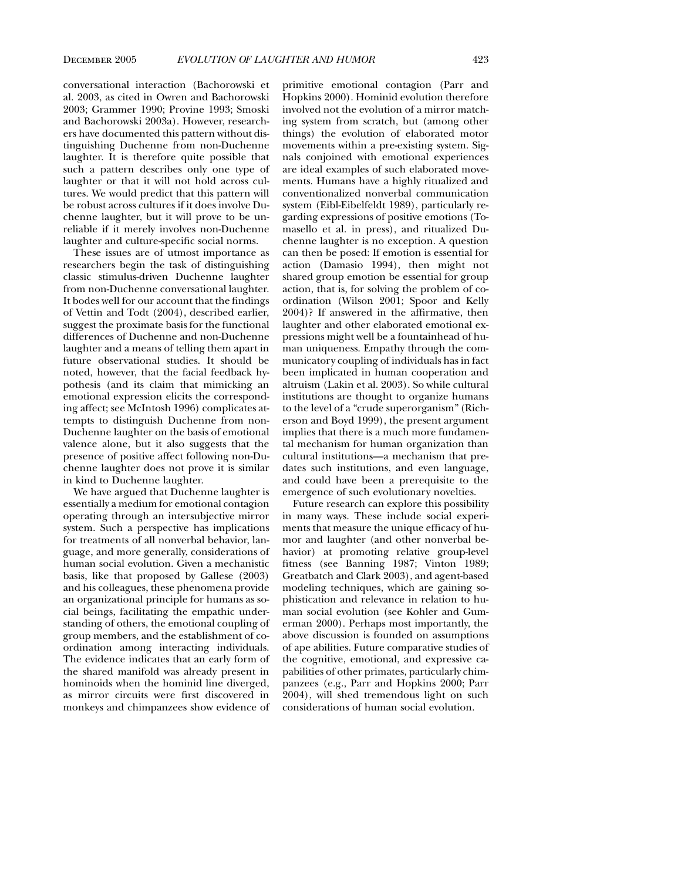conversational interaction (Bachorowski et al. 2003, as cited in Owren and Bachorowski 2003; Grammer 1990; Provine 1993; Smoski and Bachorowski 2003a). However, researchers have documented this pattern without distinguishing Duchenne from non-Duchenne laughter. It is therefore quite possible that such a pattern describes only one type of laughter or that it will not hold across cultures. We would predict that this pattern will be robust across cultures if it does involve Duchenne laughter, but it will prove to be unreliable if it merely involves non-Duchenne laughter and culture-specific social norms.

These issues are of utmost importance as researchers begin the task of distinguishing classic stimulus-driven Duchenne laughter from non-Duchenne conversational laughter. It bodes well for our account that the findings of Vettin and Todt (2004), described earlier, suggest the proximate basis for the functional differences of Duchenne and non-Duchenne laughter and a means of telling them apart in future observational studies. It should be noted, however, that the facial feedback hypothesis (and its claim that mimicking an emotional expression elicits the corresponding affect; see McIntosh 1996) complicates attempts to distinguish Duchenne from non-Duchenne laughter on the basis of emotional valence alone, but it also suggests that the presence of positive affect following non-Duchenne laughter does not prove it is similar in kind to Duchenne laughter.

We have argued that Duchenne laughter is essentially a medium for emotional contagion operating through an intersubjective mirror system. Such a perspective has implications for treatments of all nonverbal behavior, language, and more generally, considerations of human social evolution. Given a mechanistic basis, like that proposed by Gallese (2003) and his colleagues, these phenomena provide an organizational principle for humans as social beings, facilitating the empathic understanding of others, the emotional coupling of group members, and the establishment of coordination among interacting individuals. The evidence indicates that an early form of the shared manifold was already present in hominoids when the hominid line diverged, as mirror circuits were first discovered in monkeys and chimpanzees show evidence of primitive emotional contagion (Parr and Hopkins 2000). Hominid evolution therefore involved not the evolution of a mirror matching system from scratch, but (among other things) the evolution of elaborated motor movements within a pre-existing system. Signals conjoined with emotional experiences are ideal examples of such elaborated movements. Humans have a highly ritualized and conventionalized nonverbal communication system (Eibl-Eibelfeldt 1989), particularly regarding expressions of positive emotions (Tomasello et al. in press), and ritualized Duchenne laughter is no exception. A question can then be posed: If emotion is essential for action (Damasio 1994), then might not shared group emotion be essential for group action, that is, for solving the problem of coordination (Wilson 2001; Spoor and Kelly 2004)? If answered in the affirmative, then laughter and other elaborated emotional expressions might well be a fountainhead of human uniqueness. Empathy through the communicatory coupling of individuals has in fact been implicated in human cooperation and altruism (Lakin et al. 2003). So while cultural institutions are thought to organize humans to the level of a "crude superorganism" (Richerson and Boyd 1999), the present argument implies that there is a much more fundamental mechanism for human organization than cultural institutions—a mechanism that predates such institutions, and even language, and could have been a prerequisite to the emergence of such evolutionary novelties.

Future research can explore this possibility in many ways. These include social experiments that measure the unique efficacy of humor and laughter (and other nonverbal behavior) at promoting relative group-level fitness (see Banning 1987; Vinton 1989; Greatbatch and Clark 2003), and agent-based modeling techniques, which are gaining sophistication and relevance in relation to human social evolution (see Kohler and Gumerman 2000). Perhaps most importantly, the above discussion is founded on assumptions of ape abilities. Future comparative studies of the cognitive, emotional, and expressive capabilities of other primates, particularly chimpanzees (e.g., Parr and Hopkins 2000; Parr 2004), will shed tremendous light on such considerations of human social evolution.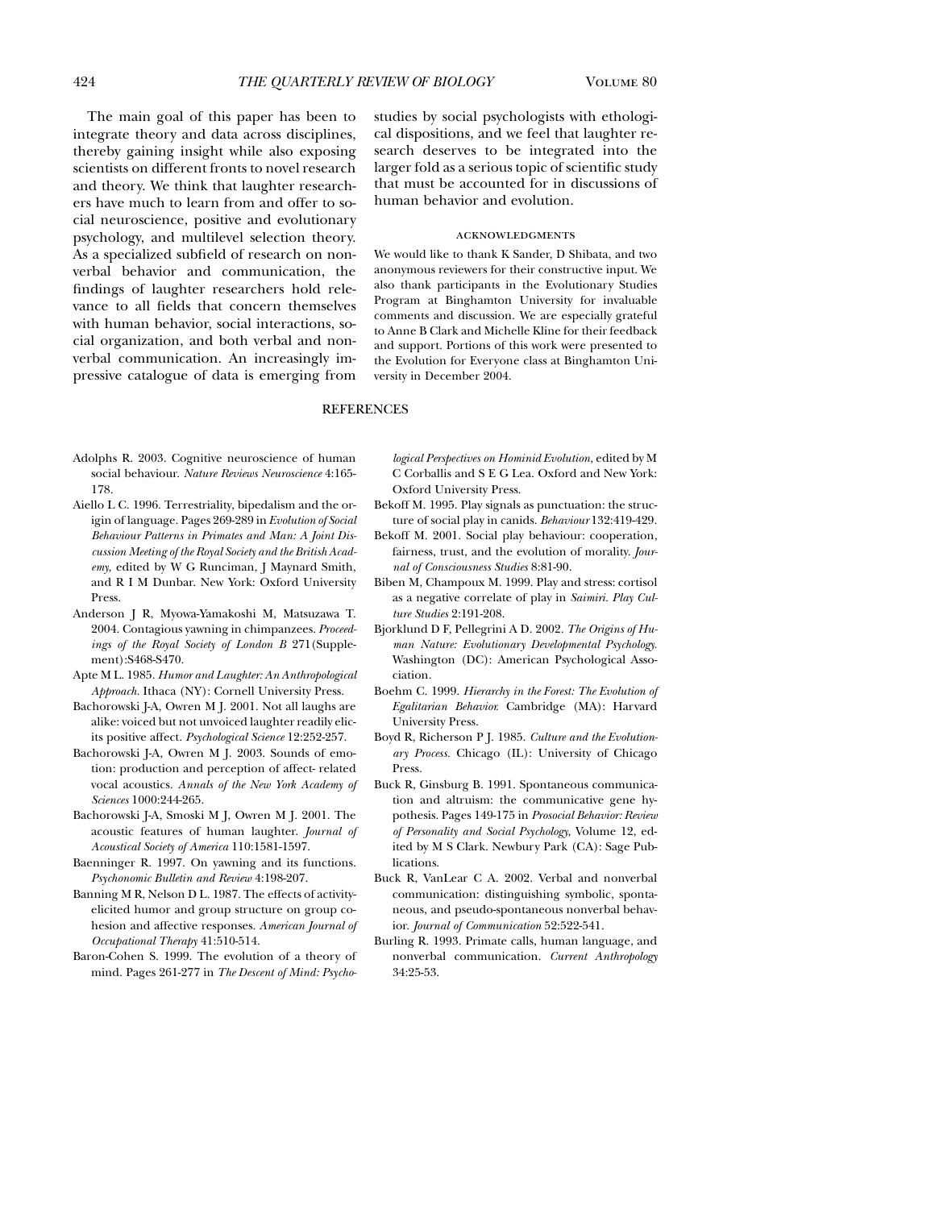The main goal of this paper has been to integrate theory and data across disciplines, thereby gaining insight while also exposing scientists on different fronts to novel research and theory. We think that laughter researchers have much to learn from and offer to social neuroscience, positive and evolutionary psychology, and multilevel selection theory. As a specialized subfield of research on nonverbal behavior and communication, the findings of laughter researchers hold relevance to all fields that concern themselves with human behavior, social interactions, social organization, and both verbal and nonverbal communication. An increasingly impressive catalogue of data is emerging from studies by social psychologists with ethological dispositions, and we feel that laughter research deserves to be integrated into the larger fold as a serious topic of scientific study that must be accounted for in discussions of human behavior and evolution.

### ACKNOWLEDGMENTS

We would like to thank K Sander, D Shibata, and two anonymous reviewers for their constructive input. We also thank participants in the Evolutionary Studies Program at Binghamton University for invaluable comments and discussion. We are especially grateful to Anne B Clark and Michelle Kline for their feedback and support. Portions of this work were presented to the Evolution for Everyone class at Binghamton University in December 2004.

## REFERENCES

Adolphs R. 2003. Cognitive neuroscience of human social behaviour. *Nature Reviews Neuroscience* 4:165-178.

Aiello L C. 1996. Terrestriality, bipedalism and the origin of language. Pages 269-289 in *Evolution of Social Behaviour Patterns in Primates and Man: A Joint Discussion Meeting of the Royal Society and the British Academy,* edited by W G Runciman, J Maynard Smith, and R I M Dunbar. New York: Oxford University Press.

Anderson J R, Myowa-Yamakoshi M, Matsuzawa T. 2004. Contagious yawning in chimpanzees. *Proceedings of the Royal Society of London B* 271(Supplement):S468-S470.

Apte M L. 1985. *Humor and Laughter: An Anthropological Approach.* Ithaca (NY): Cornell University Press.

Bachorowski J-A, Owren M J. 2001. Not all laughs are alike: voiced but not unvoiced laughter readily elicits positive affect. *Psychological Science* 12:252-257.

Bachorowski J-A, Owren M J. 2003. Sounds of emotion: production and perception of affect- related vocal acoustics. *Annals of the New York Academy of Sciences* 1000:244-265.

Bachorowski J-A, Smoski M J, Owren M J. 2001. The acoustic features of human laughter. *Journal of Acoustical Society of America* 110:1581-1597.

Baenninger R. 1997. On yawning and its functions. *Psychonomic Bulletin and Review* 4:198-207.

Banning M R, Nelson D L. 1987. The effects of activity-elicited humor and group structure on group cohesion and affective responses. *American Journal of Occupational Therapy* 41:510-514.

Baron-Cohen S. 1999. The evolution of a theory of mind. Pages 261-277 in *The Descent of Mind: Psychological Perspectives on Hominid Evolution,* edited by M C Corballis and S E G Lea. Oxford and New York: Oxford University Press.

Bekoff M. 1995. Play signals as punctuation: the structure of social play in canids. *Behaviour* 132:419-429.

Bekoff M. 2001. Social play behaviour: cooperation, fairness, trust, and the evolution of morality. *Journal of Consciousness Studies* 8:81-90.

Biben M, Champoux M. 1999. Play and stress: cortisol as a negative correlate of play in *Saimiri*. *Play Culture Studies* 2:191-208.

Bjorklund D F, Pellegrini A D. 2002. *The Origins of Human Nature: Evolutionary Developmental Psychology.* Washington (DC): American Psychological Association.

Boehm C. 1999. *Hierarchy in the Forest: The Evolution of Egalitarian Behavior.* Cambridge (MA): Harvard University Press.

Boyd R, Richerson P J. 1985. *Culture and the Evolutionary Process.* Chicago (IL): University of Chicago Press.

Buck R, Ginsburg B. 1991. Spontaneous communication and altruism: the communicative gene hypothesis. Pages 149-175 in *Prosocial Behavior: Review of Personality and Social Psychology,* Volume 12, edited by M S Clark. Newbury Park (CA): Sage Publications.

Buck R, VanLear C A. 2002. Verbal and nonverbal communication: distinguishing symbolic, spontaneous, and pseudo-spontaneous nonverbal behavior. *Journal of Communication* 52:522-541.

Burling R. 1993. Primate calls, human language, and nonverbal communication. *Current Anthropology* 34:25-53.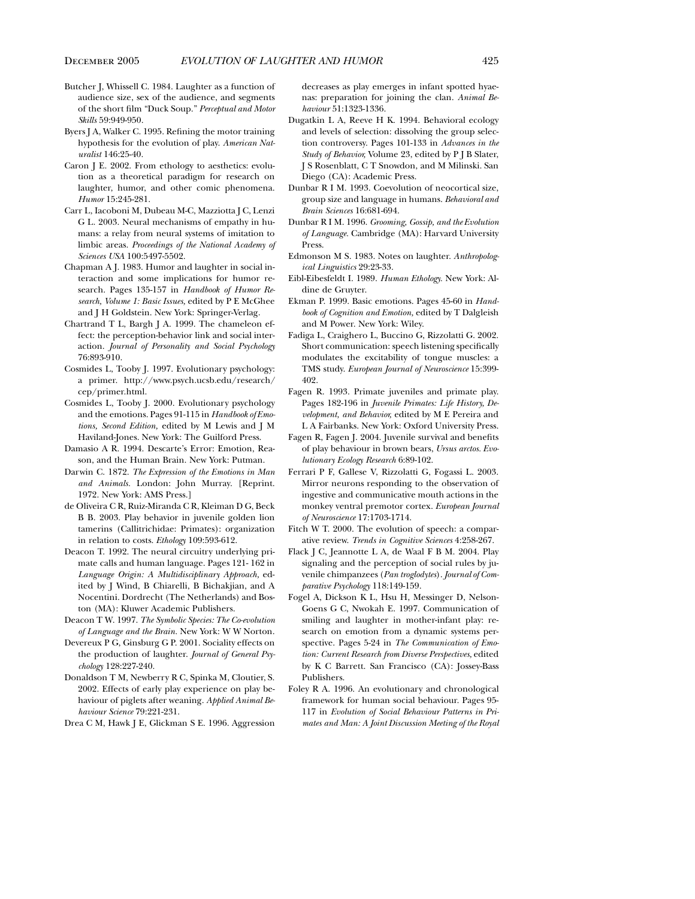Butcher J, Whissell C. 1984. Laughter as a function of audience size, sex of the audience, and segments of the short film "Duck Soup." *Perceptual and Motor Skills* 59:949-950.

Byers J A, Walker C. 1995. Refining the motor training hypothesis for the evolution of play. *American Naturalist* 146:25-40.

Caron J E. 2002. From ethology to aesthetics: evolution as a theoretical paradigm for research on laughter, humor, and other comic phenomena. *Humor* 15:245-281.

Carr L, Iacoboni M, Dubeau M-C, Mazziotta J C, Lenzi G L. 2003. Neural mechanisms of empathy in humans: a relay from neural systems of imitation to limbic areas. *Proceedings of the National Academy of Sciences USA* 100:5497-5502.

Chapman A J. 1983. Humor and laughter in social interaction and some implications for humor research. Pages 135-157 in *Handbook of Humor Research, Volume 1: Basic Issues,* edited by P E McGhee and J H Goldstein. New York: Springer-Verlag.

Chartrand T L, Bargh J A. 1999. The chameleon effect: the perception-behavior link and social interaction. *Journal of Personality and Social Psychology* 76:893-910.

Cosmides L, Tooby J. 1997. Evolutionary psychology: a primer. http://www.psych.ucsb.edu/research/cep/primer.html.

Cosmides L, Tooby J. 2000. Evolutionary psychology and the emotions. Pages 91-115 in *Handbook of Emotions, Second Edition,* edited by M Lewis and J M Haviland-Jones. New York: The Guilford Press.

Damasio A R. 1994. Descarte's Error: Emotion, Reason, and the Human Brain. New York: Putman.

Darwin C. 1872. *The Expression of the Emotions in Man and Animals.* London: John Murray. [Reprint. 1972. New York: AMS Press.]

de Oliveira C R, Ruiz-Miranda C R, Kleiman D G, Beck B B. 2003. Play behavior in juvenile golden lion tamerins (Callitrichidae: Primates): organization in relation to costs. *Ethology* 109:593-612.

Deacon T. 1992. The neural circuitry underlying primate calls and human language. Pages 121- 162 in *Language Origin: A Multidisciplinary Approach,* edited by J Wind, B Chiarelli, B Bichakjian, and A Nocentini. Dordrecht (The Netherlands) and Boston (MA): Kluwer Academic Publishers.

Deacon T W. 1997. *The Symbolic Species: The Co-evolution of Language and the Brain.* New York: W W Norton.

Devereux P G, Ginsburg G P. 2001. Sociality effects on the production of laughter. *Journal of General Psychology* 128:227-240.

Donaldson T M, Newberry R C, Spinka M, Cloutier, S. 2002. Effects of early play experience on play behaviour of piglets after weaning. *Applied Animal Behaviour Science* 79:221-231.

Drea C M, Hawk J E, Glickman S E. 1996. Aggression decreases as play emerges in infant spotted hyaenas: preparation for joining the clan. *Animal Behaviour* 51:1323-1336.

Dugatkin L A, Reeve H K. 1994. Behavioral ecology and levels of selection: dissolving the group selection controversy. Pages 101-133 in *Advances in the Study of Behavior,* Volume 23, edited by P J B Slater, J S Rosenblatt, C T Snowdon, and M Milinski. San Diego (CA): Academic Press.

Dunbar R I M. 1993. Coevolution of neocortical size, group size and language in humans. *Behavioral and Brain Sciences* 16:681-694.

Dunbar R I M. 1996. *Grooming, Gossip, and the Evolution of Language.* Cambridge (MA): Harvard University Press.

Edmonson M S. 1983. Notes on laughter. *Anthropological Linguistics* 29:23-33.

Eibl-Eibesfeldt I. 1989. *Human Ethology.* New York: Aldine de Gruyter.

Ekman P. 1999. Basic emotions. Pages 45-60 in *Handbook of Cognition and Emotion,* edited by T Dalgleish and M Power. New York: Wiley.

Fadiga L, Craighero L, Buccino G, Rizzolatti G. 2002. Short communication: speech listening specifically modulates the excitability of tongue muscles: a TMS study. *European Journal of Neuroscience* 15:399-402.

Fagen R. 1993. Primate juveniles and primate play. Pages 182-196 in *Juvenile Primates: Life History, Development, and Behavior,* edited by M E Pereira and L A Fairbanks. New York: Oxford University Press.

Fagen R, Fagen J. 2004. Juvenile survival and benefits of play behaviour in brown bears, *Ursus arctos. Evolutionary Ecology Research* 6:89-102.

Ferrari P F, Gallese V, Rizzolatti G, Fogassi L. 2003. Mirror neurons responding to the observation of ingestive and communicative mouth actions in the monkey ventral premotor cortex. *European Journal of Neuroscience* 17:1703-1714.

Fitch W T. 2000. The evolution of speech: a comparative review. *Trends in Cognitive Sciences* 4:258-267.

Flack J C, Jeannotte L A, de Waal F B M. 2004. Play signaling and the perception of social rules by juvenile chimpanzees (*Pan troglodytes*). *Journal of Comparative Psychology* 118:149-159.

Fogel A, Dickson K L, Hsu H, Messinger D, Nelson-Goens G C, Nwokah E. 1997. Communication of smiling and laughter in mother-infant play: research on emotion from a dynamic systems perspective. Pages 5-24 in *The Communication of Emotion: Current Research from Diverse Perspectives,* edited by K C Barrett. San Francisco (CA): Jossey-Bass Publishers.

Foley R A. 1996. An evolutionary and chronological framework for human social behaviour. Pages 95-117 in *Evolution of Social Behaviour Patterns in Primates and Man: A Joint Discussion Meeting of the Royal*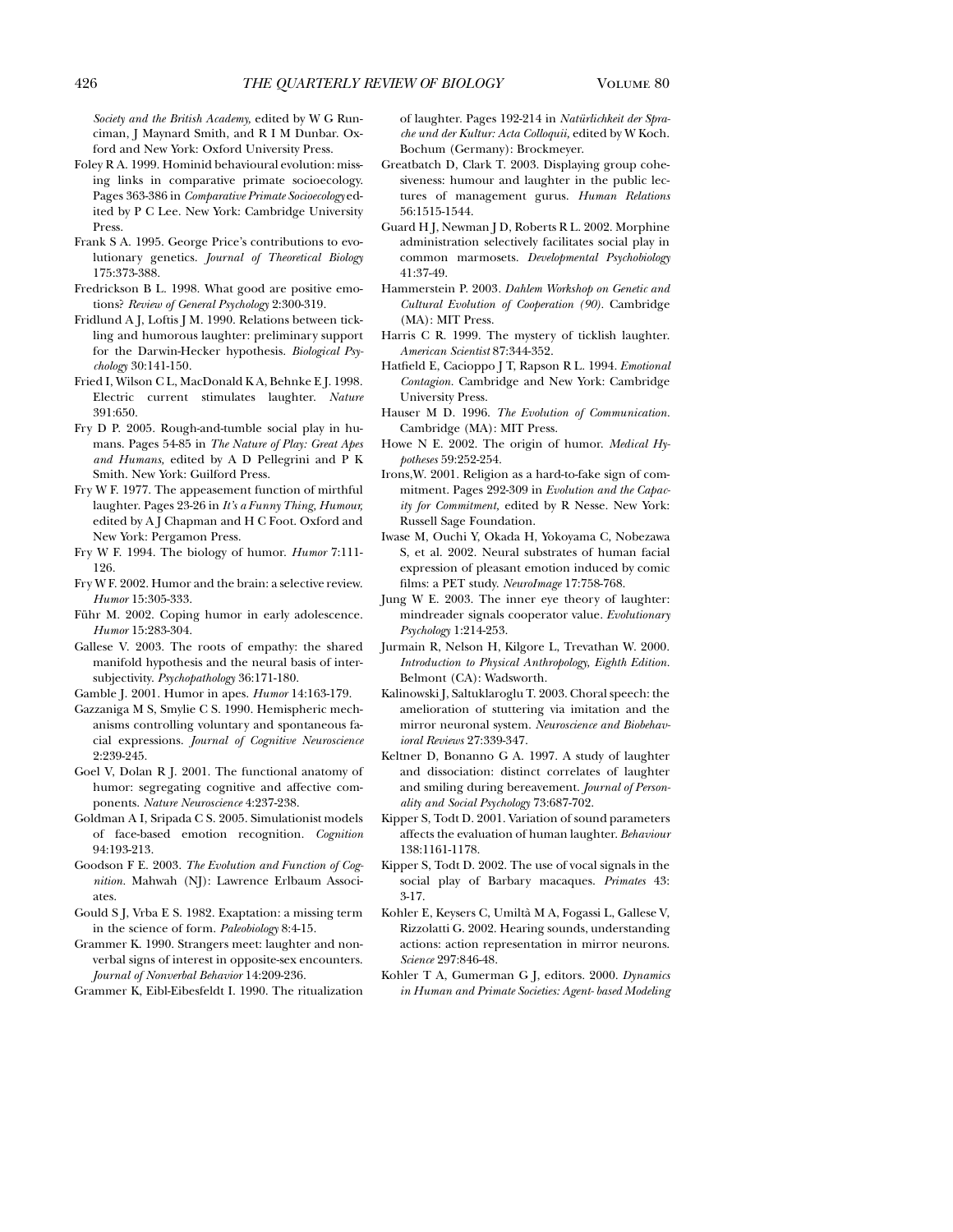*Society and the British Academy,* edited by W G Runciman, J Maynard Smith, and R I M Dunbar. Oxford and New York: Oxford University Press.

Foley R A. 1999. Hominid behavioural evolution: missing links in comparative primate socioecology. Pages 363-386 in *Comparative Primate Socioecology* edited by P C Lee. New York: Cambridge University Press.

Frank S A. 1995. George Price's contributions to evolutionary genetics. *Journal of Theoretical Biology* 175:373-388.

Fredrickson B L. 1998. What good are positive emotions? *Review of General Psychology* 2:300-319.

Fridlund A J, Loftis J M. 1990. Relations between tickling and humorous laughter: preliminary support for the Darwin-Hecker hypothesis. *Biological Psychology* 30:141-150.

Fried I, Wilson C L, MacDonald K A, Behnke E J. 1998. Electric current stimulates laughter. *Nature* 391:650.

Fry D P. 2005. Rough-and-tumble social play in humans. Pages 54-85 in *The Nature of Play: Great Apes and Humans,* edited by A D Pellegrini and P K Smith. New York: Guilford Press.

Fry W F. 1977. The appeasement function of mirthful laughter. Pages 23-26 in *It's a Funny Thing, Humour,* edited by A J Chapman and H C Foot. Oxford and New York: Pergamon Press.

Fry W F. 1994. The biology of humor. *Humor* 7:111-126.

Fry W F. 2002. Humor and the brain: a selective review. *Humor* 15:305-333.

Führ M. 2002. Coping humor in early adolescence. *Humor* 15:283-304.

Gallese V. 2003. The roots of empathy: the shared manifold hypothesis and the neural basis of intersubjectivity. *Psychopathology* 36:171-180.

Gamble J. 2001. Humor in apes. *Humor* 14:163-179.

Gazzaniga M S, Smylie C S. 1990. Hemispheric mechanisms controlling voluntary and spontaneous facial expressions. *Journal of Cognitive Neuroscience* 2:239-245.

Goel V, Dolan R J. 2001. The functional anatomy of humor: segregating cognitive and affective components. *Nature Neuroscience* 4:237-238.

Goldman A I, Sripada C S. 2005. Simulationist models of face-based emotion recognition. *Cognition* 94:193-213.

Goodson F E. 2003. *The Evolution and Function of Cognition.* Mahwah (NJ): Lawrence Erlbaum Associates.

Gould S J, Vrba E S. 1982. Exaptation: a missing term in the science of form. *Paleobiology* 8:4-15.

Grammer K. 1990. Strangers meet: laughter and nonverbal signs of interest in opposite-sex encounters. *Journal of Nonverbal Behavior* 14:209-236.

Grammer K, Eibl-Eibesfeldt I. 1990. The ritualization of laughter. Pages 192-214 in *Natürlichkeit der Sprache und der Kultur: Acta Colloquii,* edited by W Koch. Bochum (Germany): Brockmeyer.

Greatbatch D, Clark T. 2003. Displaying group cohesiveness: humour and laughter in the public lectures of management gurus. *Human Relations* 56:1515-1544.

Guard H J, Newman J D, Roberts R L. 2002. Morphine administration selectively facilitates social play in common marmosets. *Developmental Psychobiology* 41:37-49.

Hammerstein P. 2003. *Dahlem Workshop on Genetic and Cultural Evolution of Cooperation (90).* Cambridge (MA): MIT Press.

Harris C R. 1999. The mystery of ticklish laughter. *American Scientist* 87:344-352.

Hatfield E, Cacioppo J T, Rapson R L. 1994. *Emotional Contagion.* Cambridge and New York: Cambridge University Press.

Hauser M D. 1996. *The Evolution of Communication.* Cambridge (MA): MIT Press.

Howe N E. 2002. The origin of humor. *Medical Hypotheses* 59:252-254.

Irons,W. 2001. Religion as a hard-to-fake sign of commitment. Pages 292-309 in *Evolution and the Capacity for Commitment,* edited by R Nesse. New York: Russell Sage Foundation.

Iwase M, Ouchi Y, Okada H, Yokoyama C, Nobezawa S, et al. 2002. Neural substrates of human facial expression of pleasant emotion induced by comic films: a PET study. *NeuroImage* 17:758-768.

Jung W E. 2003. The inner eye theory of laughter: mindreader signals cooperator value. *Evolutionary Psychology* 1:214-253.

Jurmain R, Nelson H, Kilgore L, Trevathan W. 2000. *Introduction to Physical Anthropology, Eighth Edition.* Belmont (CA): Wadsworth.

Kalinowski J, Saltuklaroglu T. 2003. Choral speech: the amelioration of stuttering via imitation and the mirror neuronal system. *Neuroscience and Biobehavioral Reviews* 27:339-347.

Keltner D, Bonanno G A. 1997. A study of laughter and dissociation: distinct correlates of laughter and smiling during bereavement. *Journal of Personality and Social Psychology* 73:687-702.

Kipper S, Todt D. 2001. Variation of sound parameters affects the evaluation of human laughter. *Behaviour* 138:1161-1178.

Kipper S, Todt D. 2002. The use of vocal signals in the social play of Barbary macaques. *Primates* 43: 3-17.

Kohler E, Keysers C, Umiltà M A, Fogassi L, Gallese V, Rizzolatti G. 2002. Hearing sounds, understanding actions: action representation in mirror neurons. *Science* 297:846-48.

Kohler T A, Gumerman G J, editors. 2000. *Dynamics in Human and Primate Societies: Agent- based Modeling*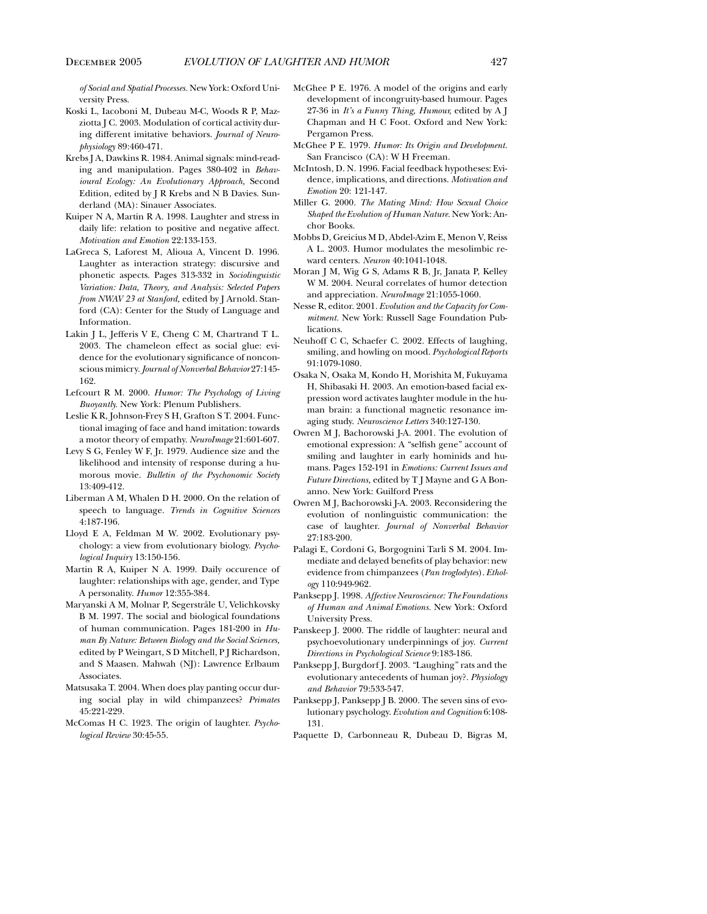*of Social and Spatial Processes.* New York: Oxford University Press.

Koski L, Iacoboni M, Dubeau M-C, Woods R P, Mazziotta J C. 2003. Modulation of cortical activity during different imitative behaviors. *Journal of Neurophysiology* 89:460-471.

Krebs J A, Dawkins R. 1984. Animal signals: mind-reading and manipulation. Pages 380-402 in *Behavioural Ecology: An Evolutionary Approach,* Second Edition, edited by J R Krebs and N B Davies. Sunderland (MA): Sinauer Associates.

Kuiper N A, Martin R A. 1998. Laughter and stress in daily life: relation to positive and negative affect. *Motivation and Emotion* 22:133-153.

LaGreca S, Laforest M, Alioua A, Vincent D. 1996. Laughter as interaction strategy: discursive and phonetic aspects. Pages 313-332 in *Sociolinguistic Variation: Data, Theory, and Analysis: Selected Papers from NWAV 23 at Stanford,* edited by J Arnold. Stanford (CA): Center for the Study of Language and Information.

Lakin J L, Jefferis V E, Cheng C M, Chartrand T L. 2003. The chameleon effect as social glue: evidence for the evolutionary significance of nonconscious mimicry. *Journal of Nonverbal Behavior* 27:145-162.

Lefcourt R M. 2000. *Humor: The Psychology of Living Buoyantly.* New York: Plenum Publishers.

Leslie K R, Johnson-Frey S H, Grafton S T. 2004. Functional imaging of face and hand imitation: towards a motor theory of empathy. *NeuroImage* 21:601-607.

Levy S G, Fenley W F, Jr. 1979. Audience size and the likelihood and intensity of response during a humorous movie. *Bulletin of the Psychonomic Society* 13:409-412.

Liberman A M, Whalen D H. 2000. On the relation of speech to language. *Trends in Cognitive Sciences* 4:187-196.

Lloyd E A, Feldman M W. 2002. Evolutionary psychology: a view from evolutionary biology. *Psychological Inquiry* 13:150-156.

Martin R A, Kuiper N A. 1999. Daily occurence of laughter: relationships with age, gender, and Type A personality. *Humor* 12:355-384.

Maryanski A M, Molnar P, Segerstråle U, Velichkovsky B M. 1997. The social and biological foundations of human communication. Pages 181-200 in *Human By Nature: Between Biology and the Social Sciences,* edited by P Weingart, S D Mitchell, P J Richardson, and S Maasen. Mahwah (NJ): Lawrence Erlbaum Associates.

Matsusaka T. 2004. When does play panting occur during social play in wild chimpanzees? *Primates* 45:221-229.

McComas H C. 1923. The origin of laughter. *Psychological Review* 30:45-55.

McGhee P E. 1976. A model of the origins and early development of incongruity-based humour. Pages 27-36 in *It's a Funny Thing, Humour,* edited by A J Chapman and H C Foot. Oxford and New York: Pergamon Press.

McGhee P E. 1979. *Humor: Its Origin and Development.* San Francisco (CA): W H Freeman.

McIntosh, D. N. 1996. Facial feedback hypotheses: Evidence, implications, and directions. *Motivation and Emotion* 20: 121-147.

Miller G. 2000. *The Mating Mind: How Sexual Choice Shaped the Evolution of Human Nature.* New York: Anchor Books.

Mobbs D, Greicius M D, Abdel-Azim E, Menon V, Reiss A L. 2003. Humor modulates the mesolimbic reward centers. *Neuron* 40:1041-1048.

Moran J M, Wig G S, Adams R B, Jr, Janata P, Kelley W M. 2004. Neural correlates of humor detection and appreciation. *NeuroImage* 21:1055-1060.

Nesse R, editor. 2001. *Evolution and the Capacity for Commitment.* New York: Russell Sage Foundation Publications.

Neuhoff C C, Schaefer C. 2002. Effects of laughing, smiling, and howling on mood. *Psychological Reports* 91:1079-1080.

Osaka N, Osaka M, Kondo H, Morishita M, Fukuyama H, Shibasaki H. 2003. An emotion-based facial expression word activates laughter module in the human brain: a functional magnetic resonance imaging study. *Neuroscience Letters* 340:127-130.

Owren M J, Bachorowski J-A. 2001. The evolution of emotional expression: A "selfish gene" account of smiling and laughter in early hominids and humans. Pages 152-191 in *Emotions: Current Issues and Future Directions,* edited by T J Mayne and G A Bonanno. New York: Guilford Press

Owren M J, Bachorowski J-A. 2003. Reconsidering the evolution of nonlinguistic communication: the case of laughter. *Journal of Nonverbal Behavior* 27:183-200.

Palagi E, Cordoni G, Borgognini Tarli S M. 2004. Immediate and delayed benefits of play behavior: new evidence from chimpanzees (*Pan troglodytes*). *Ethology* 110:949-962.

Panksepp J. 1998. *Affective Neuroscience: The Foundations of Human and Animal Emotions.* New York: Oxford University Press.

Panskeep J. 2000. The riddle of laughter: neural and psychoevolutionary underpinnings of joy. *Current Directions in Psychological Science* 9:183-186.

Panksepp J, Burgdorf J. 2003. "Laughing" rats and the evolutionary antecedents of human joy?. *Physiology and Behavior* 79:533-547.

Panksepp J, Panksepp J B. 2000. The seven sins of evolutionary psychology. *Evolution and Cognition* 6:108-131.

Paquette D, Carbonneau R, Dubeau D, Bigras M,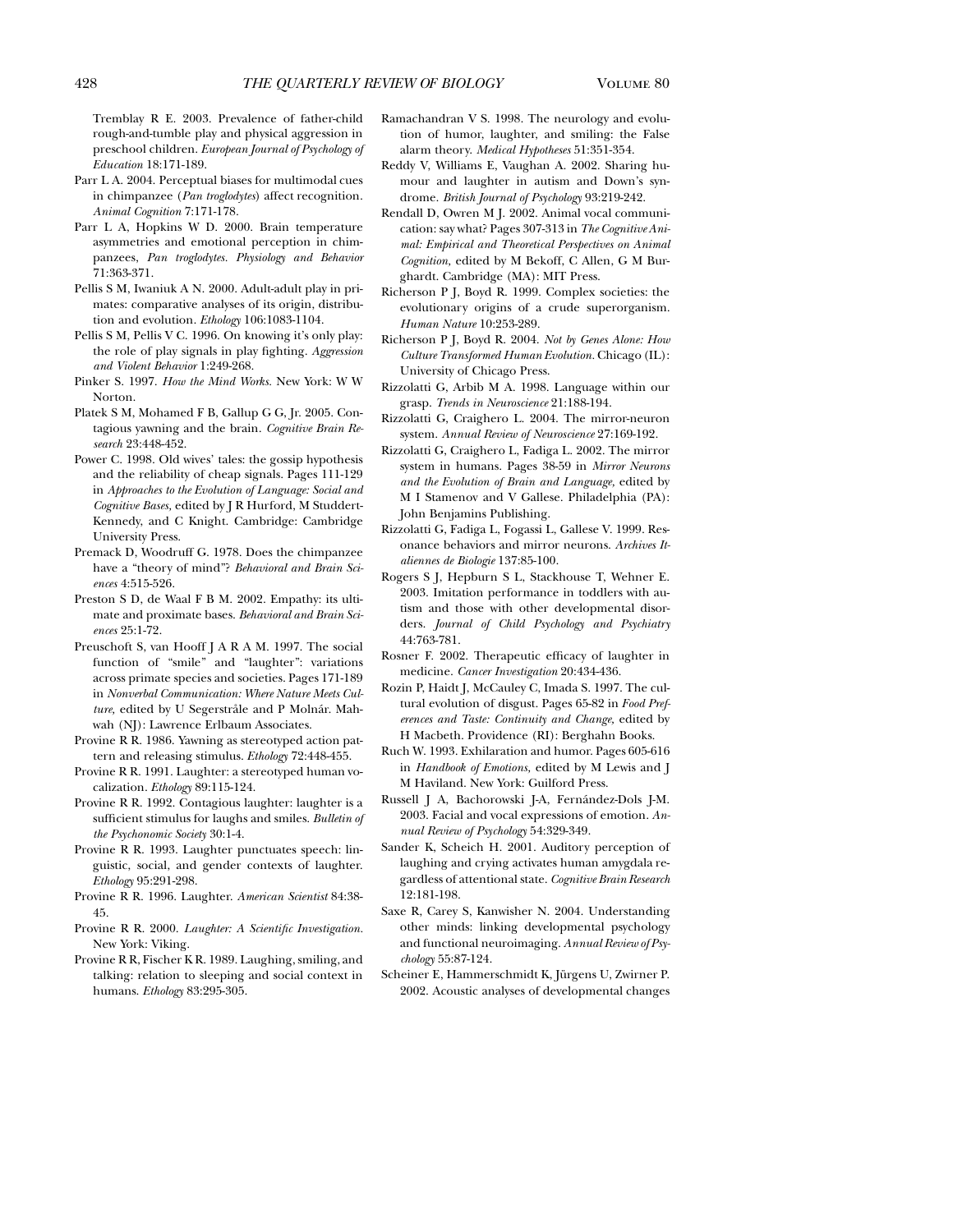Tremblay R E. 2003. Prevalence of father-child rough-and-tumble play and physical aggression in preschool children. *European Journal of Psychology of Education* 18:171-189.

Parr L A. 2004. Perceptual biases for multimodal cues in chimpanzee (*Pan troglodytes*) affect recognition. *Animal Cognition* 7:171-178.

Parr L A, Hopkins W D. 2000. Brain temperature asymmetries and emotional perception in chimpanzees, *Pan troglodytes*. *Physiology and Behavior* 71:363-371.

Pellis S M, Iwaniuk A N. 2000. Adult-adult play in primates: comparative analyses of its origin, distribution and evolution. *Ethology* 106:1083-1104.

Pellis S M, Pellis V C. 1996. On knowing it's only play: the role of play signals in play fighting. *Aggression and Violent Behavior* 1:249-268.

Pinker S. 1997. *How the Mind Works*. New York: W W Norton.

Platek S M, Mohamed F B, Gallup G G, Jr. 2005. Contagious yawning and the brain. *Cognitive Brain Research* 23:448-452.

Power C. 1998. Old wives' tales: the gossip hypothesis and the reliability of cheap signals. Pages 111-129 in *Approaches to the Evolution of Language: Social and Cognitive Bases*, edited by J R Hurford, M Studdert-Kennedy, and C Knight. Cambridge: Cambridge University Press.

Premack D, Woodruff G. 1978. Does the chimpanzee have a "theory of mind"? *Behavioral and Brain Sciences* 4:515-526.

Preston S D, de Waal F B M. 2002. Empathy: its ultimate and proximate bases. *Behavioral and Brain Sciences* 25:1-72.

Preuschoft S, van Hooff J A R A M. 1997. The social function of "smile" and "laughter": variations across primate species and societies. Pages 171-189 in *Nonverbal Communication: Where Nature Meets Culture*, edited by U Segerstråle and P Molnár. Mahwah (NJ): Lawrence Erlbaum Associates.

Provine R R. 1986. Yawning as stereotyped action pattern and releasing stimulus. *Ethology* 72:448-455.

Provine R R. 1991. Laughter: a stereotyped human vocalization. *Ethology* 89:115-124.

Provine R R. 1992. Contagious laughter: laughter is a sufficient stimulus for laughs and smiles. *Bulletin of the Psychonomic Society* 30:1-4.

Provine R R. 1993. Laughter punctuates speech: linguistic, social, and gender contexts of laughter. *Ethology* 95:291-298.

Provine R R. 1996. Laughter. *American Scientist* 84:38-45.

Provine R R. 2000. *Laughter: A Scientific Investigation*. New York: Viking.

Provine R R, Fischer K R. 1989. Laughing, smiling, and talking: relation to sleeping and social context in humans. *Ethology* 83:295-305.

Ramachandran V S. 1998. The neurology and evolution of humor, laughter, and smiling: the False alarm theory. *Medical Hypotheses* 51:351-354.

Reddy V, Williams E, Vaughan A. 2002. Sharing humour and laughter in autism and Down's syndrome. *British Journal of Psychology* 93:219-242.

Rendall D, Owren M J. 2002. Animal vocal communication: say what? Pages 307-313 in *The Cognitive Animal: Empirical and Theoretical Perspectives on Animal Cognition*, edited by M Bekoff, C Allen, G M Burghardt. Cambridge (MA): MIT Press.

Richerson P J, Boyd R. 1999. Complex societies: the evolutionary origins of a crude superorganism. *Human Nature* 10:253-289.

Richerson P J, Boyd R. 2004. *Not by Genes Alone: How Culture Transformed Human Evolution*. Chicago (IL): University of Chicago Press.

Rizzolatti G, Arbib M A. 1998. Language within our grasp. *Trends in Neuroscience* 21:188-194.

Rizzolatti G, Craighero L. 2004. The mirror-neuron system. *Annual Review of Neuroscience* 27:169-192.

Rizzolatti G, Craighero L, Fadiga L. 2002. The mirror system in humans. Pages 38-59 in *Mirror Neurons and the Evolution of Brain and Language*, edited by M I Stamenov and V Gallese. Philadelphia (PA): John Benjamins Publishing.

Rizzolatti G, Fadiga L, Fogassi L, Gallese V. 1999. Resonance behaviors and mirror neurons. *Archives Italiennes de Biologie* 137:85-100.

Rogers S J, Hepburn S L, Stackhouse T, Wehner E. 2003. Imitation performance in toddlers with autism and those with other developmental disorders. *Journal of Child Psychology and Psychiatry* 44:763-781.

Rosner F. 2002. Therapeutic efficacy of laughter in medicine. *Cancer Investigation* 20:434-436.

Rozin P, Haidt J, McCauley C, Imada S. 1997. The cultural evolution of disgust. Pages 65-82 in *Food Preferences and Taste: Continuity and Change*, edited by H Macbeth. Providence (RI): Berghahn Books.

Ruch W. 1993. Exhilaration and humor. Pages 605-616 in *Handbook of Emotions*, edited by M Lewis and J M Haviland. New York: Guilford Press.

Russell J A, Bachorowski J-A, Fernández-Dols J-M. 2003. Facial and vocal expressions of emotion. *Annual Review of Psychology* 54:329-349.

Sander K, Scheich H. 2001. Auditory perception of laughing and crying activates human amygdala regardless of attentional state. *Cognitive Brain Research* 12:181-198.

Saxe R, Carey S, Kanwisher N. 2004. Understanding other minds: linking developmental psychology and functional neuroimaging. *Annual Review of Psychology* 55:87-124.

Scheiner E, Hammerschmidt K, Jürgens U, Zwirner P. 2002. Acoustic analyses of developmental changes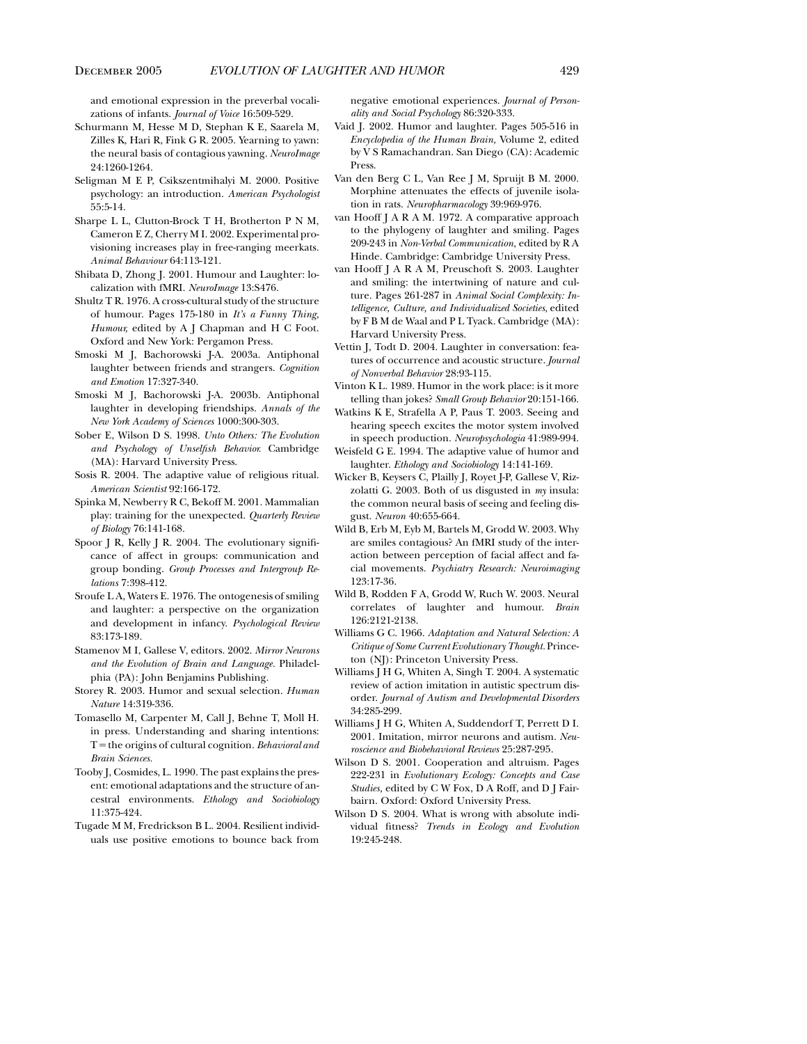and emotional expression in the preverbal vocalizations of infants. *Journal of Voice* 16:509-529.

Schurmann M, Hesse M D, Stephan K E, Saarela M, Zilles K, Hari R, Fink G R. 2005. Yearning to yawn: the neural basis of contagious yawning. *NeuroImage* 24:1260-1264.

Seligman M E P, Csikszentmihalyi M. 2000. Positive psychology: an introduction. *American Psychologist* 55:5-14.

Sharpe L L, Clutton-Brock T H, Brotherton P N M, Cameron E Z, Cherry M I. 2002. Experimental provisioning increases play in free-ranging meerkats. *Animal Behaviour* 64:113-121.

Shibata D, Zhong J. 2001. Humour and Laughter: localization with fMRI. *NeuroImage* 13:S476.

Shultz T R. 1976. A cross-cultural study of the structure of humour. Pages 175-180 in *It's a Funny Thing, Humour,* edited by A J Chapman and H C Foot. Oxford and New York: Pergamon Press.

Smoski M J, Bachorowski J-A. 2003a. Antiphonal laughter between friends and strangers. *Cognition and Emotion* 17:327-340.

Smoski M J, Bachorowski J-A. 2003b. Antiphonal laughter in developing friendships. *Annals of the New York Academy of Sciences* 1000:300-303.

Sober E, Wilson D S. 1998. *Unto Others: The Evolution and Psychology of Unselfish Behavior.* Cambridge (MA): Harvard University Press.

Sosis R. 2004. The adaptive value of religious ritual. *American Scientist* 92:166-172.

Spinka M, Newberry R C, Bekoff M. 2001. Mammalian play: training for the unexpected. *Quarterly Review of Biology* 76:141-168.

Spoor J R, Kelly J R. 2004. The evolutionary significance of affect in groups: communication and group bonding. *Group Processes and Intergroup Relations* 7:398-412.

Sroufe L A, Waters E. 1976. The ontogenesis of smiling and laughter: a perspective on the organization and development in infancy. *Psychological Review* 83:173-189.

Stamenov M I, Gallese V, editors. 2002. *Mirror Neurons and the Evolution of Brain and Language.* Philadelphia (PA): John Benjamins Publishing.

Storey R. 2003. Humor and sexual selection. *Human Nature* 14:319-336.

Tomasello M, Carpenter M, Call J, Behne T, Moll H. in press. Understanding and sharing intentions: T = the origins of cultural cognition. *Behavioral and Brain Sciences.*

Tooby J, Cosmides, L. 1990. The past explains the present: emotional adaptations and the structure of ancestral environments. *Ethology and Sociobiology* 11:375-424.

Tugade M M, Fredrickson B L. 2004. Resilient individuals use positive emotions to bounce back from negative emotional experiences. *Journal of Personality and Social Psychology* 86:320-333.

Vaid J. 2002. Humor and laughter. Pages 505-516 in *Encyclopedia of the Human Brain,* Volume 2, edited by V S Ramachandran. San Diego (CA): Academic Press.

Van den Berg C L, Van Ree J M, Spruijt B M. 2000. Morphine attenuates the effects of juvenile isolation in rats. *Neuropharmacology* 39:969-976.

van Hooff J A R A M. 1972. A comparative approach to the phylogeny of laughter and smiling. Pages 209-243 in *Non-Verbal Communication,* edited by R A Hinde. Cambridge: Cambridge University Press.

van Hooff J A R A M, Preuschoft S. 2003. Laughter and smiling: the intertwining of nature and culture. Pages 261-287 in *Animal Social Complexity: Intelligence, Culture, and Individualized Societies,* edited by F B M de Waal and P L Tyack. Cambridge (MA): Harvard University Press.

Vettin J, Todt D. 2004. Laughter in conversation: features of occurrence and acoustic structure. *Journal of Nonverbal Behavior* 28:93-115.

Vinton K L. 1989. Humor in the work place: is it more telling than jokes? *Small Group Behavior* 20:151-166.

Watkins K E, Strafella A P, Paus T. 2003. Seeing and hearing speech excites the motor system involved in speech production. *Neuropsychologia* 41:989-994.

Weisfeld G E. 1994. The adaptive value of humor and laughter. *Ethology and Sociobiology* 14:141-169.

Wicker B, Keysers C, Plailly J, Royet J-P, Gallese V, Rizzolatti G. 2003. Both of us disgusted in *my* insula: the common neural basis of seeing and feeling disgust. *Neuron* 40:655-664.

Wild B, Erb M, Eyb M, Bartels M, Grodd W. 2003. Why are smiles contagious? An fMRI study of the interaction between perception of facial affect and facial movements. *Psychiatry Research: Neuroimaging* 123:17-36.

Wild B, Rodden F A, Grodd W, Ruch W. 2003. Neural correlates of laughter and humour. *Brain* 126:2121-2138.

Williams G C. 1966. *Adaptation and Natural Selection: A Critique of Some Current Evolutionary Thought.* Princeton (NJ): Princeton University Press.

Williams J H G, Whiten A, Singh T. 2004. A systematic review of action imitation in autistic spectrum disorder. *Journal of Autism and Developmental Disorders* 34:285-299.

Williams J H G, Whiten A, Suddendorf T, Perrett D I. 2001. Imitation, mirror neurons and autism. *Neuroscience and Biobehavioral Reviews* 25:287-295.

Wilson D S. 2001. Cooperation and altruism. Pages 222-231 in *Evolutionary Ecology: Concepts and Case Studies,* edited by C W Fox, D A Roff, and D J Fairbairn. Oxford: Oxford University Press.

Wilson D S. 2004. What is wrong with absolute individual fitness? *Trends in Ecology and Evolution* 19:245-248.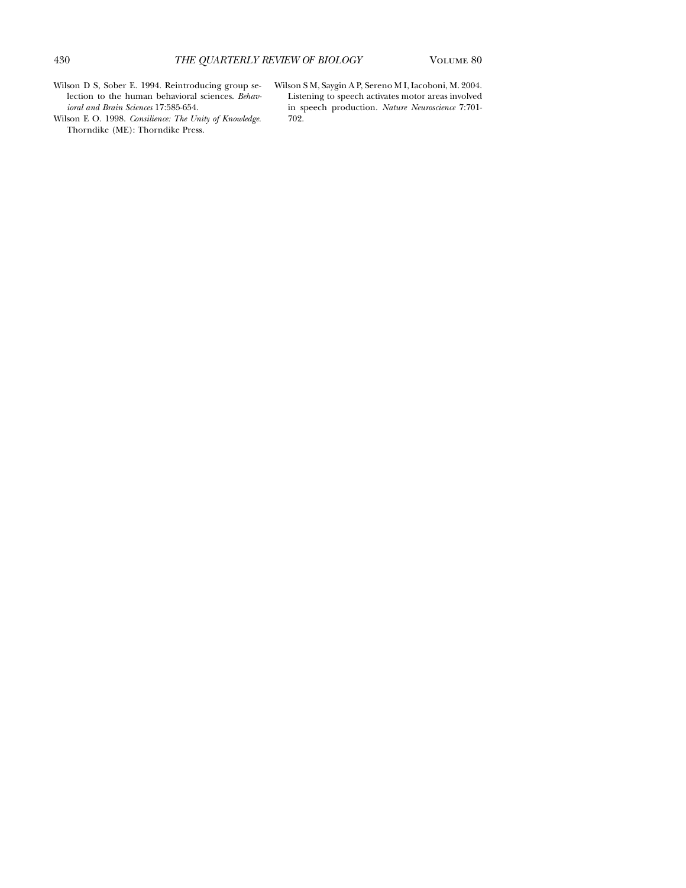Wilson D S, Sober E. 1994. Reintroducing group selection to the human behavioral sciences. *Behavioral and Brain Sciences* 17:585-654.

Wilson E O. 1998. *Consilience: The Unity of Knowledge.* Thorndike (ME): Thorndike Press.

Wilson S M, Saygin A P, Sereno M I, Iacoboni, M. 2004. Listening to speech activates motor areas involved in speech production. *Nature Neuroscience* 7:701-702.